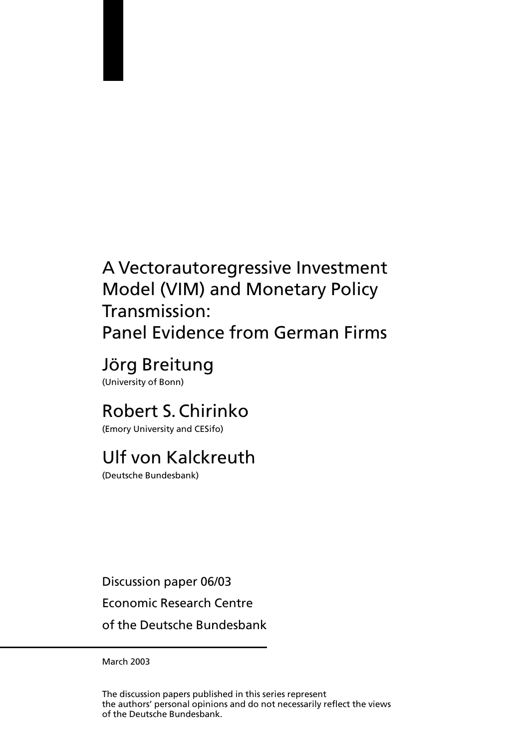# A Vectorautoregressive Investment Model (VIM) and Monetary Policy Transmission: Panel Evidence from German Firms

## Jörg Breitung

(University of Bonn)

## Robert S. Chirinko

(Emory University and CESifo)

## Ulf von Kalckreuth

(Deutsche Bundesbank)

Discussion paper 06/03

Economic Research Centre

of the Deutsche Bundesbank

March 2003

The discussion papers published in this series represent the authors' personal opinions and do not necessarily reflect the views of the Deutsche Bundesbank.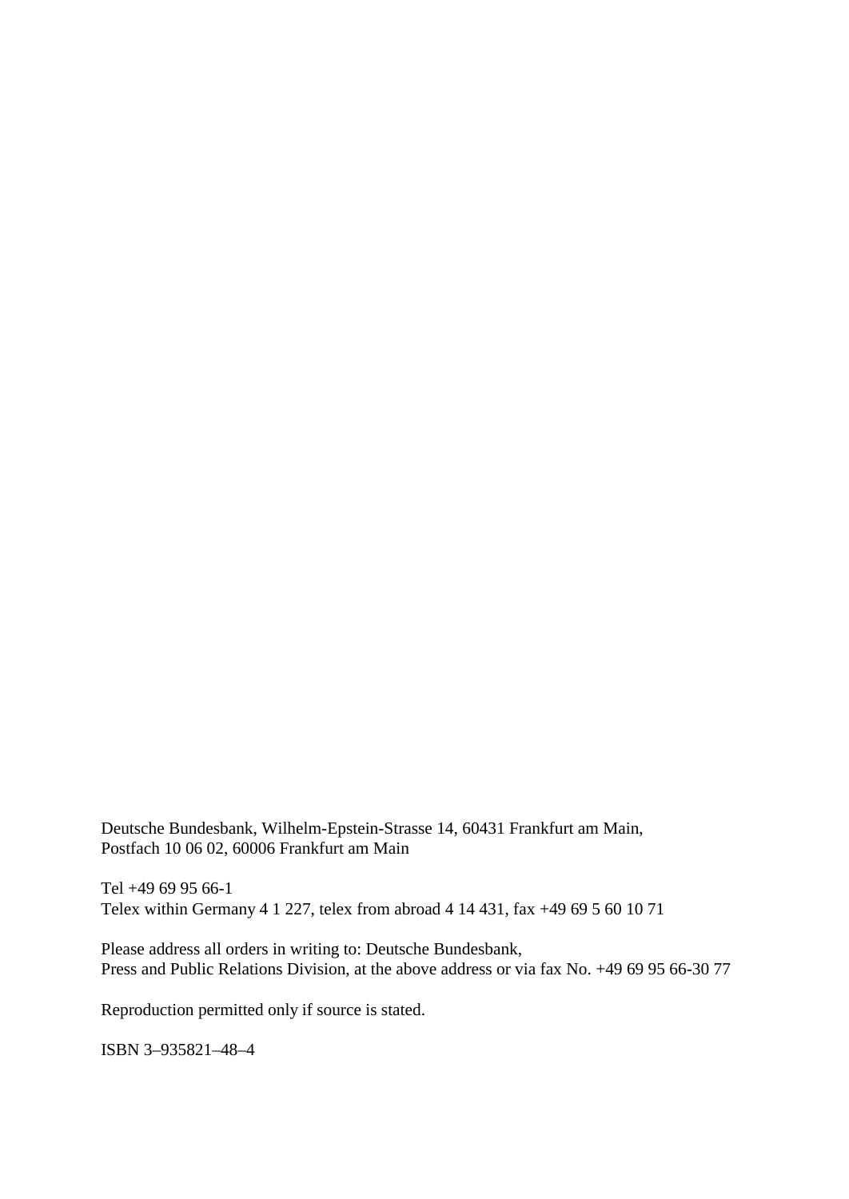Deutsche Bundesbank, Wilhelm-Epstein-Strasse 14, 60431 Frankfurt am Main,
Postfach 10 06 02, 60006 Frankfurt am Main

Tel +49 69 95 66-1
Telex within Germany 4 1 227, telex from abroad 4 14 431, fax +49 69 5 60 10 71

Please address all orders in writing to: Deutsche Bundesbank,
Press and Public Relations Division, at the above address or via fax No. +49 69 95 66-30 77

Reproduction permitted only if source is stated.

ISBN 3–935821–48–4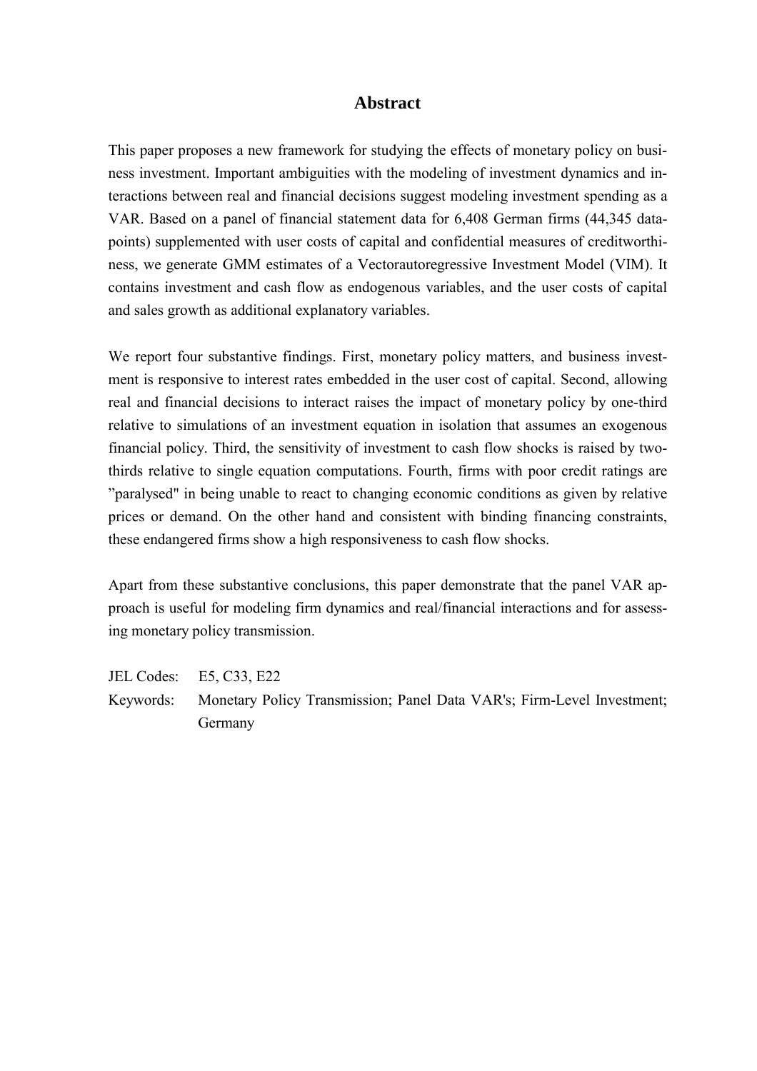# Abstract

This paper proposes a new framework for studying the effects of monetary policy on business investment. Important ambiguities with the modeling of investment dynamics and interactions between real and financial decisions suggest modeling investment spending as a VAR. Based on a panel of financial statement data for 6,408 German firms (44,345 datapoints) supplemented with user costs of capital and confidential measures of creditworthiness, we generate GMM estimates of a Vectorautoregressive Investment Model (VIM). It contains investment and cash flow as endogenous variables, and the user costs of capital and sales growth as additional explanatory variables.

We report four substantive findings. First, monetary policy matters, and business investment is responsive to interest rates embedded in the user cost of capital. Second, allowing real and financial decisions to interact raises the impact of monetary policy by one-third relative to simulations of an investment equation in isolation that assumes an exogenous financial policy. Third, the sensitivity of investment to cash flow shocks is raised by two-thirds relative to single equation computations. Fourth, firms with poor credit ratings are "paralysed" in being unable to react to changing economic conditions as given by relative prices or demand. On the other hand and consistent with binding financing constraints, these endangered firms show a high responsiveness to cash flow shocks.

Apart from these substantive conclusions, this paper demonstrate that the panel VAR approach is useful for modeling firm dynamics and real/financial interactions and for assessing monetary policy transmission.

JEL Codes: E5, C33, E22

Keywords: Monetary Policy Transmission; Panel Data VAR's; Firm-Level Investment; Germany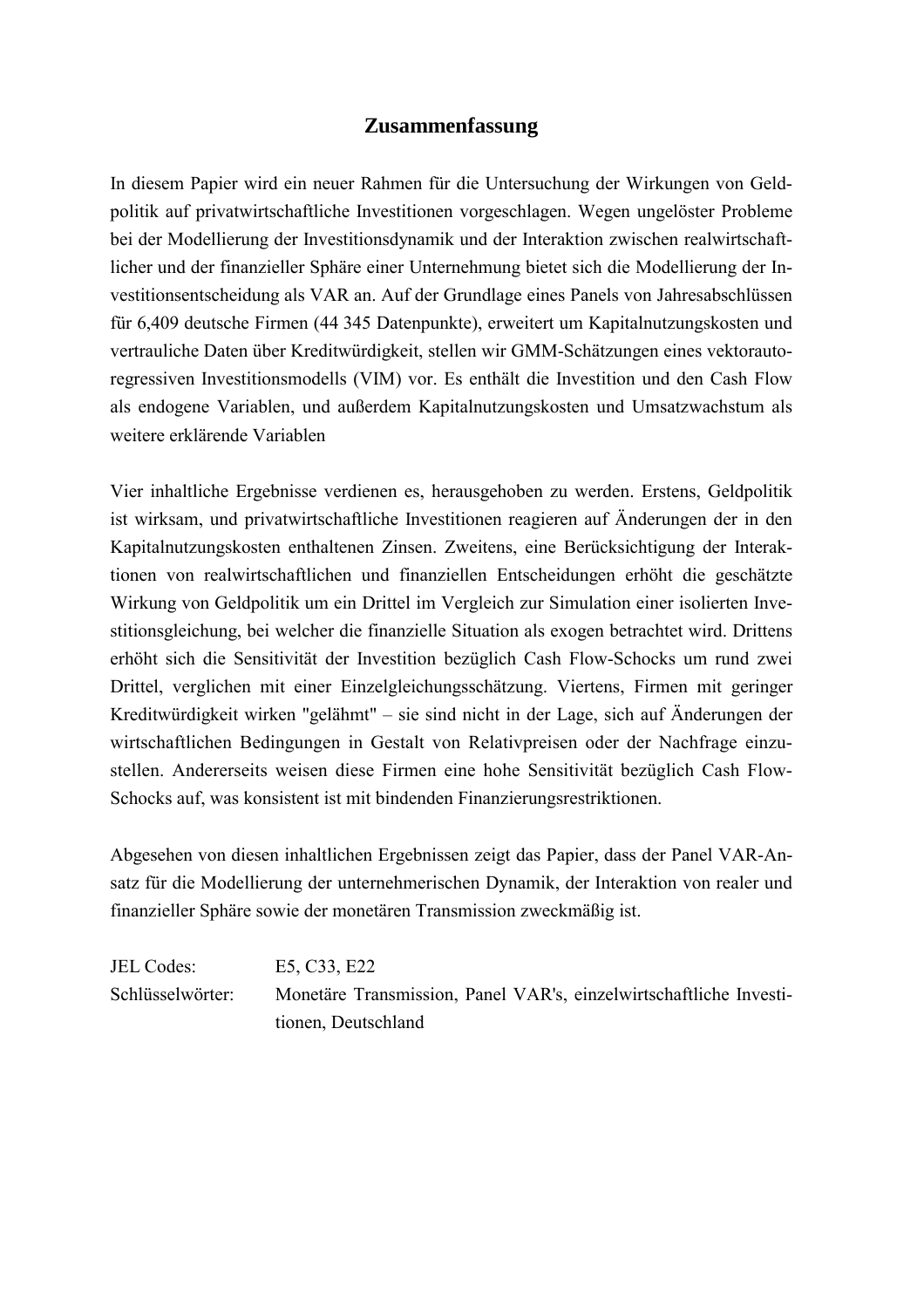## Zusammenfassung

In diesem Papier wird ein neuer Rahmen für die Untersuchung der Wirkungen von Geldpolitik auf privatwirtschaftliche Investitionen vorgeschlagen. Wegen ungelöster Probleme bei der Modellierung der Investitionsdynamik und der Interaktion zwischen realwirtschaftlicher und der finanzieller Sphäre einer Unternehmung bietet sich die Modellierung der Investitionsentscheidung als VAR an. Auf der Grundlage eines Panels von Jahresabschlüssen für 6,409 deutsche Firmen (44 345 Datenpunkte), erweitert um Kapitalnutzungskosten und vertrauliche Daten über Kreditwürdigkeit, stellen wir GMM-Schätzungen eines vektorautoregressiven Investitionsmodells (VIM) vor. Es enthält die Investition und den Cash Flow als endogene Variablen, und außerdem Kapitalnutzungskosten und Umsatzwachstum als weitere erklärende Variablen

Vier inhaltliche Ergebnisse verdienen es, herausgehoben zu werden. Erstens, Geldpolitik ist wirksam, und privatwirtschaftliche Investitionen reagieren auf Änderungen der in den Kapitalnutzungskosten enthaltenen Zinsen. Zweitens, eine Berücksichtigung der Interaktionen von realwirtschaftlichen und finanziellen Entscheidungen erhöht die geschätzte Wirkung von Geldpolitik um ein Drittel im Vergleich zur Simulation einer isolierten Investitionsgleichung, bei welcher die finanzielle Situation als exogen betrachtet wird. Drittens erhöht sich die Sensitivität der Investition bezüglich Cash Flow-Schocks um rund zwei Drittel, verglichen mit einer Einzelgleichungsschätzung. Viertens, Firmen mit geringer Kreditwürdigkeit wirken "gelähmt" – sie sind nicht in der Lage, sich auf Änderungen der wirtschaftlichen Bedingungen in Gestalt von Relativpreisen oder der Nachfrage einzustellen. Andererseits weisen diese Firmen eine hohe Sensitivität bezüglich Cash Flow-Schocks auf, was konsistent ist mit bindenden Finanzierungsrestriktionen.

Abgesehen von diesen inhaltlichen Ergebnissen zeigt das Papier, dass der Panel VAR-Ansatz für die Modellierung der unternehmerischen Dynamik, der Interaktion von realer und finanzieller Sphäre sowie der monetären Transmission zweckmäßig ist.

| | |
|---|---|
| JEL Codes: | E5, C33, E22 |
| Schlüsselwörter: | Monetäre Transmission, Panel VAR's, einzelwirtschaftliche Investitionen, Deutschland |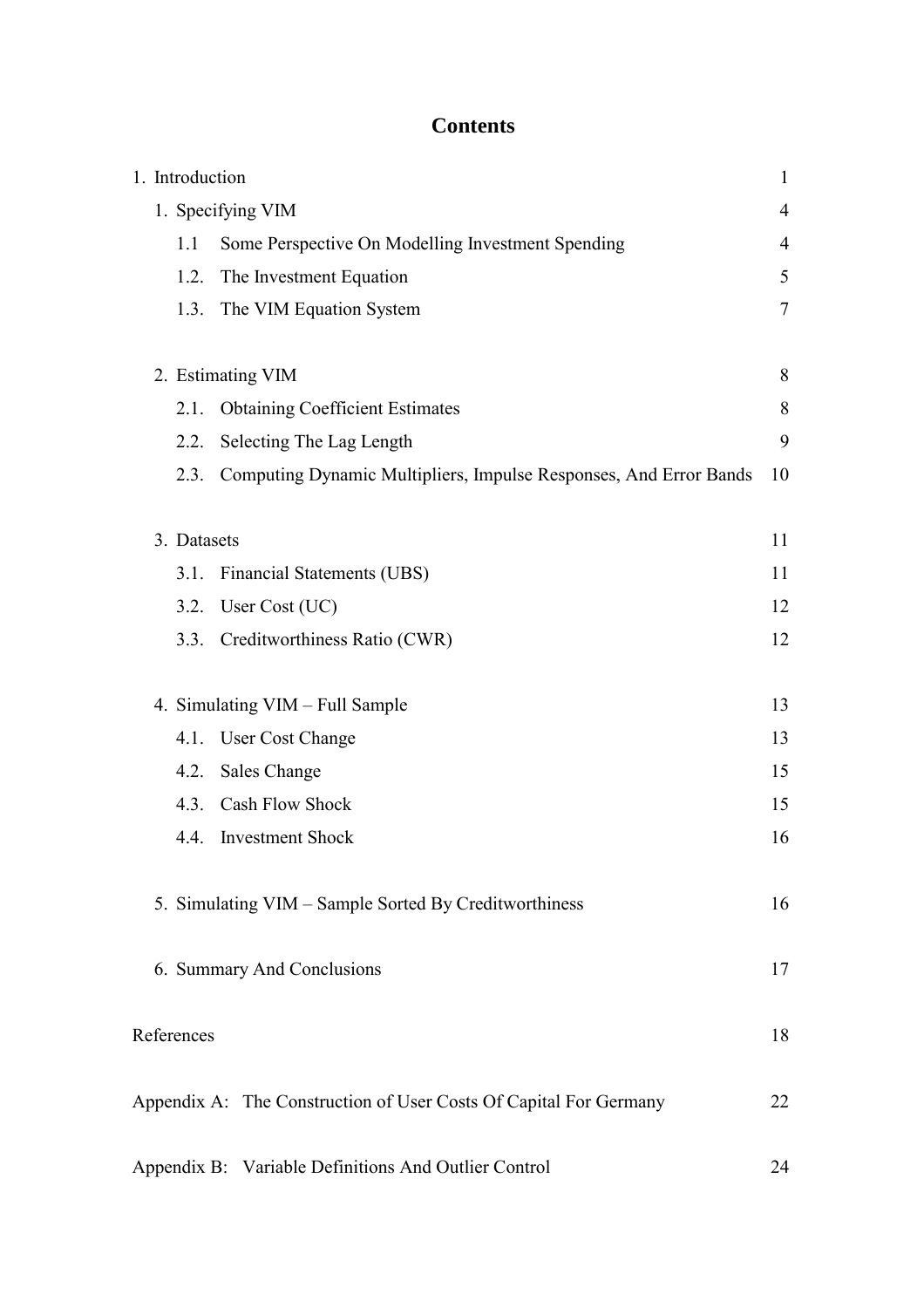# Contents

| | |
|---|---|
| 1. Introduction | 1 |
| 1. Specifying VIM | 4 |
| 1.1 Some Perspective On Modelling Investment Spending | 4 |
| 1.2. The Investment Equation | 5 |
| 1.3. The VIM Equation System | 7 |
| 2. Estimating VIM | 8 |
| 2.1. Obtaining Coefficient Estimates | 8 |
| 2.2. Selecting The Lag Length | 9 |
| 2.3. Computing Dynamic Multipliers, Impulse Responses, And Error Bands | 10 |
| 3. Datasets | 11 |
| 3.1. Financial Statements (UBS) | 11 |
| 3.2. User Cost (UC) | 12 |
| 3.3. Creditworthiness Ratio (CWR) | 12 |
| 4. Simulating VIM – Full Sample | 13 |
| 4.1. User Cost Change | 13 |
| 4.2. Sales Change | 15 |
| 4.3. Cash Flow Shock | 15 |
| 4.4. Investment Shock | 16 |
| 5. Simulating VIM – Sample Sorted By Creditworthiness | 16 |
| 6. Summary And Conclusions | 17 |
| References | 18 |
| Appendix A: The Construction of User Costs Of Capital For Germany | 22 |
| Appendix B: Variable Definitions And Outlier Control | 24 |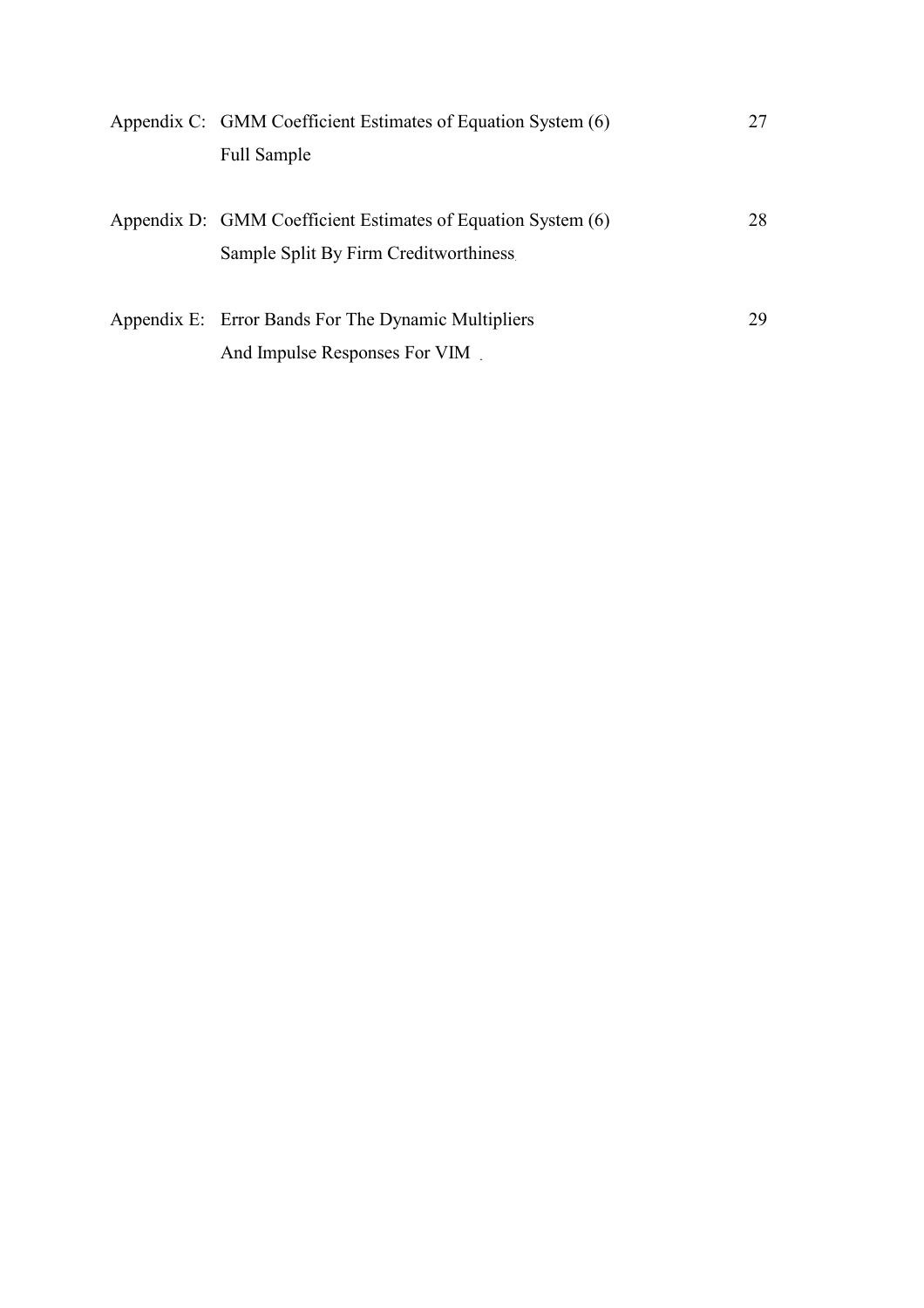| | | |
|---|---|---|
| Appendix C: | GMM Coefficient Estimates of Equation System (6) Full Sample | 27 |
| Appendix D: | GMM Coefficient Estimates of Equation System (6) Sample Split By Firm Creditworthiness | 28 |
| Appendix E: | Error Bands For The Dynamic Multipliers And Impulse Responses For VIM | 29 |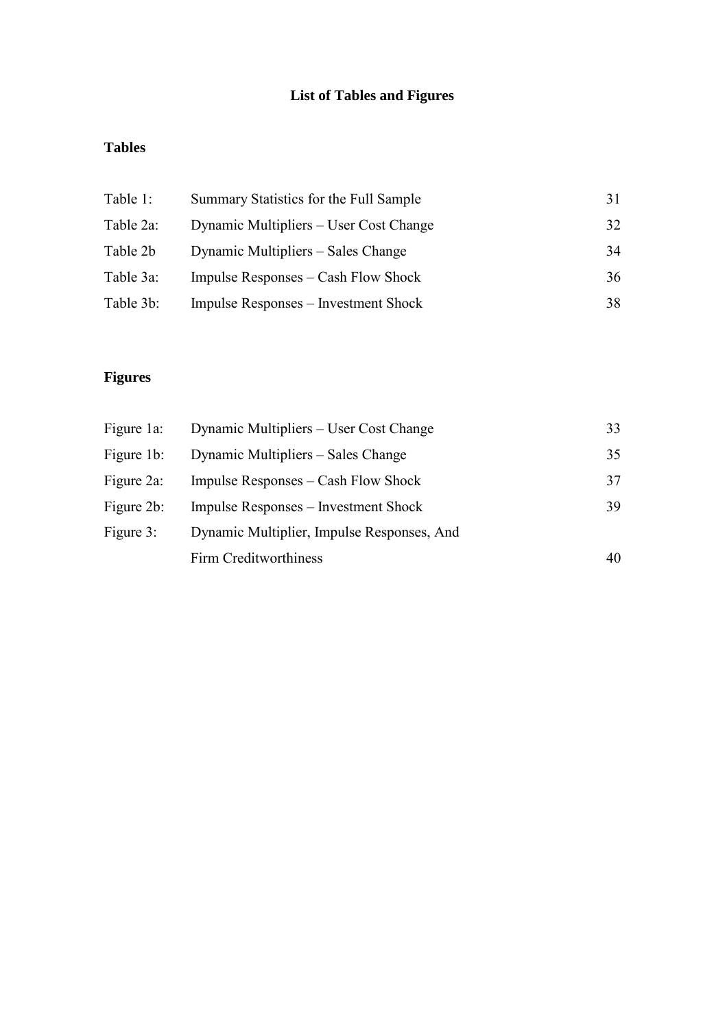# List of Tables and Figures

## Tables

| | | |
|---|---|---|
| Table 1: | Summary Statistics for the Full Sample | 31 |
| Table 2a: | Dynamic Multipliers – User Cost Change | 32 |
| Table 2b | Dynamic Multipliers – Sales Change | 34 |
| Table 3a: | Impulse Responses – Cash Flow Shock | 36 |
| Table 3b: | Impulse Responses – Investment Shock | 38 |

## Figures

| | | |
|---|---|---|
| Figure 1a: | Dynamic Multipliers – User Cost Change | 33 |
| Figure 1b: | Dynamic Multipliers – Sales Change | 35 |
| Figure 2a: | Impulse Responses – Cash Flow Shock | 37 |
| Figure 2b: | Impulse Responses – Investment Shock | 39 |
| Figure 3: | Dynamic Multiplier, Impulse Responses, And Firm Creditworthiness | 40 |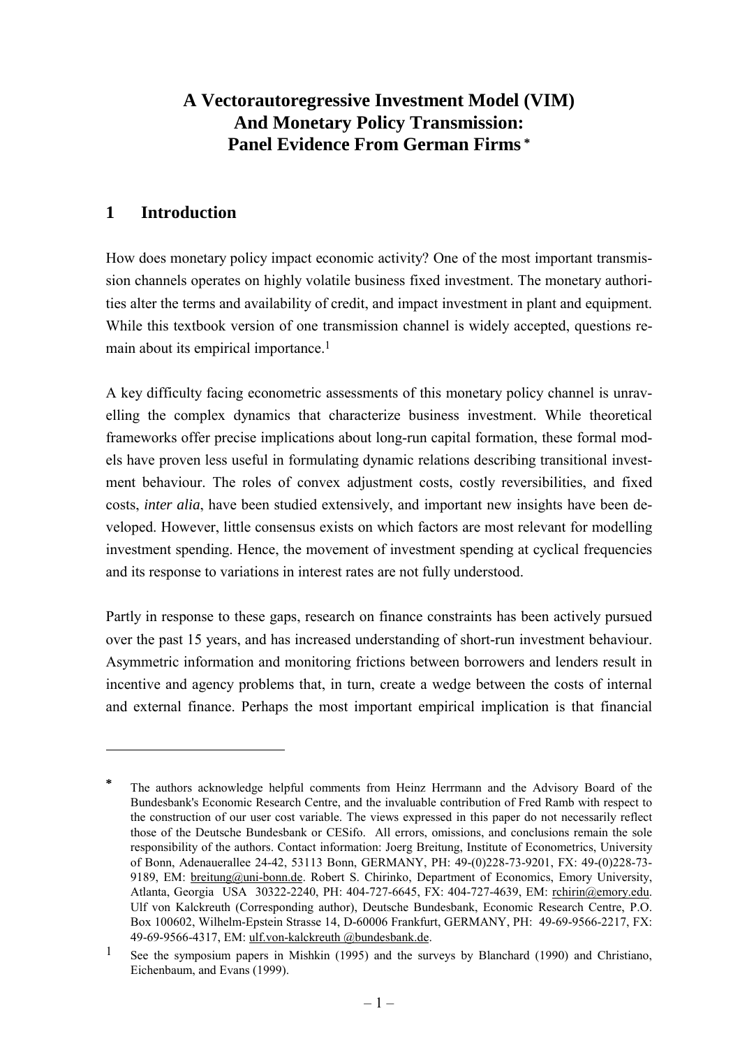# A Vectorautoregressive Investment Model (VIM) And Monetary Policy Transmission: Panel Evidence From German Firms *

## 1 Introduction

How does monetary policy impact economic activity? One of the most important transmission channels operates on highly volatile business fixed investment. The monetary authorities alter the terms and availability of credit, and impact investment in plant and equipment. While this textbook version of one transmission channel is widely accepted, questions remain about its empirical importance.[1]

A key difficulty facing econometric assessments of this monetary policy channel is unravelling the complex dynamics that characterize business investment. While theoretical frameworks offer precise implications about long-run capital formation, these formal models have proven less useful in formulating dynamic relations describing transitional investment behaviour. The roles of convex adjustment costs, costly reversibilities, and fixed costs, *inter alia*, have been studied extensively, and important new insights have been developed. However, little consensus exists on which factors are most relevant for modelling investment spending. Hence, the movement of investment spending at cyclical frequencies and its response to variations in interest rates are not fully understood.

Partly in response to these gaps, research on finance constraints has been actively pursued over the past 15 years, and has increased understanding of short-run investment behaviour. Asymmetric information and monitoring frictions between borrowers and lenders result in incentive and agency problems that, in turn, create a wedge between the costs of internal and external finance. Perhaps the most important empirical implication is that financial

---

\* The authors acknowledge helpful comments from Heinz Herrmann and the Advisory Board of the Bundesbank's Economic Research Centre, and the invaluable contribution of Fred Ramb with respect to the construction of our user cost variable. The views expressed in this paper do not necessarily reflect those of the Deutsche Bundesbank or CESifo. All errors, omissions, and conclusions remain the sole responsibility of the authors. Contact information: Joerg Breitung, Institute of Econometrics, University of Bonn, Adenauerallee 24-42, 53113 Bonn, GERMANY, PH: 49-(0)228-73-9201, FX: 49-(0)228-73-9189, EM: breitung@uni-bonn.de. Robert S. Chirinko, Department of Economics, Emory University, Atlanta, Georgia USA 30322-2240, PH: 404-727-6645, FX: 404-727-4639, EM: rchirin@emory.edu. Ulf von Kalckreuth (Corresponding author), Deutsche Bundesbank, Economic Research Centre, P.O. Box 100602, Wilhelm-Epstein Strasse 14, D-60006 Frankfurt, GERMANY, PH: 49-69-9566-2217, FX: 49-69-9566-4317, EM: ulf.von-kalckreuth @bundesbank.de.

[1] See the symposium papers in Mishkin (1995) and the surveys by Blanchard (1990) and Christiano, Eichenbaum, and Evans (1999).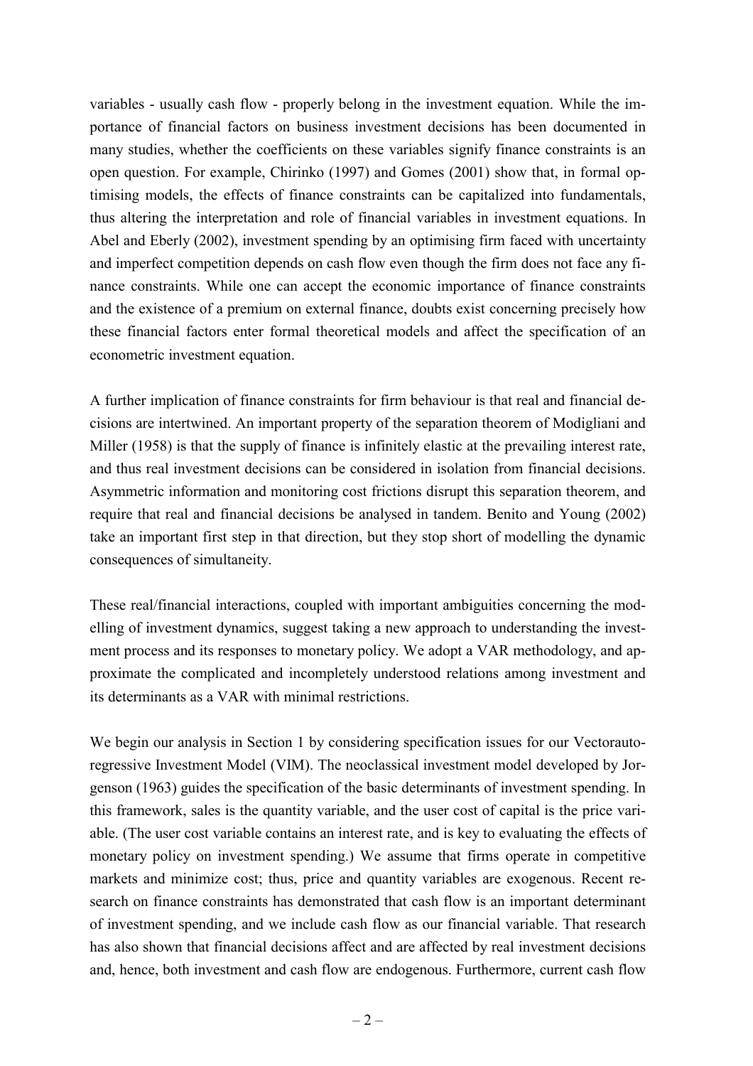variables - usually cash flow - properly belong in the investment equation. While the importance of financial factors on business investment decisions has been documented in many studies, whether the coefficients on these variables signify finance constraints is an open question. For example, Chirinko (1997) and Gomes (2001) show that, in formal optimising models, the effects of finance constraints can be capitalized into fundamentals, thus altering the interpretation and role of financial variables in investment equations. In Abel and Eberly (2002), investment spending by an optimising firm faced with uncertainty and imperfect competition depends on cash flow even though the firm does not face any finance constraints. While one can accept the economic importance of finance constraints and the existence of a premium on external finance, doubts exist concerning precisely how these financial factors enter formal theoretical models and affect the specification of an econometric investment equation.

A further implication of finance constraints for firm behaviour is that real and financial decisions are intertwined. An important property of the separation theorem of Modigliani and Miller (1958) is that the supply of finance is infinitely elastic at the prevailing interest rate, and thus real investment decisions can be considered in isolation from financial decisions. Asymmetric information and monitoring cost frictions disrupt this separation theorem, and require that real and financial decisions be analysed in tandem. Benito and Young (2002) take an important first step in that direction, but they stop short of modelling the dynamic consequences of simultaneity.

These real/financial interactions, coupled with important ambiguities concerning the modelling of investment dynamics, suggest taking a new approach to understanding the investment process and its responses to monetary policy. We adopt a VAR methodology, and approximate the complicated and incompletely understood relations among investment and its determinants as a VAR with minimal restrictions.

We begin our analysis in Section 1 by considering specification issues for our Vectorautoregressive Investment Model (VIM). The neoclassical investment model developed by Jorgenson (1963) guides the specification of the basic determinants of investment spending. In this framework, sales is the quantity variable, and the user cost of capital is the price variable. (The user cost variable contains an interest rate, and is key to evaluating the effects of monetary policy on investment spending.) We assume that firms operate in competitive markets and minimize cost; thus, price and quantity variables are exogenous. Recent research on finance constraints has demonstrated that cash flow is an important determinant of investment spending, and we include cash flow as our financial variable. That research has also shown that financial decisions affect and are affected by real investment decisions and, hence, both investment and cash flow are endogenous. Furthermore, current cash flow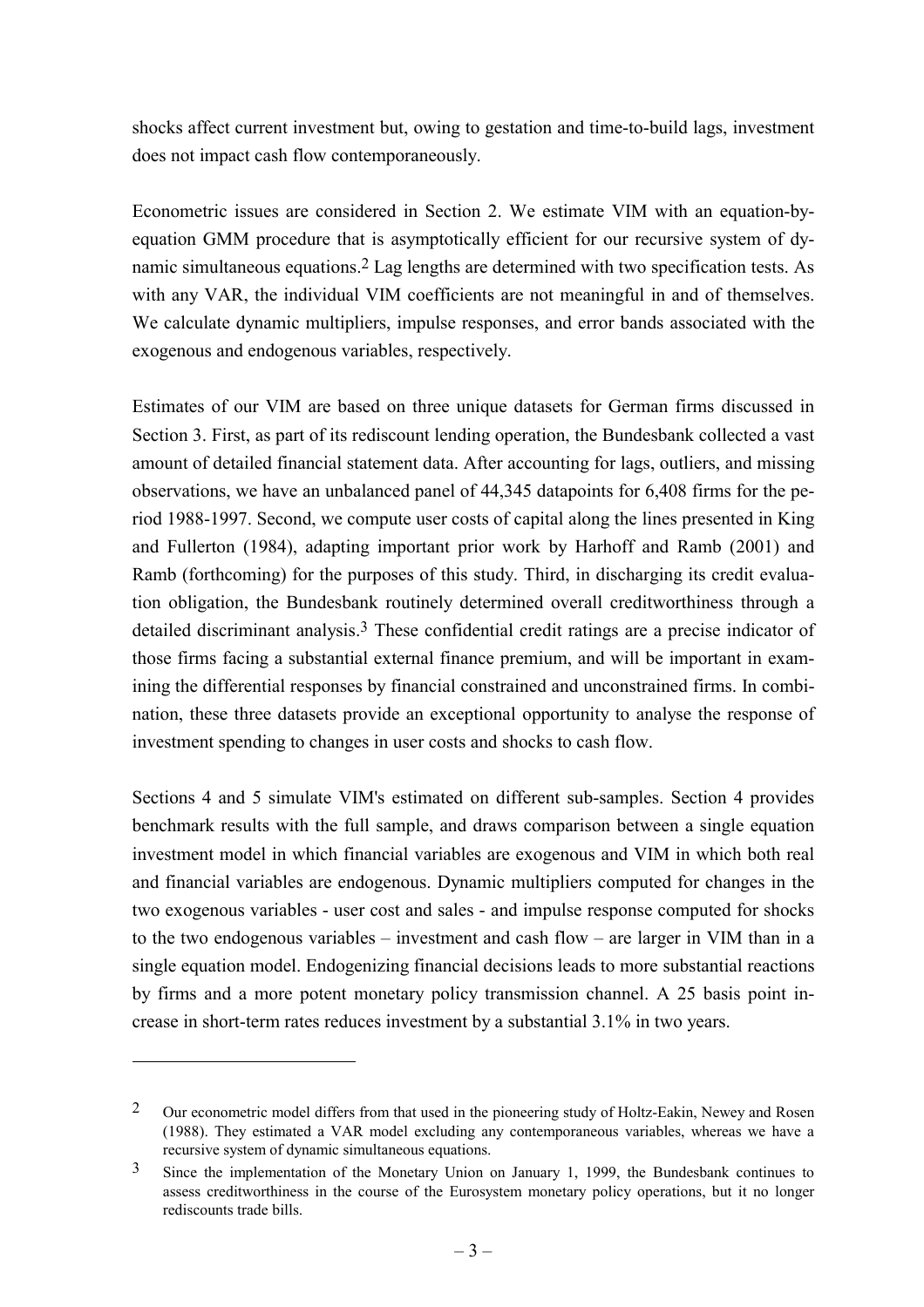shocks affect current investment but, owing to gestation and time-to-build lags, investment does not impact cash flow contemporaneously.

Econometric issues are considered in Section 2. We estimate VIM with an equation-by-equation GMM procedure that is asymptotically efficient for our recursive system of dynamic simultaneous equations.[2] Lag lengths are determined with two specification tests. As with any VAR, the individual VIM coefficients are not meaningful in and of themselves. We calculate dynamic multipliers, impulse responses, and error bands associated with the exogenous and endogenous variables, respectively.

Estimates of our VIM are based on three unique datasets for German firms discussed in Section 3. First, as part of its rediscount lending operation, the Bundesbank collected a vast amount of detailed financial statement data. After accounting for lags, outliers, and missing observations, we have an unbalanced panel of 44,345 datapoints for 6,408 firms for the period 1988-1997. Second, we compute user costs of capital along the lines presented in King and Fullerton (1984), adapting important prior work by Harhoff and Ramb (2001) and Ramb (forthcoming) for the purposes of this study. Third, in discharging its credit evaluation obligation, the Bundesbank routinely determined overall creditworthiness through a detailed discriminant analysis.[3] These confidential credit ratings are a precise indicator of those firms facing a substantial external finance premium, and will be important in examining the differential responses by financial constrained and unconstrained firms. In combination, these three datasets provide an exceptional opportunity to analyse the response of investment spending to changes in user costs and shocks to cash flow.

Sections 4 and 5 simulate VIM's estimated on different sub-samples. Section 4 provides benchmark results with the full sample, and draws comparison between a single equation investment model in which financial variables are exogenous and VIM in which both real and financial variables are endogenous. Dynamic multipliers computed for changes in the two exogenous variables - user cost and sales - and impulse response computed for shocks to the two endogenous variables – investment and cash flow – are larger in VIM than in a single equation model. Endogenizing financial decisions leads to more substantial reactions by firms and a more potent monetary policy transmission channel. A 25 basis point increase in short-term rates reduces investment by a substantial 3.1% in two years.

---

[2] Our econometric model differs from that used in the pioneering study of Holtz-Eakin, Newey and Rosen (1988). They estimated a VAR model excluding any contemporaneous variables, whereas we have a recursive system of dynamic simultaneous equations.

[3] Since the implementation of the Monetary Union on January 1, 1999, the Bundesbank continues to assess creditworthiness in the course of the Eurosystem monetary policy operations, but it no longer rediscounts trade bills.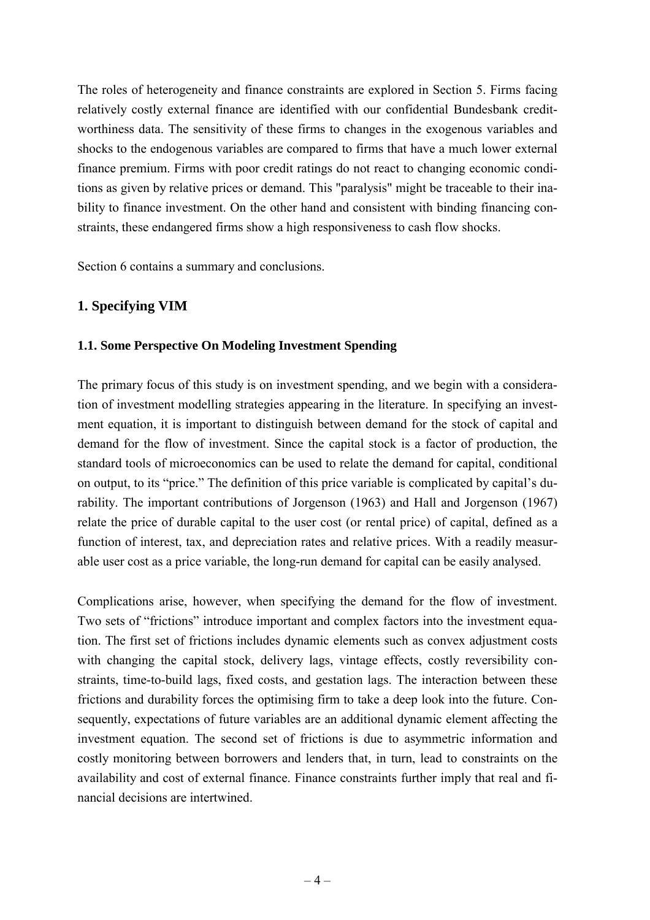The roles of heterogeneity and finance constraints are explored in Section 5. Firms facing relatively costly external finance are identified with our confidential Bundesbank credit-worthiness data. The sensitivity of these firms to changes in the exogenous variables and shocks to the endogenous variables are compared to firms that have a much lower external finance premium. Firms with poor credit ratings do not react to changing economic conditions as given by relative prices or demand. This "paralysis" might be traceable to their inability to finance investment. On the other hand and consistent with binding financing constraints, these endangered firms show a high responsiveness to cash flow shocks.

Section 6 contains a summary and conclusions.

## 1. Specifying VIM

### 1.1. Some Perspective On Modeling Investment Spending

The primary focus of this study is on investment spending, and we begin with a consideration of investment modelling strategies appearing in the literature. In specifying an investment equation, it is important to distinguish between demand for the stock of capital and demand for the flow of investment. Since the capital stock is a factor of production, the standard tools of microeconomics can be used to relate the demand for capital, conditional on output, to its "price." The definition of this price variable is complicated by capital's durability. The important contributions of Jorgenson (1963) and Hall and Jorgenson (1967) relate the price of durable capital to the user cost (or rental price) of capital, defined as a function of interest, tax, and depreciation rates and relative prices. With a readily measurable user cost as a price variable, the long-run demand for capital can be easily analysed.

Complications arise, however, when specifying the demand for the flow of investment. Two sets of "frictions" introduce important and complex factors into the investment equation. The first set of frictions includes dynamic elements such as convex adjustment costs with changing the capital stock, delivery lags, vintage effects, costly reversibility constraints, time-to-build lags, fixed costs, and gestation lags. The interaction between these frictions and durability forces the optimising firm to take a deep look into the future. Consequently, expectations of future variables are an additional dynamic element affecting the investment equation. The second set of frictions is due to asymmetric information and costly monitoring between borrowers and lenders that, in turn, lead to constraints on the availability and cost of external finance. Finance constraints further imply that real and financial decisions are intertwined.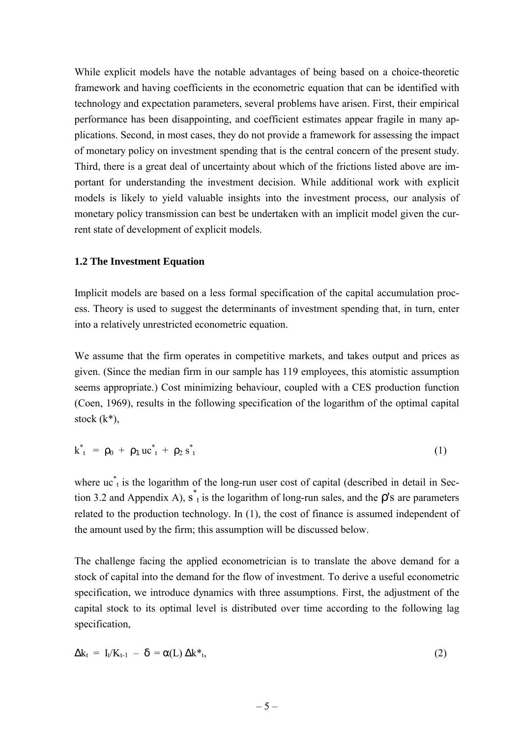While explicit models have the notable advantages of being based on a choice-theoretic framework and having coefficients in the econometric equation that can be identified with technology and expectation parameters, several problems have arisen. First, their empirical performance has been disappointing, and coefficient estimates appear fragile in many applications. Second, in most cases, they do not provide a framework for assessing the impact of monetary policy on investment spending that is the central concern of the present study. Third, there is a great deal of uncertainty about which of the frictions listed above are important for understanding the investment decision. While additional work with explicit models is likely to yield valuable insights into the investment process, our analysis of monetary policy transmission can best be undertaken with an implicit model given the current state of development of explicit models.

### 1.2 The Investment Equation

Implicit models are based on a less formal specification of the capital accumulation process. Theory is used to suggest the determinants of investment spending that, in turn, enter into a relatively unrestricted econometric equation.

We assume that the firm operates in competitive markets, and takes output and prices as given. (Since the median firm in our sample has 119 employees, this atomistic assumption seems appropriate.) Cost minimizing behaviour, coupled with a CES production function (Coen, 1969), results in the following specification of the logarithm of the optimal capital stock ($k^*$),

$$k^*_t = \rho_0 + \rho_1 uc^*_t + \rho_2 s^*_t \tag{1}$$

where $uc^*_t$ is the logarithm of the long-run user cost of capital (described in detail in Section 3.2 and Appendix A), $s^*_t$ is the logarithm of long-run sales, and the $\rho$'s are parameters related to the production technology. In (1), the cost of finance is assumed independent of the amount used by the firm; this assumption will be discussed below.

The challenge facing the applied econometrician is to translate the above demand for a stock of capital into the demand for the flow of investment. To derive a useful econometric specification, we introduce dynamics with three assumptions. First, the adjustment of the capital stock to its optimal level is distributed over time according to the following lag specification,

$$\Delta k_t = I_t/K_{t-1} - \delta = \alpha(L)\, \Delta k^*_t, \tag{2}$$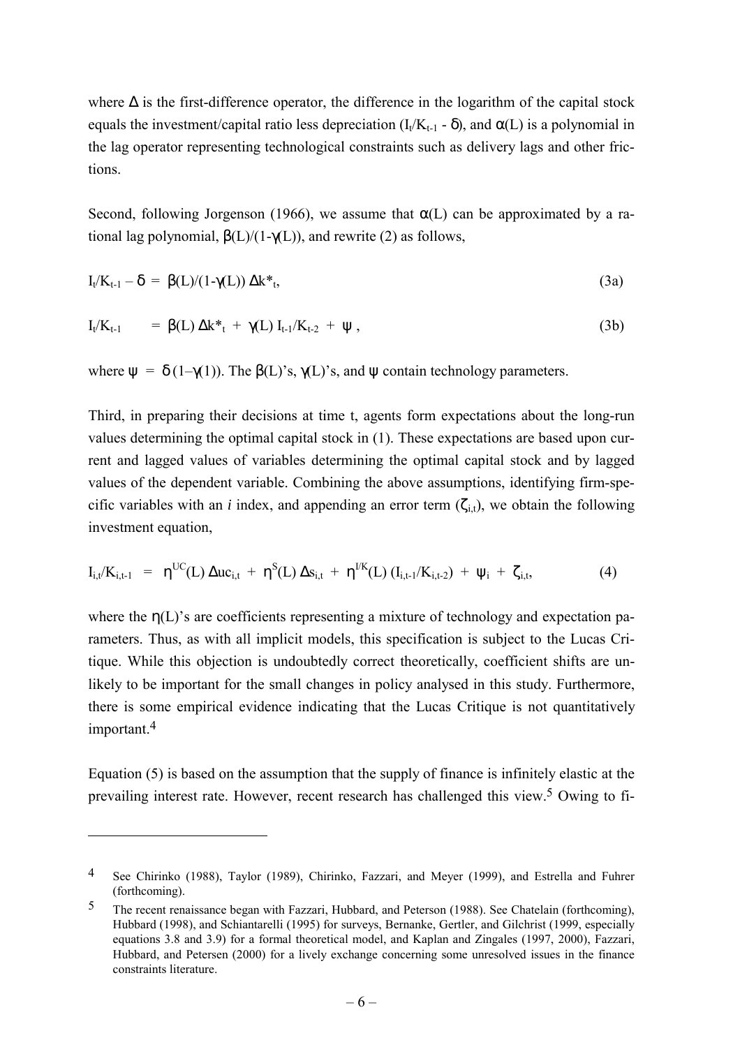where $\Delta$ is the first-difference operator, the difference in the logarithm of the capital stock equals the investment/capital ratio less depreciation ($I_t/K_{t-1} - \delta$), and $\alpha(L)$ is a polynomial in the lag operator representing technological constraints such as delivery lags and other frictions.

Second, following Jorgenson (1966), we assume that $\alpha(L)$ can be approximated by a rational lag polynomial, $\beta(L)/(1-\gamma(L))$, and rewrite (2) as follows,

$$I_t/K_{t-1} - \delta = \beta(L)/(1-\gamma(L))\, \Delta k^*_t, \tag{3a}$$

$$I_t/K_{t-1} = \beta(L)\, \Delta k^*_t + \gamma(L)\, I_{t-1}/K_{t-2} + \psi, \tag{3b}$$

where $\psi = \delta\,(1-\gamma(1))$. The $\beta(L)$'s, $\gamma(L)$'s, and $\psi$ contain technology parameters.

Third, in preparing their decisions at time t, agents form expectations about the long-run values determining the optimal capital stock in (1). These expectations are based upon current and lagged values of variables determining the optimal capital stock and by lagged values of the dependent variable. Combining the above assumptions, identifying firm-specific variables with an *i* index, and appending an error term ($\zeta_{i,t}$), we obtain the following investment equation,

$$I_{i,t}/K_{i,t-1} = \eta^{UC}(L)\, \Delta uc_{i,t} + \eta^{S}(L)\, \Delta s_{i,t} + \eta^{I/K}(L)\, (I_{i,t-1}/K_{i,t-2}) + \psi_i + \zeta_{i,t}, \tag{4}$$

where the $\eta(L)$'s are coefficients representing a mixture of technology and expectation parameters. Thus, as with all implicit models, this specification is subject to the Lucas Critique. While this objection is undoubtedly correct theoretically, coefficient shifts are unlikely to be important for the small changes in policy analysed in this study. Furthermore, there is some empirical evidence indicating that the Lucas Critique is not quantitatively important.[4]

Equation (5) is based on the assumption that the supply of finance is infinitely elastic at the prevailing interest rate. However, recent research has challenged this view.[5] Owing to fi-

---

[4] See Chirinko (1988), Taylor (1989), Chirinko, Fazzari, and Meyer (1999), and Estrella and Fuhrer (forthcoming).

[5] The recent renaissance began with Fazzari, Hubbard, and Peterson (1988). See Chatelain (forthcoming), Hubbard (1998), and Schiantarelli (1995) for surveys, Bernanke, Gertler, and Gilchrist (1999, especially equations 3.8 and 3.9) for a formal theoretical model, and Kaplan and Zingales (1997, 2000), Fazzari, Hubbard, and Petersen (2000) for a lively exchange concerning some unresolved issues in the finance constraints literature.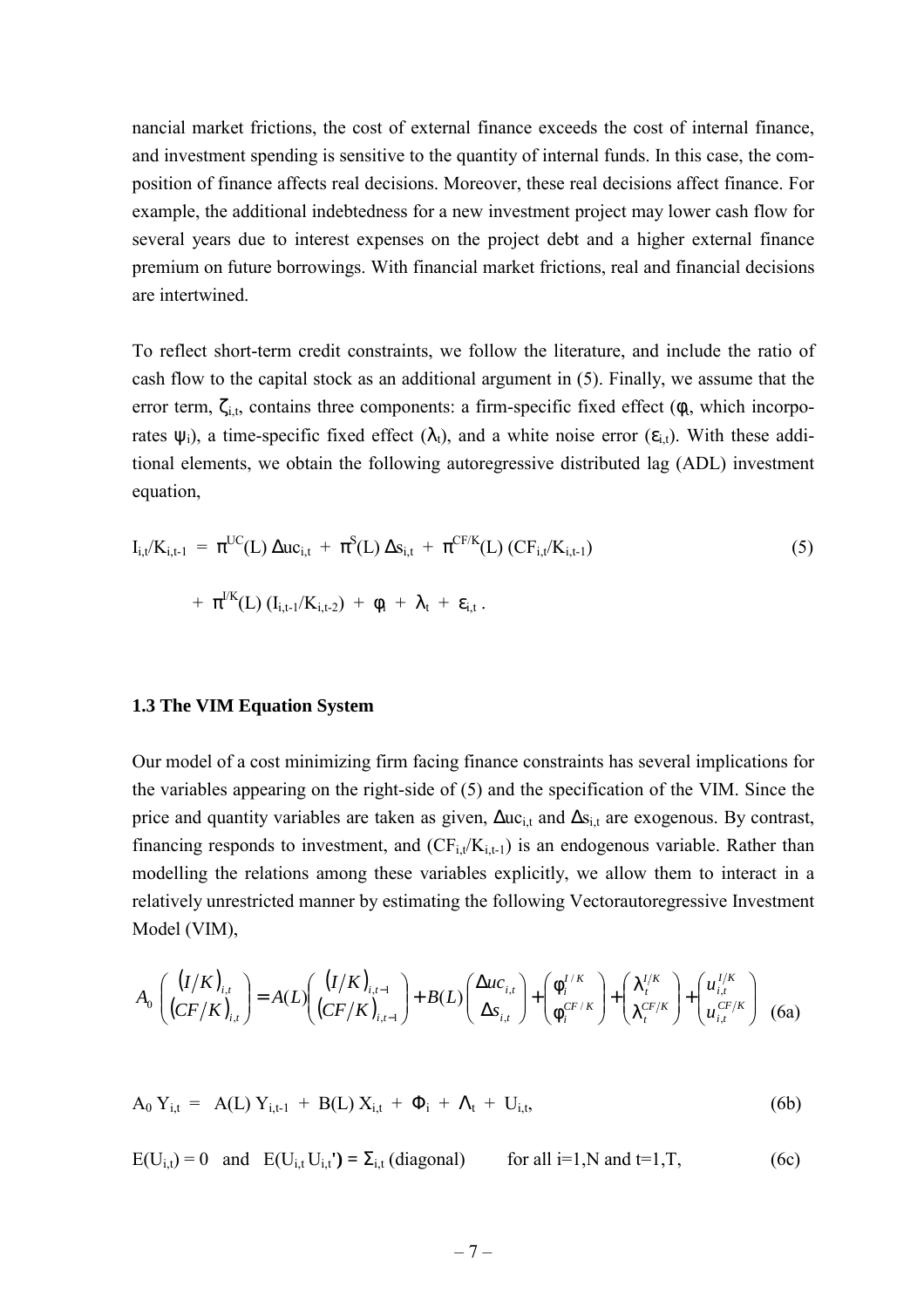nancial market frictions, the cost of external finance exceeds the cost of internal finance, and investment spending is sensitive to the quantity of internal funds. In this case, the composition of finance affects real decisions. Moreover, these real decisions affect finance. For example, the additional indebtedness for a new investment project may lower cash flow for several years due to interest expenses on the project debt and a higher external finance premium on future borrowings. With financial market frictions, real and financial decisions are intertwined.

To reflect short-term credit constraints, we follow the literature, and include the ratio of cash flow to the capital stock as an additional argument in (5). Finally, we assume that the error term, $\zeta_{i,t}$, contains three components: a firm-specific fixed effect ($\phi_i$, which incorporates $\psi_i$), a time-specific fixed effect ($\lambda_t$), and a white noise error ($\varepsilon_{i,t}$). With these additional elements, we obtain the following autoregressive distributed lag (ADL) investment equation,

$$
\begin{aligned}
I_{i,t}/K_{i,t-1} \; = \; & \pi^{UC}(L)\, \Delta uc_{i,t} \; + \; \pi^{S}(L)\, \Delta s_{i,t} \; + \; \pi^{CF/K}(L)\, (CF_{i,t}/K_{i,t-1}) \\
& + \; \pi^{I/K}(L)\, (I_{i,t-1}/K_{i,t-2}) \; + \; \phi_i \; + \; \lambda_t \; + \; \varepsilon_{i,t}\,. 
\end{aligned}
\tag{5}
$$

### 1.3 The VIM Equation System

Our model of a cost minimizing firm facing finance constraints has several implications for the variables appearing on the right-side of (5) and the specification of the VIM. Since the price and quantity variables are taken as given, $\Delta uc_{i,t}$ and $\Delta s_{i,t}$ are exogenous. By contrast, financing responds to investment, and $(CF_{i,t}/K_{i,t-1})$ is an endogenous variable. Rather than modelling the relations among these variables explicitly, we allow them to interact in a relatively unrestricted manner by estimating the following Vectorautoregressive Investment Model (VIM),

$$
A_0 \begin{pmatrix} (I/K)_{i,t} \\ (CF/K)_{i,t} \end{pmatrix} = A(L) \begin{pmatrix} (I/K)_{i,t-1} \\ (CF/K)_{i,t-1} \end{pmatrix} + B(L) \begin{pmatrix} \Delta uc_{i,t} \\ \Delta s_{i,t} \end{pmatrix} + \begin{pmatrix} \phi_i^{I/K} \\ \phi_i^{CF/K} \end{pmatrix} + \begin{pmatrix} \lambda_t^{I/K} \\ \lambda_t^{CF/K} \end{pmatrix} + \begin{pmatrix} u_{i,t}^{I/K} \\ u_{i,t}^{CF/K} \end{pmatrix} \tag{6a}
$$

$$
A_0\, Y_{i,t} \; = \; A(L)\, Y_{i,t-1} \; + \; B(L)\, X_{i,t} \; + \; \Phi_i \; + \; \Lambda_t \; + \; U_{i,t}, \tag{6b}
$$

$$
E(U_{i,t}) = 0 \quad \text{and} \quad E(U_{i,t}\, U_{i,t}') = \Sigma_{i,t} \text{ (diagonal)} \qquad \text{for all } i=1,N \text{ and } t=1,T, \tag{6c}
$$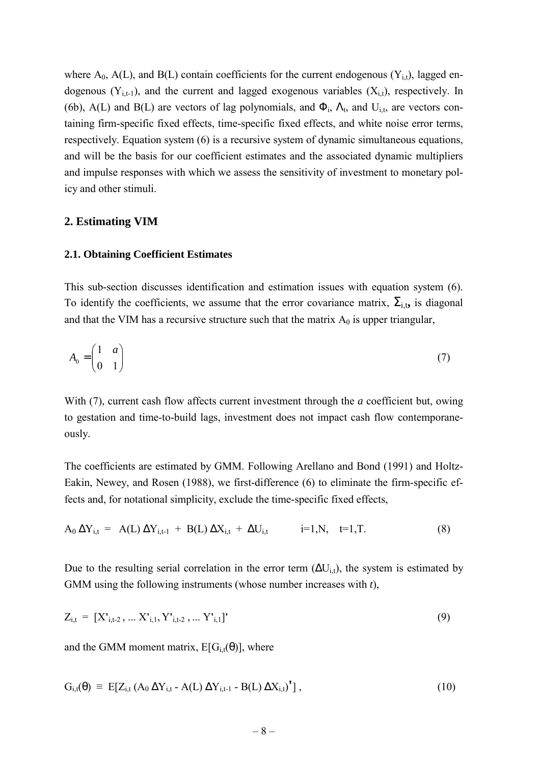where $A_0$, $A(L)$, and $B(L)$ contain coefficients for the current endogenous ($Y_{i,t}$), lagged endogenous ($Y_{i,t-1}$), and the current and lagged exogenous variables ($X_{i,t}$), respectively. In (6b), $A(L)$ and $B(L)$ are vectors of lag polynomials, and $\Phi_i$, $\Lambda_t$, and $U_{i,t}$, are vectors containing firm-specific fixed effects, time-specific fixed effects, and white noise error terms, respectively. Equation system (6) is a recursive system of dynamic simultaneous equations, and will be the basis for our coefficient estimates and the associated dynamic multipliers and impulse responses with which we assess the sensitivity of investment to monetary policy and other stimuli.

## 2. Estimating VIM

### 2.1. Obtaining Coefficient Estimates

This sub-section discusses identification and estimation issues with equation system (6). To identify the coefficients, we assume that the error covariance matrix, $\Sigma_{i,t}$**,** is diagonal and that the VIM has a recursive structure such that the matrix $A_0$ is upper triangular,

$$A_0 = \begin{pmatrix} 1 & a \\ 0 & 1 \end{pmatrix} \tag{7}$$

With (7), current cash flow affects current investment through the *a* coefficient but, owing to gestation and time-to-build lags, investment does not impact cash flow contemporaneously.

The coefficients are estimated by GMM. Following Arellano and Bond (1991) and Holtz-Eakin, Newey, and Rosen (1988), we first-difference (6) to eliminate the firm-specific effects and, for notational simplicity, exclude the time-specific fixed effects,

$$A_0\, \Delta Y_{i,t} \;=\; A(L)\, \Delta Y_{i,t-1} \;+\; B(L)\, \Delta X_{i,t} \;+\; \Delta U_{i,t} \qquad i=1,N, \quad t=1,T. \tag{8}$$

Due to the resulting serial correlation in the error term ($\Delta U_{i,t}$), the system is estimated by GMM using the following instruments (whose number increases with *t*),

$$Z_{i,t} \;=\; [X'_{i,t-2}\,, \ldots X'_{i,1}, Y'_{i,t-2}\,, \ldots Y'_{i,1}]' \tag{9}$$

and the GMM moment matrix, $E[G_{i,t}(\theta)]$, where

$$G_{i,t}(\theta) \;\equiv\; E[Z_{i,t}\, (A_0\, \Delta Y_{i,t} - A(L)\, \Delta Y_{i,t-1} - B(L)\, \Delta X_{i,t})'] \,, \tag{10}$$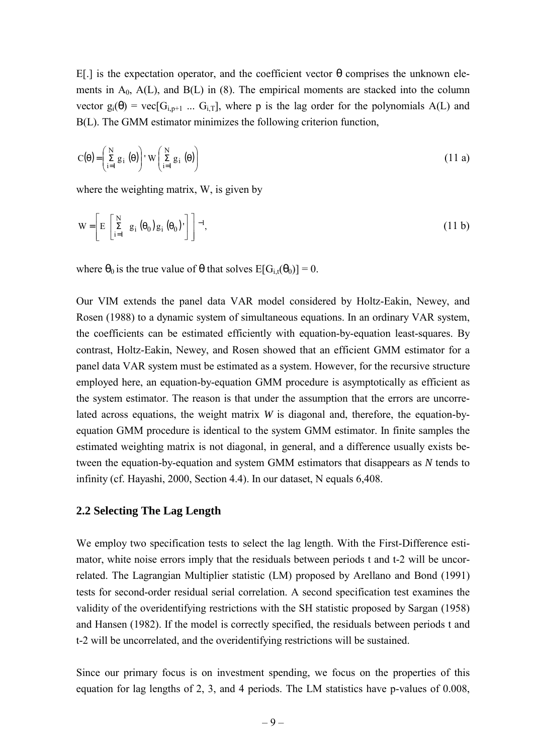E[.] is the expectation operator, and the coefficient vector $\theta$ comprises the unknown elements in $A_0$, A(L), and B(L) in (8). The empirical moments are stacked into the column vector $g_i(\theta) = vec[G_{i,p+1} \ldots G_{i,T}]$, where p is the lag order for the polynomials A(L) and B(L). The GMM estimator minimizes the following criterion function,

$$C(\theta) = \left( \sum_{i=1}^{N} g_i(\theta) \right)' W \left( \sum_{i=1}^{N} g_i(\theta) \right) \tag{11 a}$$

where the weighting matrix, W, is given by

$$W = \left[ E\left[ \sum_{i=1}^{N} g_i(\theta_0) g_i(\theta_0)' \right] \right]^{-1}, \tag{11 b}$$

where $\theta_0$ is the true value of $\theta$ that solves $E[G_{i,t}(\theta_0)] = 0$.

Our VIM extends the panel data VAR model considered by Holtz-Eakin, Newey, and Rosen (1988) to a dynamic system of simultaneous equations. In an ordinary VAR system, the coefficients can be estimated efficiently with equation-by-equation least-squares. By contrast, Holtz-Eakin, Newey, and Rosen showed that an efficient GMM estimator for a panel data VAR system must be estimated as a system. However, for the recursive structure employed here, an equation-by-equation GMM procedure is asymptotically as efficient as the system estimator. The reason is that under the assumption that the errors are uncorrelated across equations, the weight matrix *W* is diagonal and, therefore, the equation-by-equation GMM procedure is identical to the system GMM estimator. In finite samples the estimated weighting matrix is not diagonal, in general, and a difference usually exists between the equation-by-equation and system GMM estimators that disappears as *N* tends to infinity (cf. Hayashi, 2000, Section 4.4). In our dataset, N equals 6,408.

## 2.2 Selecting The Lag Length

We employ two specification tests to select the lag length. With the First-Difference estimator, white noise errors imply that the residuals between periods t and t-2 will be uncorrelated. The Lagrangian Multiplier statistic (LM) proposed by Arellano and Bond (1991) tests for second-order residual serial correlation. A second specification test examines the validity of the overidentifying restrictions with the SH statistic proposed by Sargan (1958) and Hansen (1982). If the model is correctly specified, the residuals between periods t and t-2 will be uncorrelated, and the overidentifying restrictions will be sustained.

Since our primary focus is on investment spending, we focus on the properties of this equation for lag lengths of 2, 3, and 4 periods. The LM statistics have p-values of 0.008,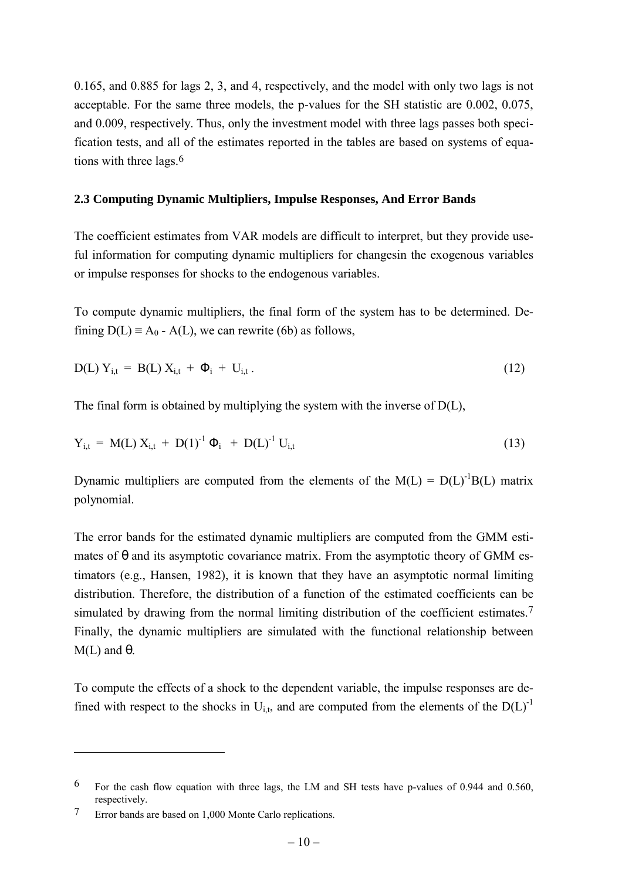0.165, and 0.885 for lags 2, 3, and 4, respectively, and the model with only two lags is not acceptable. For the same three models, the p-values for the SH statistic are 0.002, 0.075, and 0.009, respectively. Thus, only the investment model with three lags passes both specification tests, and all of the estimates reported in the tables are based on systems of equations with three lags.[6]

### 2.3 Computing Dynamic Multipliers, Impulse Responses, And Error Bands

The coefficient estimates from VAR models are difficult to interpret, but they provide useful information for computing dynamic multipliers for changesin the exogenous variables or impulse responses for shocks to the endogenous variables.

To compute dynamic multipliers, the final form of the system has to be determined. Defining $D(L) \equiv A_0 - A(L)$, we can rewrite (6b) as follows,

$$D(L)\, Y_{i,t} \; = \; B(L)\, X_{i,t} \; + \; \Phi_i \; + \; U_{i,t}\,. \tag{12}$$

The final form is obtained by multiplying the system with the inverse of D(L),

$$Y_{i,t} \; = \; M(L)\, X_{i,t} \; + \; D(1)^{-1}\, \Phi_i \; + \; D(L)^{-1}\, U_{i,t} \tag{13}$$

Dynamic multipliers are computed from the elements of the $M(L) = D(L)^{-1}B(L)$ matrix polynomial.

The error bands for the estimated dynamic multipliers are computed from the GMM estimates of $\theta$ and its asymptotic covariance matrix. From the asymptotic theory of GMM estimators (e.g., Hansen, 1982), it is known that they have an asymptotic normal limiting distribution. Therefore, the distribution of a function of the estimated coefficients can be simulated by drawing from the normal limiting distribution of the coefficient estimates.[7] Finally, the dynamic multipliers are simulated with the functional relationship between M(L) and $\theta$.

To compute the effects of a shock to the dependent variable, the impulse responses are defined with respect to the shocks in $U_{i,t}$, and are computed from the elements of the $D(L)^{-1}$

---

[6] For the cash flow equation with three lags, the LM and SH tests have p-values of 0.944 and 0.560, respectively.

[7] Error bands are based on 1,000 Monte Carlo replications.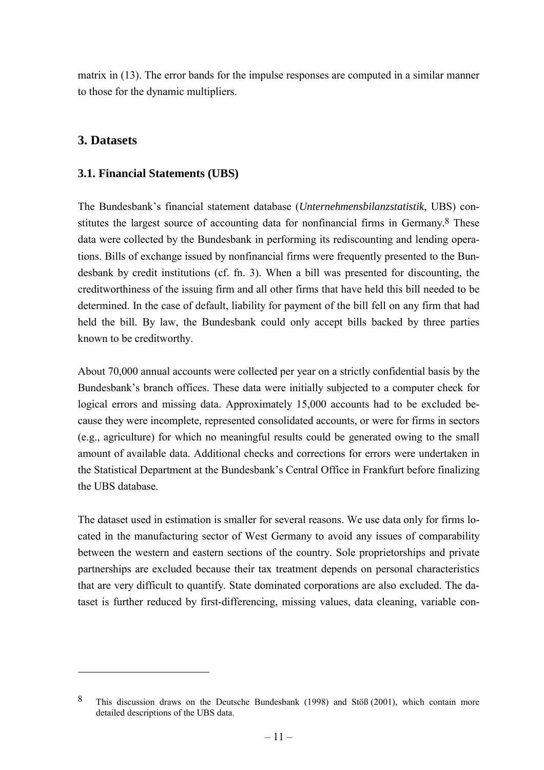matrix in (13). The error bands for the impulse responses are computed in a similar manner to those for the dynamic multipliers.

## 3. Datasets

### 3.1. Financial Statements (UBS)

The Bundesbank's financial statement database (*Unternehmensbilanzstatistik*, UBS) constitutes the largest source of accounting data for nonfinancial firms in Germany.[8] These data were collected by the Bundesbank in performing its rediscounting and lending operations. Bills of exchange issued by nonfinancial firms were frequently presented to the Bundesbank by credit institutions (cf. fn. 3). When a bill was presented for discounting, the creditworthiness of the issuing firm and all other firms that have held this bill needed to be determined. In the case of default, liability for payment of the bill fell on any firm that had held the bill. By law, the Bundesbank could only accept bills backed by three parties known to be creditworthy.

About 70,000 annual accounts were collected per year on a strictly confidential basis by the Bundesbank's branch offices. These data were initially subjected to a computer check for logical errors and missing data. Approximately 15,000 accounts had to be excluded because they were incomplete, represented consolidated accounts, or were for firms in sectors (e.g., agriculture) for which no meaningful results could be generated owing to the small amount of available data. Additional checks and corrections for errors were undertaken in the Statistical Department at the Bundesbank's Central Office in Frankfurt before finalizing the UBS database.

The dataset used in estimation is smaller for several reasons. We use data only for firms located in the manufacturing sector of West Germany to avoid any issues of comparability between the western and eastern sections of the country. Sole proprietorships and private partnerships are excluded because their tax treatment depends on personal characteristics that are very difficult to quantify. State dominated corporations are also excluded. The dataset is further reduced by first-differencing, missing values, data cleaning, variable con-

---

[8] This discussion draws on the Deutsche Bundesbank (1998) and Stöß (2001), which contain more detailed descriptions of the UBS data.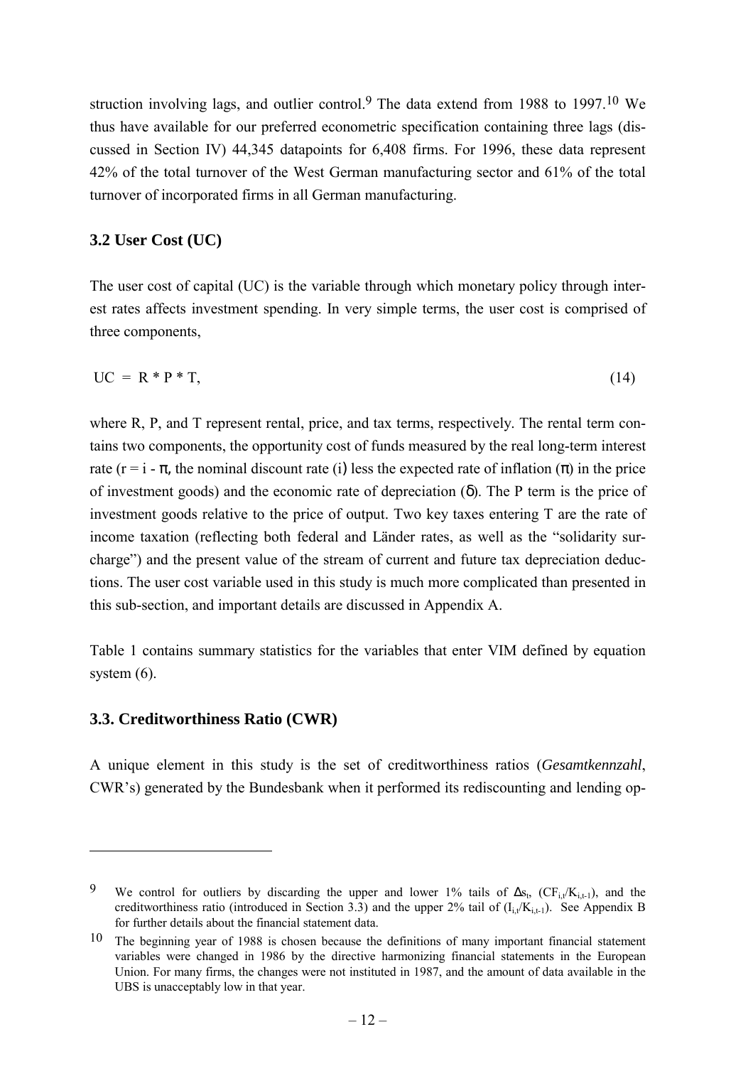struction involving lags, and outlier control.[9] The data extend from 1988 to 1997.[10] We thus have available for our preferred econometric specification containing three lags (discussed in Section IV) 44,345 datapoints for 6,408 firms. For 1996, these data represent 42% of the total turnover of the West German manufacturing sector and 61% of the total turnover of incorporated firms in all German manufacturing.

### 3.2 User Cost (UC)

The user cost of capital (UC) is the variable through which monetary policy through interest rates affects investment spending. In very simple terms, the user cost is comprised of three components,

$$UC = R * P * T, \tag{14}$$

where R, P, and T represent rental, price, and tax terms, respectively. The rental term contains two components, the opportunity cost of funds measured by the real long-term interest rate ($r = i - \pi$, the nominal discount rate (i) less the expected rate of inflation ($\pi$) in the price of investment goods) and the economic rate of depreciation ($\delta$). The P term is the price of investment goods relative to the price of output. Two key taxes entering T are the rate of income taxation (reflecting both federal and Länder rates, as well as the "solidarity surcharge") and the present value of the stream of current and future tax depreciation deductions. The user cost variable used in this study is much more complicated than presented in this sub-section, and important details are discussed in Appendix A.

Table 1 contains summary statistics for the variables that enter VIM defined by equation system (6).

### 3.3. Creditworthiness Ratio (CWR)

A unique element in this study is the set of creditworthiness ratios (*Gesamtkennzahl*, CWR's) generated by the Bundesbank when it performed its rediscounting and lending op-

---

[9] We control for outliers by discarding the upper and lower 1% tails of $\Delta s_t$, $(CF_{i,t}/K_{i,t-1})$, and the creditworthiness ratio (introduced in Section 3.3) and the upper 2% tail of $(I_{i,t}/K_{i,t-1})$. See Appendix B for further details about the financial statement data.

[10] The beginning year of 1988 is chosen because the definitions of many important financial statement variables were changed in 1986 by the directive harmonizing financial statements in the European Union. For many firms, the changes were not instituted in 1987, and the amount of data available in the UBS is unacceptably low in that year.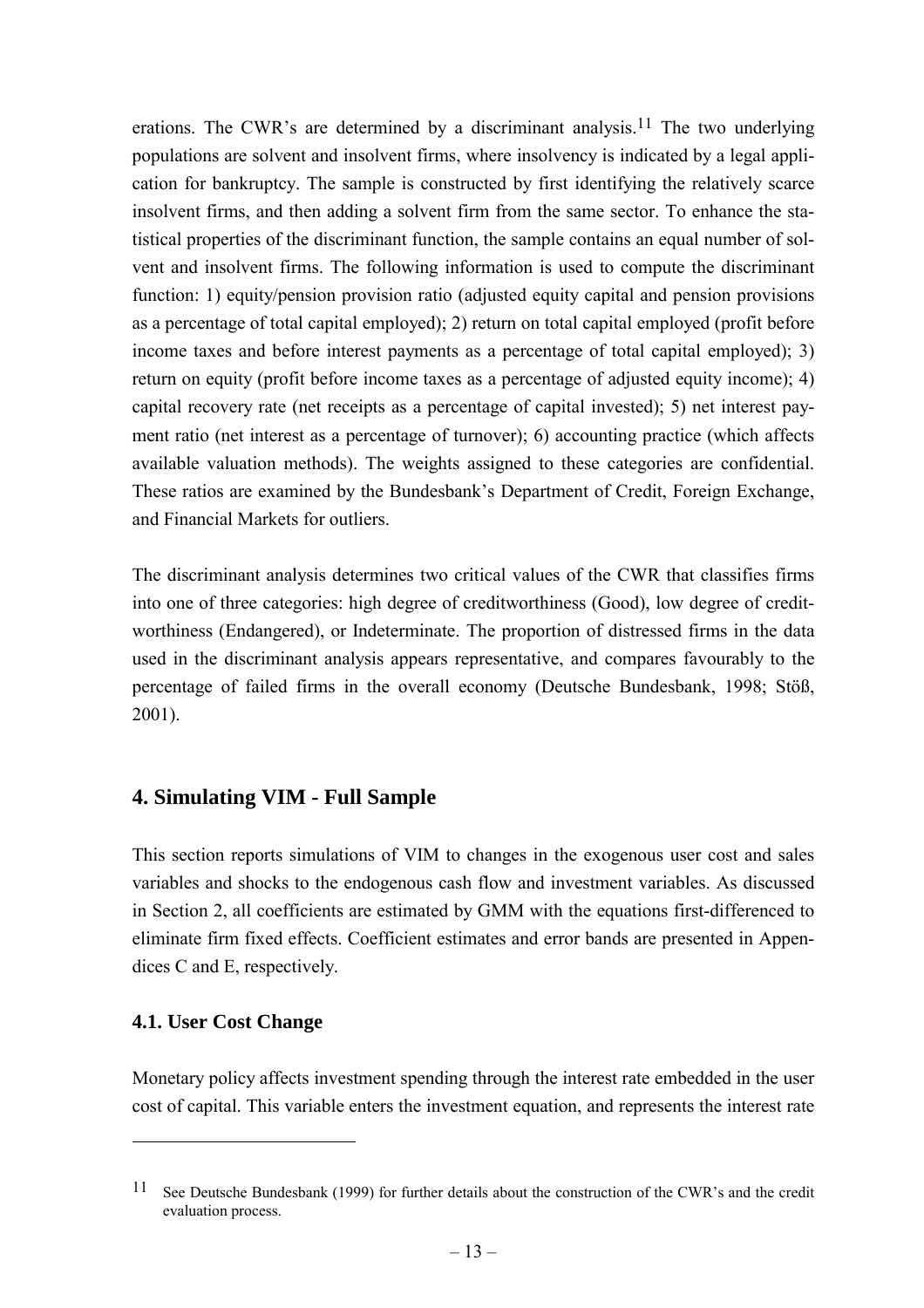erations. The CWR's are determined by a discriminant analysis.[11] The two underlying populations are solvent and insolvent firms, where insolvency is indicated by a legal application for bankruptcy. The sample is constructed by first identifying the relatively scarce insolvent firms, and then adding a solvent firm from the same sector. To enhance the statistical properties of the discriminant function, the sample contains an equal number of solvent and insolvent firms. The following information is used to compute the discriminant function: 1) equity/pension provision ratio (adjusted equity capital and pension provisions as a percentage of total capital employed); 2) return on total capital employed (profit before income taxes and before interest payments as a percentage of total capital employed); 3) return on equity (profit before income taxes as a percentage of adjusted equity income); 4) capital recovery rate (net receipts as a percentage of capital invested); 5) net interest payment ratio (net interest as a percentage of turnover); 6) accounting practice (which affects available valuation methods). The weights assigned to these categories are confidential. These ratios are examined by the Bundesbank's Department of Credit, Foreign Exchange, and Financial Markets for outliers.

The discriminant analysis determines two critical values of the CWR that classifies firms into one of three categories: high degree of creditworthiness (Good), low degree of creditworthiness (Endangered), or Indeterminate. The proportion of distressed firms in the data used in the discriminant analysis appears representative, and compares favourably to the percentage of failed firms in the overall economy (Deutsche Bundesbank, 1998; Stöß, 2001).

## 4. Simulating VIM - Full Sample

This section reports simulations of VIM to changes in the exogenous user cost and sales variables and shocks to the endogenous cash flow and investment variables. As discussed in Section 2, all coefficients are estimated by GMM with the equations first-differenced to eliminate firm fixed effects. Coefficient estimates and error bands are presented in Appendices C and E, respectively.

### 4.1. User Cost Change

Monetary policy affects investment spending through the interest rate embedded in the user cost of capital. This variable enters the investment equation, and represents the interest rate

---

[11] See Deutsche Bundesbank (1999) for further details about the construction of the CWR's and the credit evaluation process.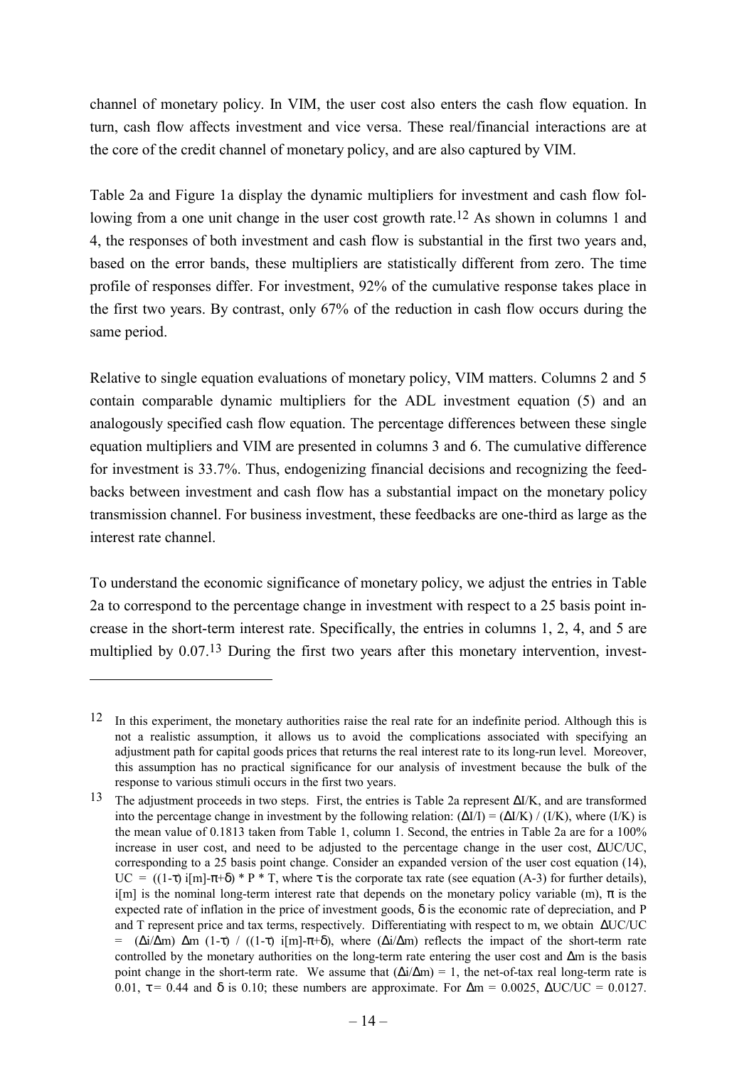channel of monetary policy. In VIM, the user cost also enters the cash flow equation. In turn, cash flow affects investment and vice versa. These real/financial interactions are at the core of the credit channel of monetary policy, and are also captured by VIM.

Table 2a and Figure 1a display the dynamic multipliers for investment and cash flow following from a one unit change in the user cost growth rate.[12] As shown in columns 1 and 4, the responses of both investment and cash flow is substantial in the first two years and, based on the error bands, these multipliers are statistically different from zero. The time profile of responses differ. For investment, 92% of the cumulative response takes place in the first two years. By contrast, only 67% of the reduction in cash flow occurs during the same period.

Relative to single equation evaluations of monetary policy, VIM matters. Columns 2 and 5 contain comparable dynamic multipliers for the ADL investment equation (5) and an analogously specified cash flow equation. The percentage differences between these single equation multipliers and VIM are presented in columns 3 and 6. The cumulative difference for investment is 33.7%. Thus, endogenizing financial decisions and recognizing the feedbacks between investment and cash flow has a substantial impact on the monetary policy transmission channel. For business investment, these feedbacks are one-third as large as the interest rate channel.

To understand the economic significance of monetary policy, we adjust the entries in Table 2a to correspond to the percentage change in investment with respect to a 25 basis point increase in the short-term interest rate. Specifically, the entries in columns 1, 2, 4, and 5 are multiplied by 0.07.[13] During the first two years after this monetary intervention, invest-

---

[12] In this experiment, the monetary authorities raise the real rate for an indefinite period. Although this is not a realistic assumption, it allows us to avoid the complications associated with specifying an adjustment path for capital goods prices that returns the real interest rate to its long-run level. Moreover, this assumption has no practical significance for our analysis of investment because the bulk of the response to various stimuli occurs in the first two years.

[13] The adjustment proceeds in two steps. First, the entries is Table 2a represent $\Delta I/K$, and are transformed into the percentage change in investment by the following relation: $(\Delta I/I) = (\Delta I/K) / (I/K)$, where $(I/K)$ is the mean value of 0.1813 taken from Table 1, column 1. Second, the entries in Table 2a are for a 100% increase in user cost, and need to be adjusted to the percentage change in the user cost, $\Delta UC/UC$, corresponding to a 25 basis point change. Consider an expanded version of the user cost equation (14), $UC = ((1-\tau)\, i[m] - \pi + \delta) * P * T$, where $\tau$ is the corporate tax rate (see equation (A-3) for further details), $i[m]$ is the nominal long-term interest rate that depends on the monetary policy variable $(m)$, $\pi$ is the expected rate of inflation in the price of investment goods, $\delta$ is the economic rate of depreciation, and P and T represent price and tax terms, respectively. Differentiating with respect to m, we obtain $\Delta UC/UC = (\Delta i/\Delta m)\, \Delta m\, (1-\tau) \,/\, ((1-\tau)\, i[m] - \pi + \delta)$, where $(\Delta i/\Delta m)$ reflects the impact of the short-term rate controlled by the monetary authorities on the long-term rate entering the user cost and $\Delta m$ is the basis point change in the short-term rate. We assume that $(\Delta i/\Delta m) = 1$, the net-of-tax real long-term rate is 0.01, $\tau = 0.44$ and $\delta$ is 0.10; these numbers are approximate. For $\Delta m = 0.0025$, $\Delta UC/UC = 0.0127$.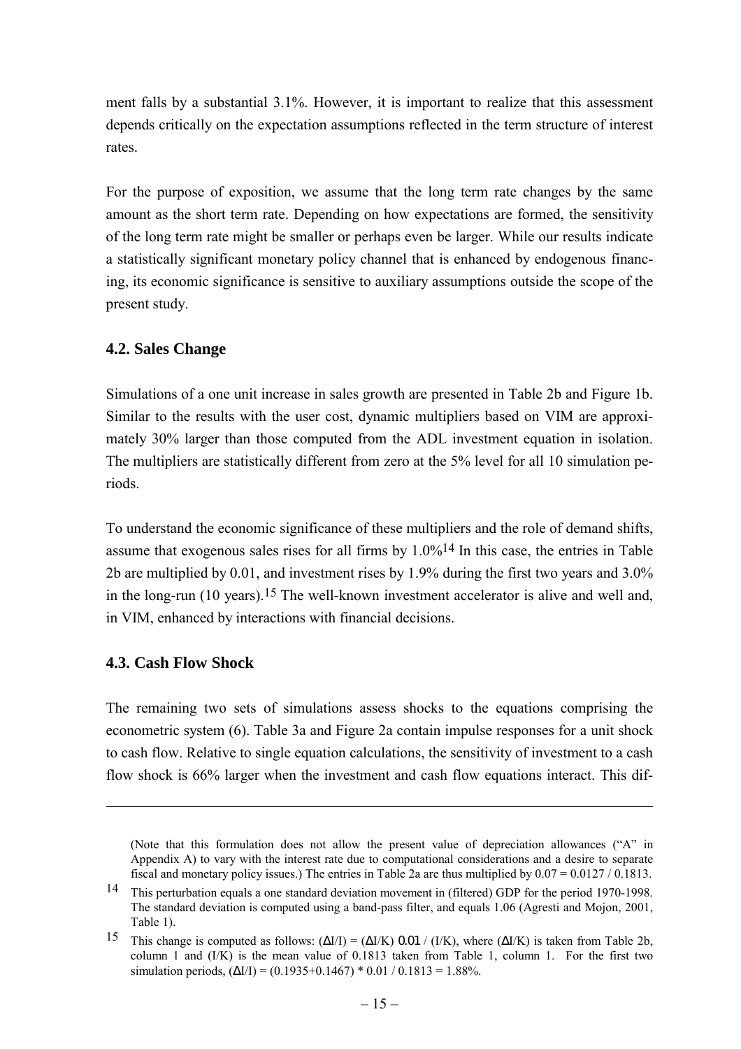ment falls by a substantial 3.1%. However, it is important to realize that this assessment depends critically on the expectation assumptions reflected in the term structure of interest rates.

For the purpose of exposition, we assume that the long term rate changes by the same amount as the short term rate. Depending on how expectations are formed, the sensitivity of the long term rate might be smaller or perhaps even be larger. While our results indicate a statistically significant monetary policy channel that is enhanced by endogenous financing, its economic significance is sensitive to auxiliary assumptions outside the scope of the present study.

### 4.2. Sales Change

Simulations of a one unit increase in sales growth are presented in Table 2b and Figure 1b. Similar to the results with the user cost, dynamic multipliers based on VIM are approximately 30% larger than those computed from the ADL investment equation in isolation. The multipliers are statistically different from zero at the 5% level for all 10 simulation periods.

To understand the economic significance of these multipliers and the role of demand shifts, assume that exogenous sales rises for all firms by 1.0%[14] In this case, the entries in Table 2b are multiplied by 0.01, and investment rises by 1.9% during the first two years and 3.0% in the long-run (10 years).[15] The well-known investment accelerator is alive and well and, in VIM, enhanced by interactions with financial decisions.

### 4.3. Cash Flow Shock

The remaining two sets of simulations assess shocks to the equations comprising the econometric system (6). Table 3a and Figure 2a contain impulse responses for a unit shock to cash flow. Relative to single equation calculations, the sensitivity of investment to a cash flow shock is 66% larger when the investment and cash flow equations interact. This dif-

---

(Note that this formulation does not allow the present value of depreciation allowances ("A" in Appendix A) to vary with the interest rate due to computational considerations and a desire to separate fiscal and monetary policy issues.) The entries in Table 2a are thus multiplied by $0.07 = 0.0127 / 0.1813$.

[14] This perturbation equals a one standard deviation movement in (filtered) GDP for the period 1970-1998. The standard deviation is computed using a band-pass filter, and equals 1.06 (Agresti and Mojon, 2001, Table 1).

[15] This change is computed as follows: $(\Delta I/I) = (\Delta I/K)\ 0.01 / (I/K)$, where $(\Delta I/K)$ is taken from Table 2b, column 1 and $(I/K)$ is the mean value of 0.1813 taken from Table 1, column 1. For the first two simulation periods, $(\Delta I/I) = (0.1935+0.1467) * 0.01 / 0.1813 = 1.88\%$.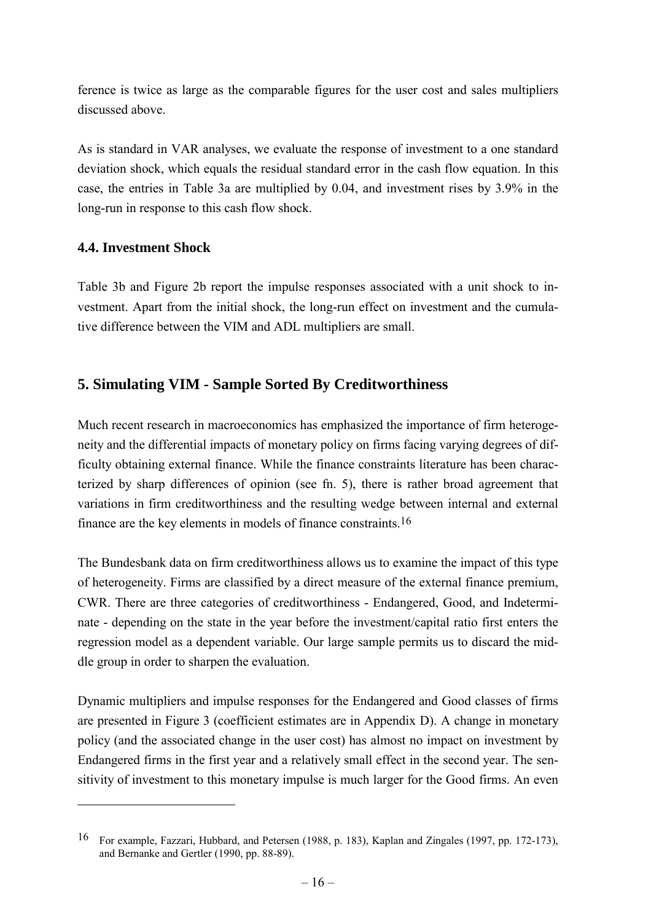ference is twice as large as the comparable figures for the user cost and sales multipliers discussed above.

As is standard in VAR analyses, we evaluate the response of investment to a one standard deviation shock, which equals the residual standard error in the cash flow equation. In this case, the entries in Table 3a are multiplied by 0.04, and investment rises by 3.9% in the long-run in response to this cash flow shock.

### 4.4. Investment Shock

Table 3b and Figure 2b report the impulse responses associated with a unit shock to investment. Apart from the initial shock, the long-run effect on investment and the cumulative difference between the VIM and ADL multipliers are small.

## 5. Simulating VIM - Sample Sorted By Creditworthiness

Much recent research in macroeconomics has emphasized the importance of firm heterogeneity and the differential impacts of monetary policy on firms facing varying degrees of difficulty obtaining external finance. While the finance constraints literature has been characterized by sharp differences of opinion (see fn. 5), there is rather broad agreement that variations in firm creditworthiness and the resulting wedge between internal and external finance are the key elements in models of finance constraints.[16]

The Bundesbank data on firm creditworthiness allows us to examine the impact of this type of heterogeneity. Firms are classified by a direct measure of the external finance premium, CWR. There are three categories of creditworthiness - Endangered, Good, and Indeterminate - depending on the state in the year before the investment/capital ratio first enters the regression model as a dependent variable. Our large sample permits us to discard the middle group in order to sharpen the evaluation.

Dynamic multipliers and impulse responses for the Endangered and Good classes of firms are presented in Figure 3 (coefficient estimates are in Appendix D). A change in monetary policy (and the associated change in the user cost) has almost no impact on investment by Endangered firms in the first year and a relatively small effect in the second year. The sensitivity of investment to this monetary impulse is much larger for the Good firms. An even

[16] For example, Fazzari, Hubbard, and Petersen (1988, p. 183), Kaplan and Zingales (1997, pp. 172-173), and Bernanke and Gertler (1990, pp. 88-89).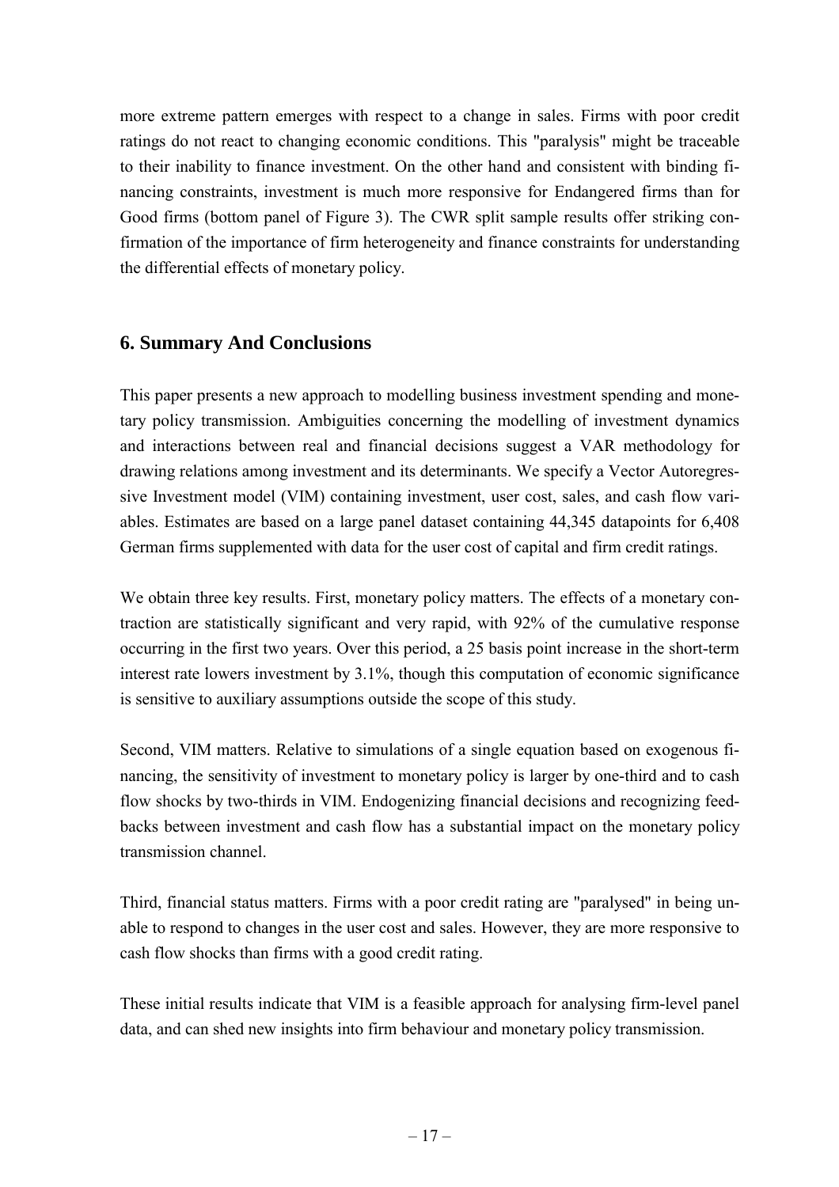more extreme pattern emerges with respect to a change in sales. Firms with poor credit ratings do not react to changing economic conditions. This "paralysis" might be traceable to their inability to finance investment. On the other hand and consistent with binding financing constraints, investment is much more responsive for Endangered firms than for Good firms (bottom panel of Figure 3). The CWR split sample results offer striking confirmation of the importance of firm heterogeneity and finance constraints for understanding the differential effects of monetary policy.

## 6. Summary And Conclusions

This paper presents a new approach to modelling business investment spending and monetary policy transmission. Ambiguities concerning the modelling of investment dynamics and interactions between real and financial decisions suggest a VAR methodology for drawing relations among investment and its determinants. We specify a Vector Autoregressive Investment model (VIM) containing investment, user cost, sales, and cash flow variables. Estimates are based on a large panel dataset containing 44,345 datapoints for 6,408 German firms supplemented with data for the user cost of capital and firm credit ratings.

We obtain three key results. First, monetary policy matters. The effects of a monetary contraction are statistically significant and very rapid, with 92% of the cumulative response occurring in the first two years. Over this period, a 25 basis point increase in the short-term interest rate lowers investment by 3.1%, though this computation of economic significance is sensitive to auxiliary assumptions outside the scope of this study.

Second, VIM matters. Relative to simulations of a single equation based on exogenous financing, the sensitivity of investment to monetary policy is larger by one-third and to cash flow shocks by two-thirds in VIM. Endogenizing financial decisions and recognizing feedbacks between investment and cash flow has a substantial impact on the monetary policy transmission channel.

Third, financial status matters. Firms with a poor credit rating are "paralysed" in being unable to respond to changes in the user cost and sales. However, they are more responsive to cash flow shocks than firms with a good credit rating.

These initial results indicate that VIM is a feasible approach for analysing firm-level panel data, and can shed new insights into firm behaviour and monetary policy transmission.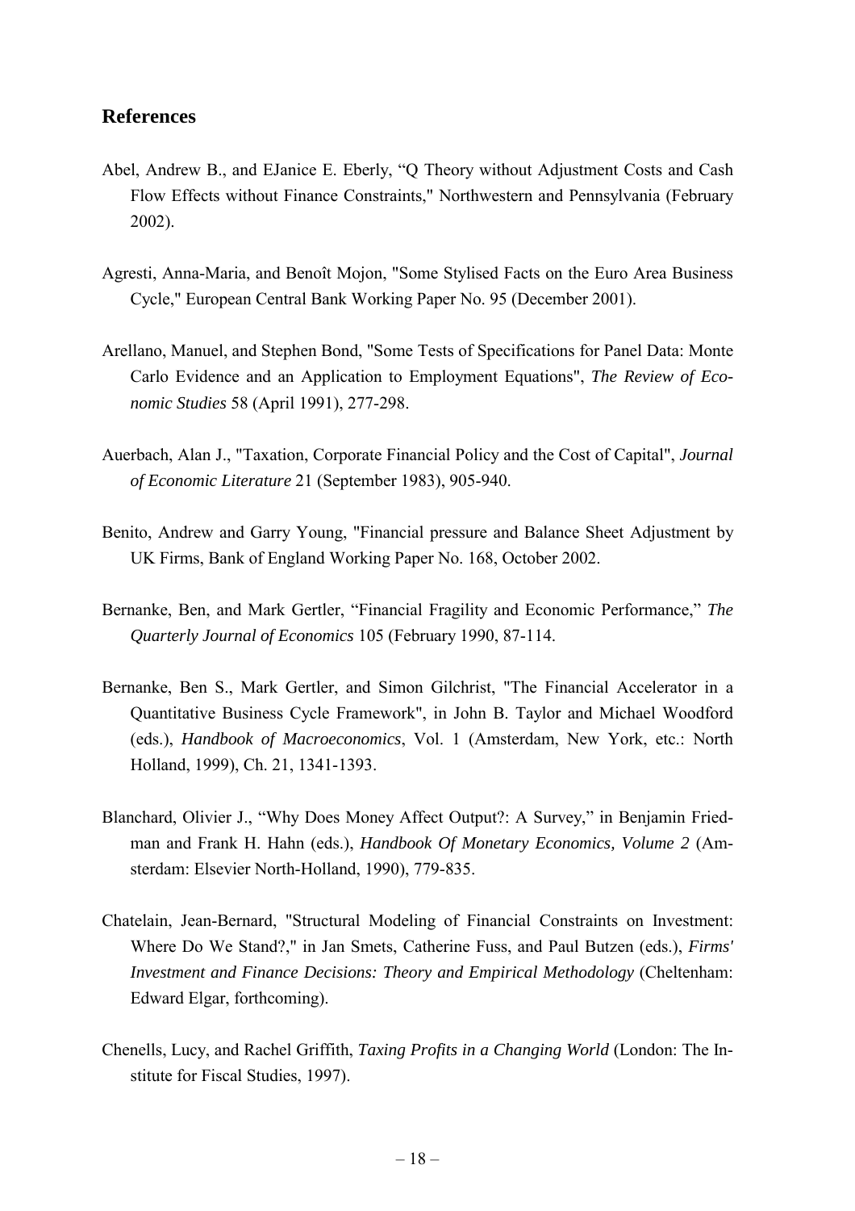## References

Abel, Andrew B., and EJanice E. Eberly, “Q Theory without Adjustment Costs and Cash Flow Effects without Finance Constraints," Northwestern and Pennsylvania (February 2002).

Agresti, Anna-Maria, and Benoît Mojon, "Some Stylised Facts on the Euro Area Business Cycle," European Central Bank Working Paper No. 95 (December 2001).

Arellano, Manuel, and Stephen Bond, "Some Tests of Specifications for Panel Data: Monte Carlo Evidence and an Application to Employment Equations", *The Review of Economic Studies* 58 (April 1991), 277-298.

Auerbach, Alan J., "Taxation, Corporate Financial Policy and the Cost of Capital", *Journal of Economic Literature* 21 (September 1983), 905-940.

Benito, Andrew and Garry Young, "Financial pressure and Balance Sheet Adjustment by UK Firms, Bank of England Working Paper No. 168, October 2002.

Bernanke, Ben, and Mark Gertler, “Financial Fragility and Economic Performance,” *The Quarterly Journal of Economics* 105 (February 1990, 87-114.

Bernanke, Ben S., Mark Gertler, and Simon Gilchrist, "The Financial Accelerator in a Quantitative Business Cycle Framework", in John B. Taylor and Michael Woodford (eds.), *Handbook of Macroeconomics*, Vol. 1 (Amsterdam, New York, etc.: North Holland, 1999), Ch. 21, 1341-1393.

Blanchard, Olivier J., “Why Does Money Affect Output?: A Survey,” in Benjamin Friedman and Frank H. Hahn (eds.), *Handbook Of Monetary Economics, Volume 2* (Amsterdam: Elsevier North-Holland, 1990), 779-835.

Chatelain, Jean-Bernard, "Structural Modeling of Financial Constraints on Investment: Where Do We Stand?," in Jan Smets, Catherine Fuss, and Paul Butzen (eds.), *Firms' Investment and Finance Decisions: Theory and Empirical Methodology* (Cheltenham: Edward Elgar, forthcoming).

Chenells, Lucy, and Rachel Griffith, *Taxing Profits in a Changing World* (London: The Institute for Fiscal Studies, 1997).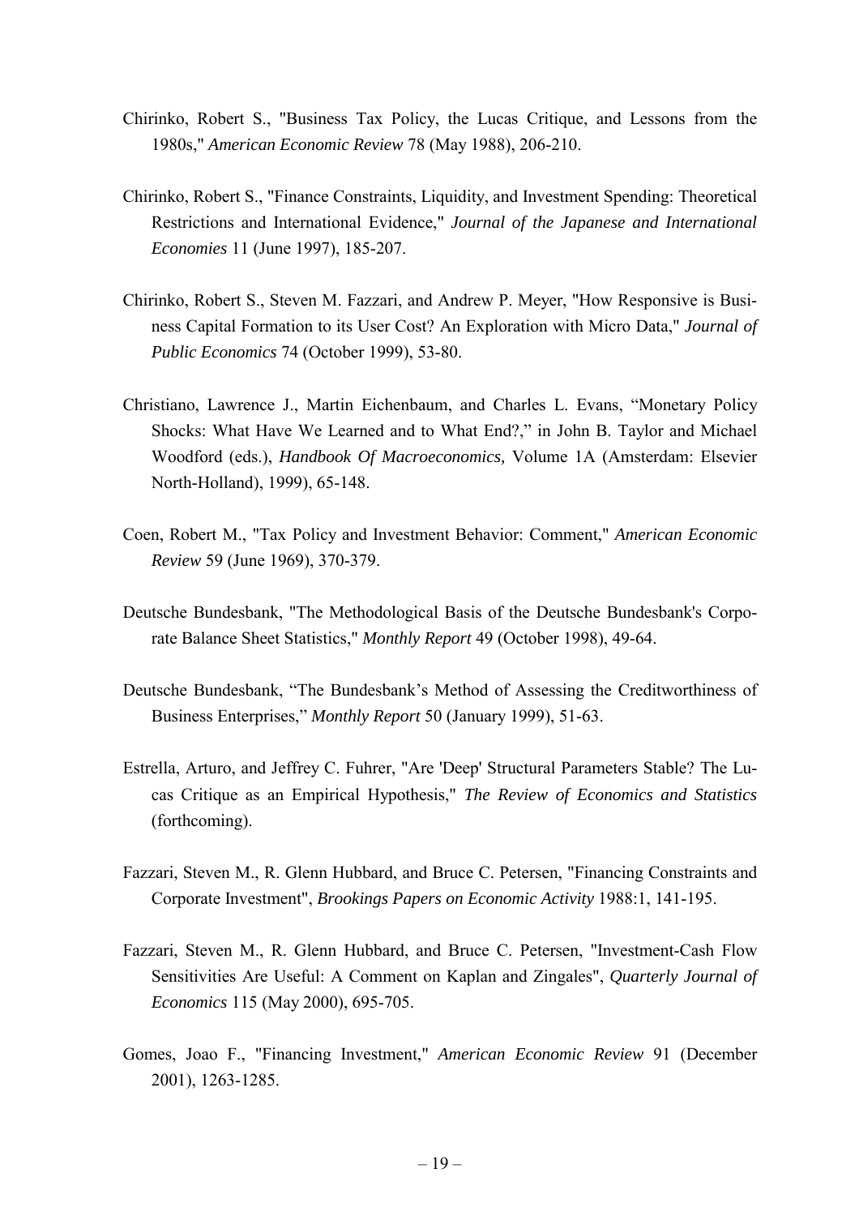Chirinko, Robert S., "Business Tax Policy, the Lucas Critique, and Lessons from the 1980s," *American Economic Review* 78 (May 1988), 206-210.

Chirinko, Robert S., "Finance Constraints, Liquidity, and Investment Spending: Theoretical Restrictions and International Evidence," *Journal of the Japanese and International Economies* 11 (June 1997), 185-207.

Chirinko, Robert S., Steven M. Fazzari, and Andrew P. Meyer, "How Responsive is Business Capital Formation to its User Cost? An Exploration with Micro Data," *Journal of Public Economics* 74 (October 1999), 53-80.

Christiano, Lawrence J., Martin Eichenbaum, and Charles L. Evans, "Monetary Policy Shocks: What Have We Learned and to What End?," in John B. Taylor and Michael Woodford (eds.), *Handbook Of Macroeconomics,* Volume 1A (Amsterdam: Elsevier North-Holland), 1999), 65-148.

Coen, Robert M., "Tax Policy and Investment Behavior: Comment," *American Economic Review* 59 (June 1969), 370-379.

Deutsche Bundesbank, "The Methodological Basis of the Deutsche Bundesbank's Corporate Balance Sheet Statistics," *Monthly Report* 49 (October 1998), 49-64.

Deutsche Bundesbank, "The Bundesbank's Method of Assessing the Creditworthiness of Business Enterprises," *Monthly Report* 50 (January 1999), 51-63.

Estrella, Arturo, and Jeffrey C. Fuhrer, "Are 'Deep' Structural Parameters Stable? The Lucas Critique as an Empirical Hypothesis," *The Review of Economics and Statistics* (forthcoming).

Fazzari, Steven M., R. Glenn Hubbard, and Bruce C. Petersen, "Financing Constraints and Corporate Investment", *Brookings Papers on Economic Activity* 1988:1, 141-195.

Fazzari, Steven M., R. Glenn Hubbard, and Bruce C. Petersen, "Investment-Cash Flow Sensitivities Are Useful: A Comment on Kaplan and Zingales", *Quarterly Journal of Economics* 115 (May 2000), 695-705.

Gomes, Joao F., "Financing Investment," *American Economic Review* 91 (December 2001), 1263-1285.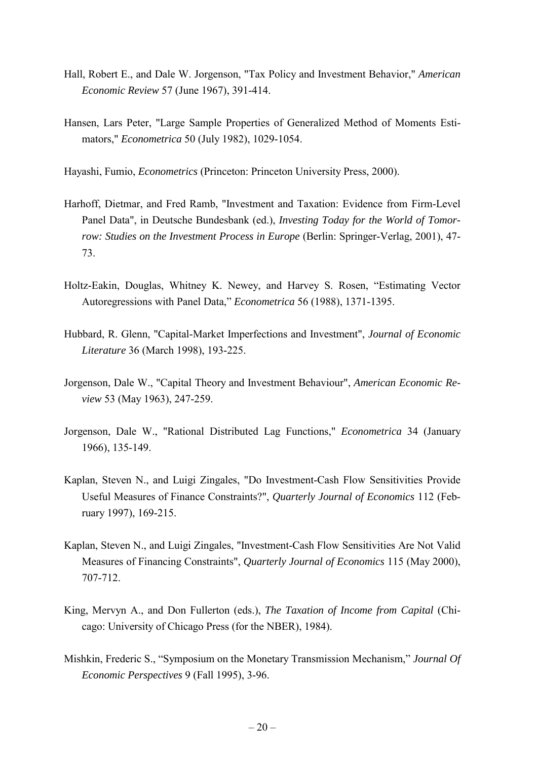Hall, Robert E., and Dale W. Jorgenson, "Tax Policy and Investment Behavior," *American Economic Review* 57 (June 1967), 391-414.

Hansen, Lars Peter, "Large Sample Properties of Generalized Method of Moments Estimators," *Econometrica* 50 (July 1982), 1029-1054.

Hayashi, Fumio, *Econometrics* (Princeton: Princeton University Press, 2000).

Harhoff, Dietmar, and Fred Ramb, "Investment and Taxation: Evidence from Firm-Level Panel Data", in Deutsche Bundesbank (ed.), *Investing Today for the World of Tomorrow: Studies on the Investment Process in Europe* (Berlin: Springer-Verlag, 2001), 47-73.

Holtz-Eakin, Douglas, Whitney K. Newey, and Harvey S. Rosen, "Estimating Vector Autoregressions with Panel Data," *Econometrica* 56 (1988), 1371-1395.

Hubbard, R. Glenn, "Capital-Market Imperfections and Investment", *Journal of Economic Literature* 36 (March 1998), 193-225.

Jorgenson, Dale W., "Capital Theory and Investment Behaviour", *American Economic Review* 53 (May 1963), 247-259.

Jorgenson, Dale W., "Rational Distributed Lag Functions," *Econometrica* 34 (January 1966), 135-149.

Kaplan, Steven N., and Luigi Zingales, "Do Investment-Cash Flow Sensitivities Provide Useful Measures of Finance Constraints?", *Quarterly Journal of Economics* 112 (February 1997), 169-215.

Kaplan, Steven N., and Luigi Zingales, "Investment-Cash Flow Sensitivities Are Not Valid Measures of Financing Constraints", *Quarterly Journal of Economics* 115 (May 2000), 707-712.

King, Mervyn A., and Don Fullerton (eds.), *The Taxation of Income from Capital* (Chicago: University of Chicago Press (for the NBER), 1984).

Mishkin, Frederic S., "Symposium on the Monetary Transmission Mechanism," *Journal Of Economic Perspectives* 9 (Fall 1995), 3-96.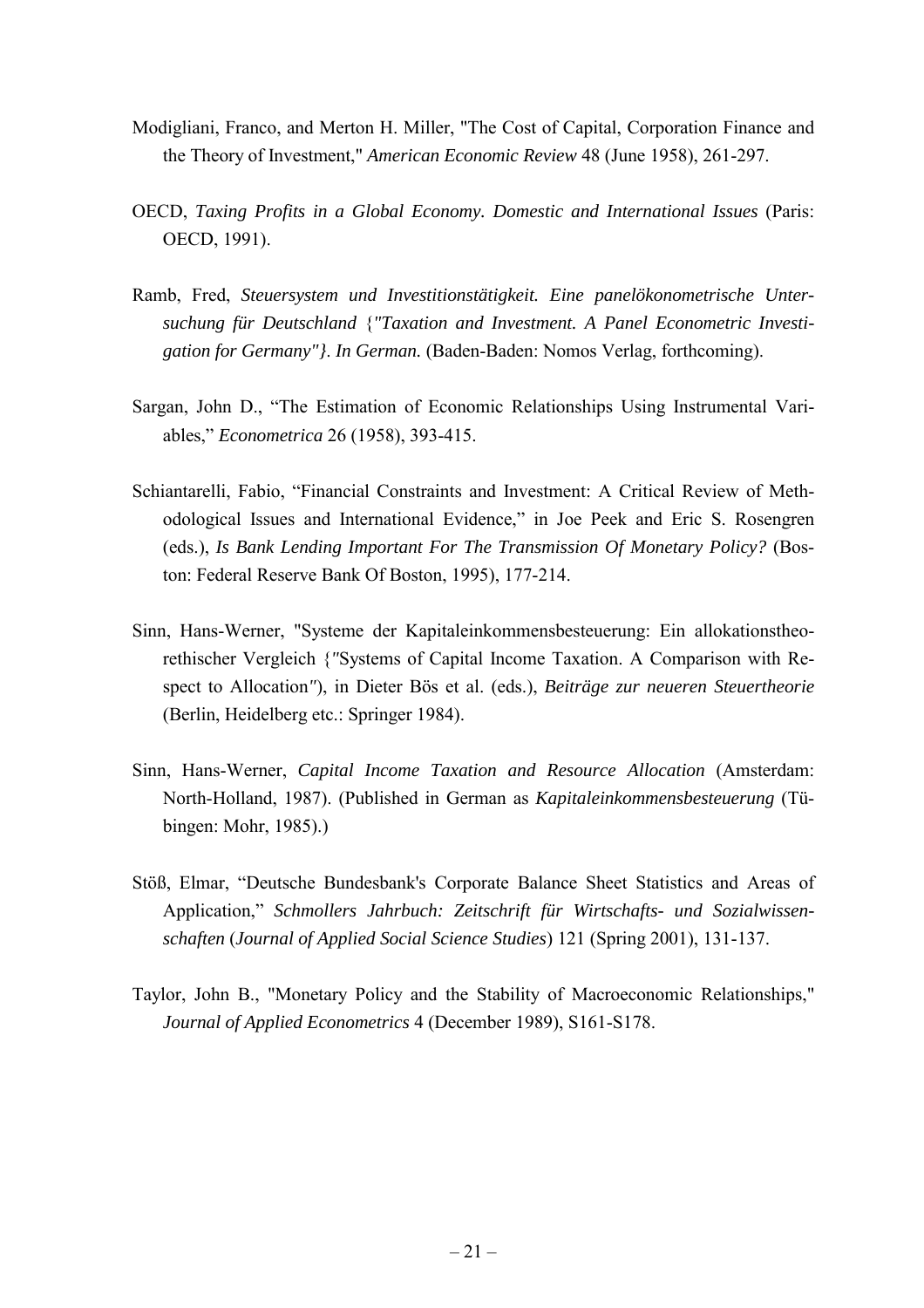Modigliani, Franco, and Merton H. Miller, "The Cost of Capital, Corporation Finance and the Theory of Investment," *American Economic Review* 48 (June 1958), 261-297.

OECD, *Taxing Profits in a Global Economy. Domestic and International Issues* (Paris: OECD, 1991).

Ramb, Fred, *Steuersystem und Investitionstätigkeit. Eine panelökonometrische Untersuchung für Deutschland* {*"Taxation and Investment. A Panel Econometric Investigation for Germany"}. In German.* (Baden-Baden: Nomos Verlag, forthcoming).

Sargan, John D., "The Estimation of Economic Relationships Using Instrumental Variables," *Econometrica* 26 (1958), 393-415.

Schiantarelli, Fabio, "Financial Constraints and Investment: A Critical Review of Methodological Issues and International Evidence," in Joe Peek and Eric S. Rosengren (eds.), *Is Bank Lending Important For The Transmission Of Monetary Policy?* (Boston: Federal Reserve Bank Of Boston, 1995), 177-214.

Sinn, Hans-Werner, "Systeme der Kapitaleinkommensbesteuerung: Ein allokationstheorethischer Vergleich {"Systems of Capital Income Taxation. A Comparison with Respect to Allocation"), in Dieter Bös et al. (eds.), *Beiträge zur neueren Steuertheorie* (Berlin, Heidelberg etc.: Springer 1984).

Sinn, Hans-Werner, *Capital Income Taxation and Resource Allocation* (Amsterdam: North-Holland, 1987). (Published in German as *Kapitaleinkommensbesteuerung* (Tübingen: Mohr, 1985).)

Stöß, Elmar, "Deutsche Bundesbank's Corporate Balance Sheet Statistics and Areas of Application," *Schmollers Jahrbuch: Zeitschrift für Wirtschafts- und Sozialwissenschaften* (*Journal of Applied Social Science Studies*) 121 (Spring 2001), 131-137.

Taylor, John B., "Monetary Policy and the Stability of Macroeconomic Relationships," *Journal of Applied Econometrics* 4 (December 1989), S161-S178.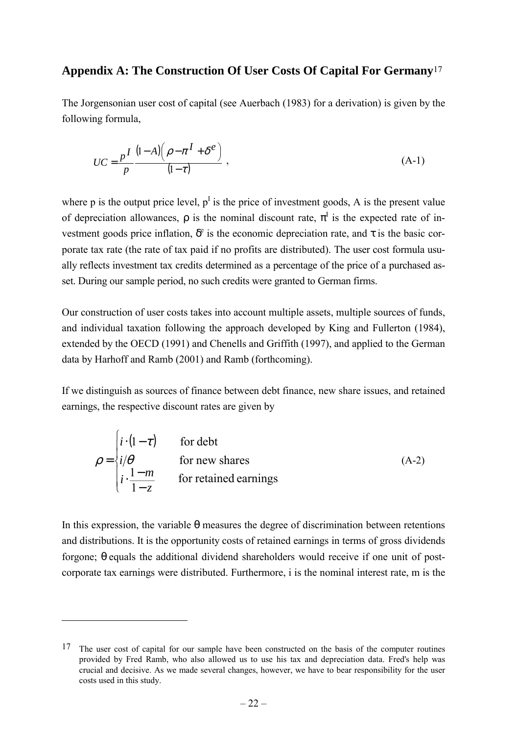## Appendix A: The Construction Of User Costs Of Capital For Germany[17]

The Jorgensonian user cost of capital (see Auerbach (1983) for a derivation) is given by the following formula,

$$UC = \frac{p^I}{p} \frac{(1-A)\left(\rho - \pi^I + \delta^e\right)}{(1-\tau)} , \tag{A-1}$$

where p is the output price level, $p^I$ is the price of investment goods, A is the present value of depreciation allowances, $\rho$ is the nominal discount rate, $\pi^I$ is the expected rate of investment goods price inflation, $\delta^e$ is the economic depreciation rate, and $\tau$ is the basic corporate tax rate (the rate of tax paid if no profits are distributed). The user cost formula usually reflects investment tax credits determined as a percentage of the price of a purchased asset. During our sample period, no such credits were granted to German firms.

Our construction of user costs takes into account multiple assets, multiple sources of funds, and individual taxation following the approach developed by King and Fullerton (1984), extended by the OECD (1991) and Chenells and Griffith (1997), and applied to the German data by Harhoff and Ramb (2001) and Ramb (forthcoming).

If we distinguish as sources of finance between debt finance, new share issues, and retained earnings, the respective discount rates are given by

$$\rho = \begin{cases} i \cdot (1-\tau) & \text{for debt} \\ i/\theta & \text{for new shares} \\ i \cdot \dfrac{1-m}{1-z} & \text{for retained earnings} \end{cases} \tag{A-2}$$

In this expression, the variable $\theta$ measures the degree of discrimination between retentions and distributions. It is the opportunity costs of retained earnings in terms of gross dividends forgone; $\theta$ equals the additional dividend shareholders would receive if one unit of post-corporate tax earnings were distributed. Furthermore, i is the nominal interest rate, m is the

---

[17] The user cost of capital for our sample have been constructed on the basis of the computer routines provided by Fred Ramb, who also allowed us to use his tax and depreciation data. Fred's help was crucial and decisive. As we made several changes, however, we have to bear responsibility for the user costs used in this study.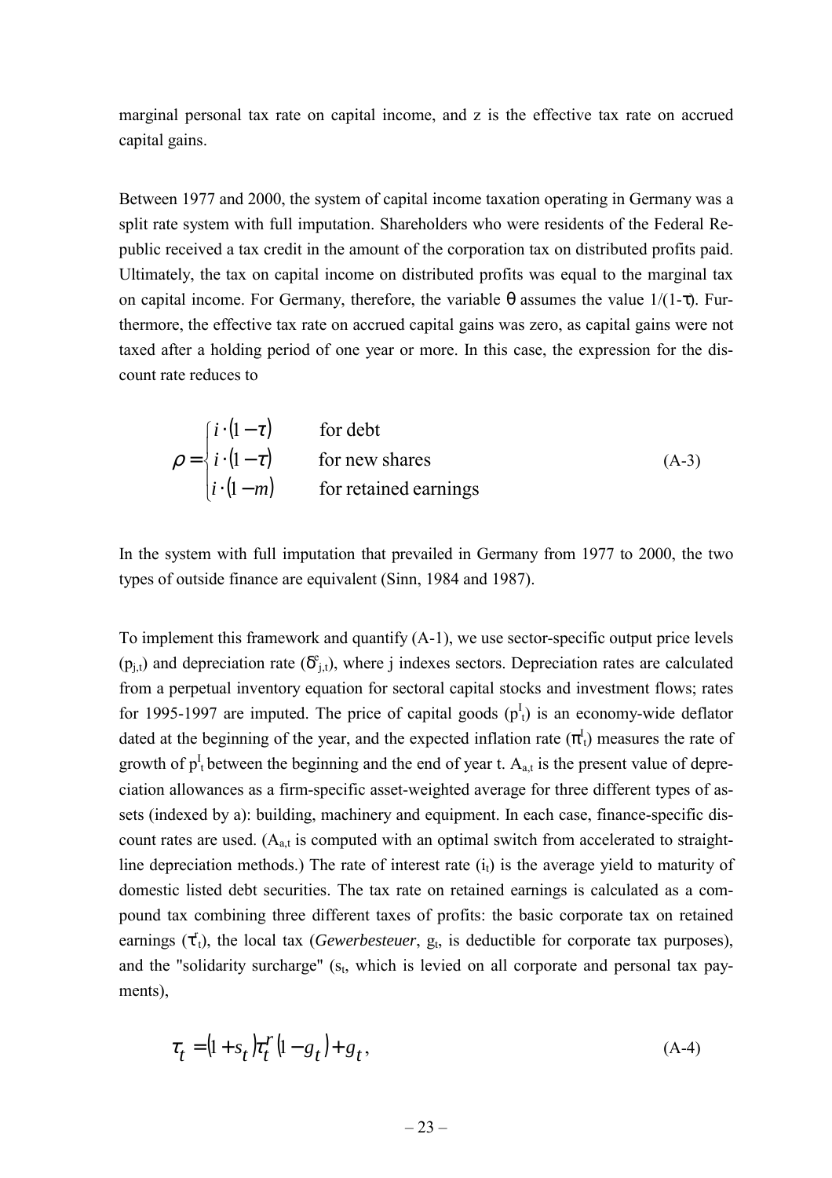marginal personal tax rate on capital income, and z is the effective tax rate on accrued capital gains.

Between 1977 and 2000, the system of capital income taxation operating in Germany was a split rate system with full imputation. Shareholders who were residents of the Federal Republic received a tax credit in the amount of the corporation tax on distributed profits paid. Ultimately, the tax on capital income on distributed profits was equal to the marginal tax on capital income. For Germany, therefore, the variable $\theta$ assumes the value $1/(1-\tau)$. Furthermore, the effective tax rate on accrued capital gains was zero, as capital gains were not taxed after a holding period of one year or more. In this case, the expression for the discount rate reduces to

$$\rho = \begin{cases} i \cdot (1-\tau) & \text{for debt} \\ i \cdot (1-\tau) & \text{for new shares} \\ i \cdot (1-m) & \text{for retained earnings} \end{cases} \tag{A-3}$$

In the system with full imputation that prevailed in Germany from 1977 to 2000, the two types of outside finance are equivalent (Sinn, 1984 and 1987).

To implement this framework and quantify (A-1), we use sector-specific output price levels ($p_{j,t}$) and depreciation rate ($\delta^e_{j,t}$), where j indexes sectors. Depreciation rates are calculated from a perpetual inventory equation for sectoral capital stocks and investment flows; rates for 1995-1997 are imputed. The price of capital goods ($p^I_t$) is an economy-wide deflator dated at the beginning of the year, and the expected inflation rate ($\pi^I_t$) measures the rate of growth of $p^I_t$ between the beginning and the end of year t. $A_{a,t}$ is the present value of depreciation allowances as a firm-specific asset-weighted average for three different types of assets (indexed by a): building, machinery and equipment. In each case, finance-specific discount rates are used. ($A_{a,t}$ is computed with an optimal switch from accelerated to straight-line depreciation methods.) The rate of interest rate ($i_t$) is the average yield to maturity of domestic listed debt securities. The tax rate on retained earnings is calculated as a compound tax combining three different taxes of profits: the basic corporate tax on retained earnings ($\tau^r_t$), the local tax (*Gewerbesteuer*, $g_t$, is deductible for corporate tax purposes), and the "solidarity surcharge" ($s_t$, which is levied on all corporate and personal tax payments),

$$\tau_t = (1+s_t)\tau^r_t(1-g_t) + g_t, \tag{A-4}$$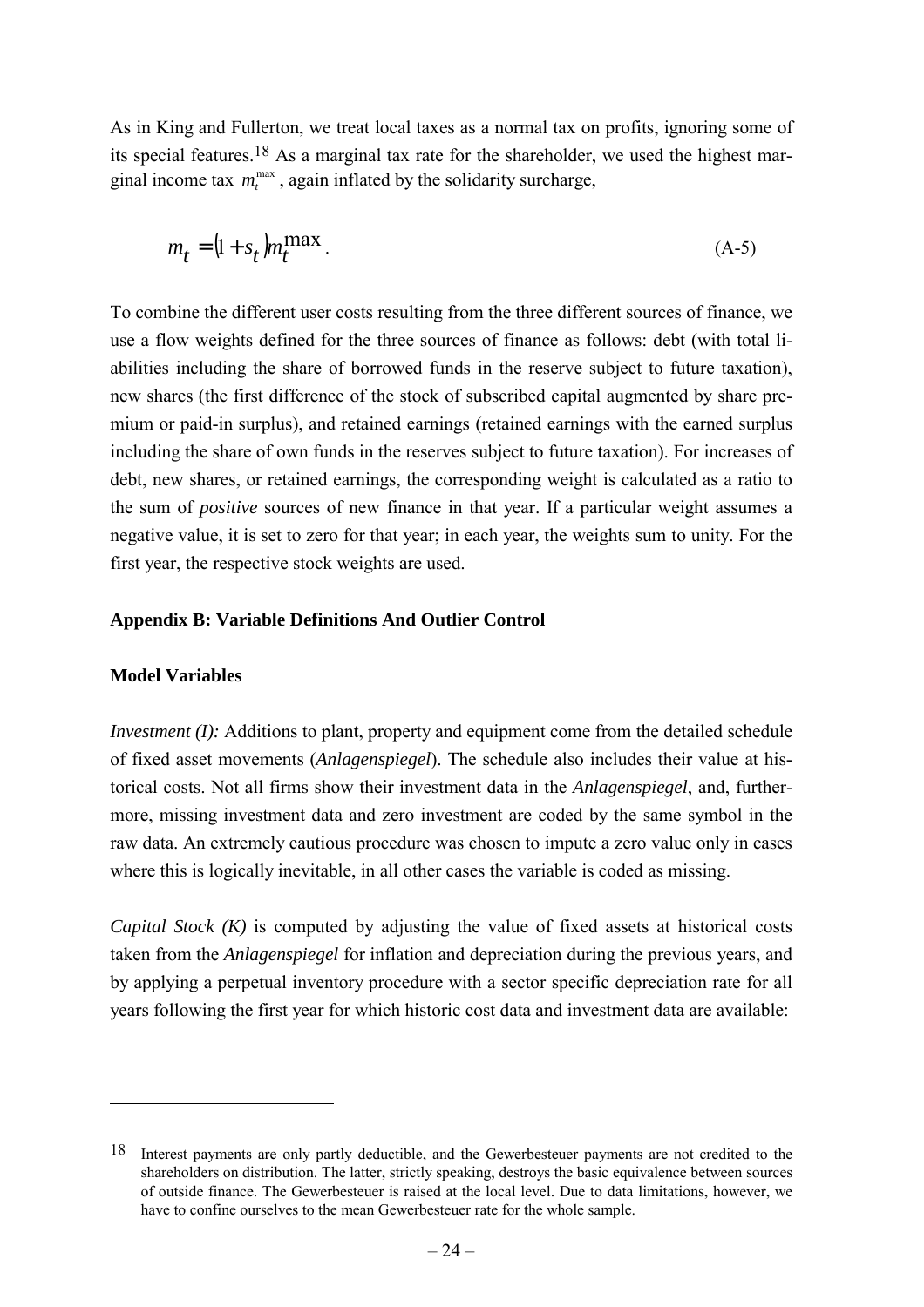As in King and Fullerton, we treat local taxes as a normal tax on profits, ignoring some of its special features.[18] As a marginal tax rate for the shareholder, we used the highest marginal income tax $m_t^{\max}$, again inflated by the solidarity surcharge,

$$m_t = (1 + s_t) m_t^{\max} . \tag{A-5}$$

To combine the different user costs resulting from the three different sources of finance, we use a flow weights defined for the three sources of finance as follows: debt (with total liabilities including the share of borrowed funds in the reserve subject to future taxation), new shares (the first difference of the stock of subscribed capital augmented by share premium or paid-in surplus), and retained earnings (retained earnings with the earned surplus including the share of own funds in the reserves subject to future taxation). For increases of debt, new shares, or retained earnings, the corresponding weight is calculated as a ratio to the sum of *positive* sources of new finance in that year. If a particular weight assumes a negative value, it is set to zero for that year; in each year, the weights sum to unity. For the first year, the respective stock weights are used.

## Appendix B: Variable Definitions And Outlier Control

### Model Variables

*Investment (I):* Additions to plant, property and equipment come from the detailed schedule of fixed asset movements (*Anlagenspiegel*). The schedule also includes their value at historical costs. Not all firms show their investment data in the *Anlagenspiegel*, and, furthermore, missing investment data and zero investment are coded by the same symbol in the raw data. An extremely cautious procedure was chosen to impute a zero value only in cases where this is logically inevitable, in all other cases the variable is coded as missing.

*Capital Stock (K)* is computed by adjusting the value of fixed assets at historical costs taken from the *Anlagenspiegel* for inflation and depreciation during the previous years, and by applying a perpetual inventory procedure with a sector specific depreciation rate for all years following the first year for which historic cost data and investment data are available:

---

[18] Interest payments are only partly deductible, and the Gewerbesteuer payments are not credited to the shareholders on distribution. The latter, strictly speaking, destroys the basic equivalence between sources of outside finance. The Gewerbesteuer is raised at the local level. Due to data limitations, however, we have to confine ourselves to the mean Gewerbesteuer rate for the whole sample.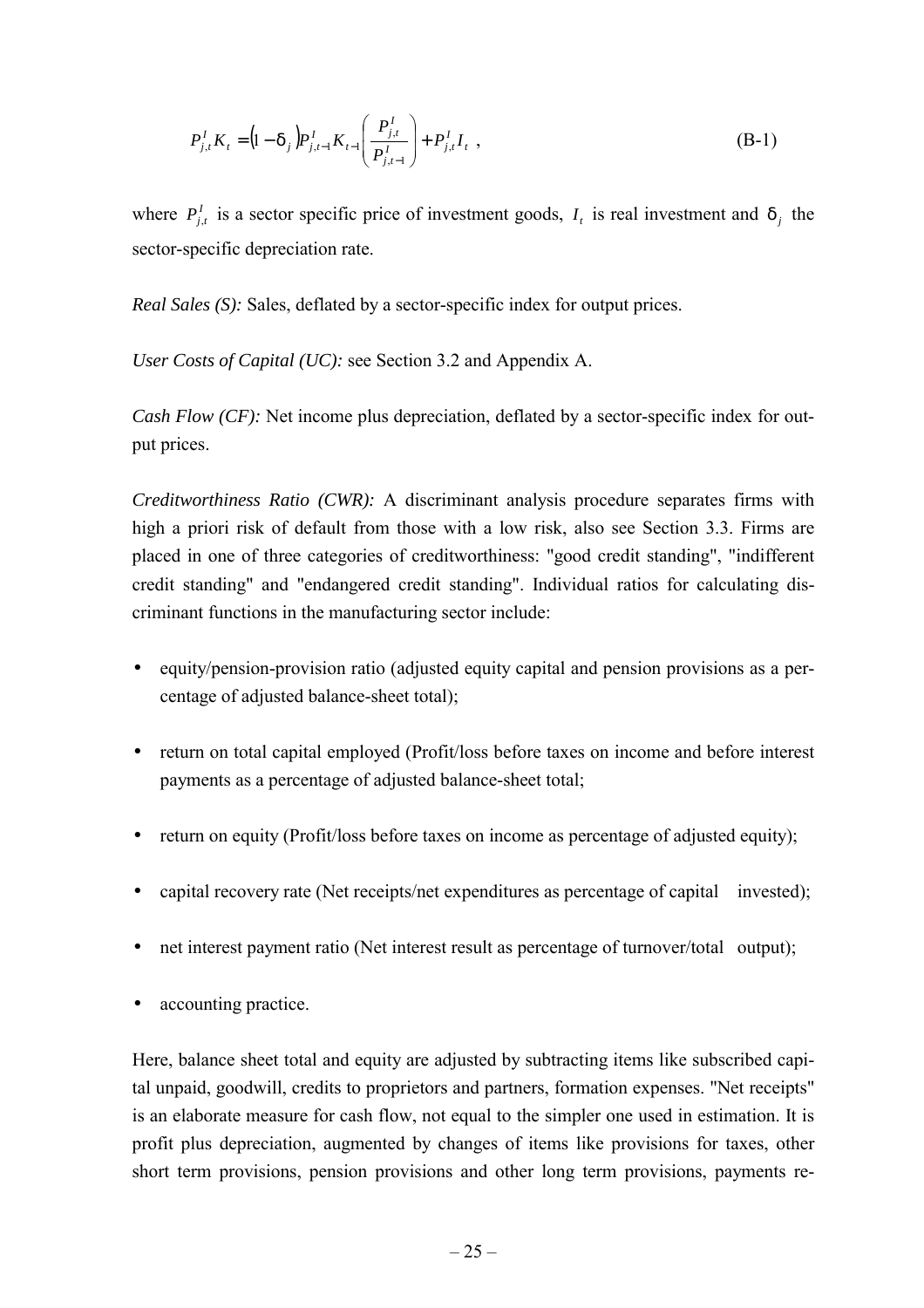$$P_{j,t}^{I} K_{t} = (1 - \delta_{j}) P_{j,t-1}^{I} K_{t-1} \left( \frac{P_{j,t}^{I}}{P_{j,t-1}^{I}} \right) + P_{j,t}^{I} I_{t} \ , \tag{B-1}$$

where $P_{j,t}^{I}$ is a sector specific price of investment goods, $I_t$ is real investment and $\delta_j$ the sector-specific depreciation rate.

*Real Sales (S):* Sales, deflated by a sector-specific index for output prices.

*User Costs of Capital (UC):* see Section 3.2 and Appendix A.

*Cash Flow (CF):* Net income plus depreciation, deflated by a sector-specific index for output prices.

*Creditworthiness Ratio (CWR):* A discriminant analysis procedure separates firms with high a priori risk of default from those with a low risk, also see Section 3.3. Firms are placed in one of three categories of creditworthiness: "good credit standing", "indifferent credit standing" and "endangered credit standing". Individual ratios for calculating discriminant functions in the manufacturing sector include:

- equity/pension-provision ratio (adjusted equity capital and pension provisions as a percentage of adjusted balance-sheet total);
- return on total capital employed (Profit/loss before taxes on income and before interest payments as a percentage of adjusted balance-sheet total;
- return on equity (Profit/loss before taxes on income as percentage of adjusted equity);
- capital recovery rate (Net receipts/net expenditures as percentage of capital invested);
- net interest payment ratio (Net interest result as percentage of turnover/total output);
- accounting practice.

Here, balance sheet total and equity are adjusted by subtracting items like subscribed capital unpaid, goodwill, credits to proprietors and partners, formation expenses. "Net receipts" is an elaborate measure for cash flow, not equal to the simpler one used in estimation. It is profit plus depreciation, augmented by changes of items like provisions for taxes, other short term provisions, pension provisions and other long term provisions, payments re-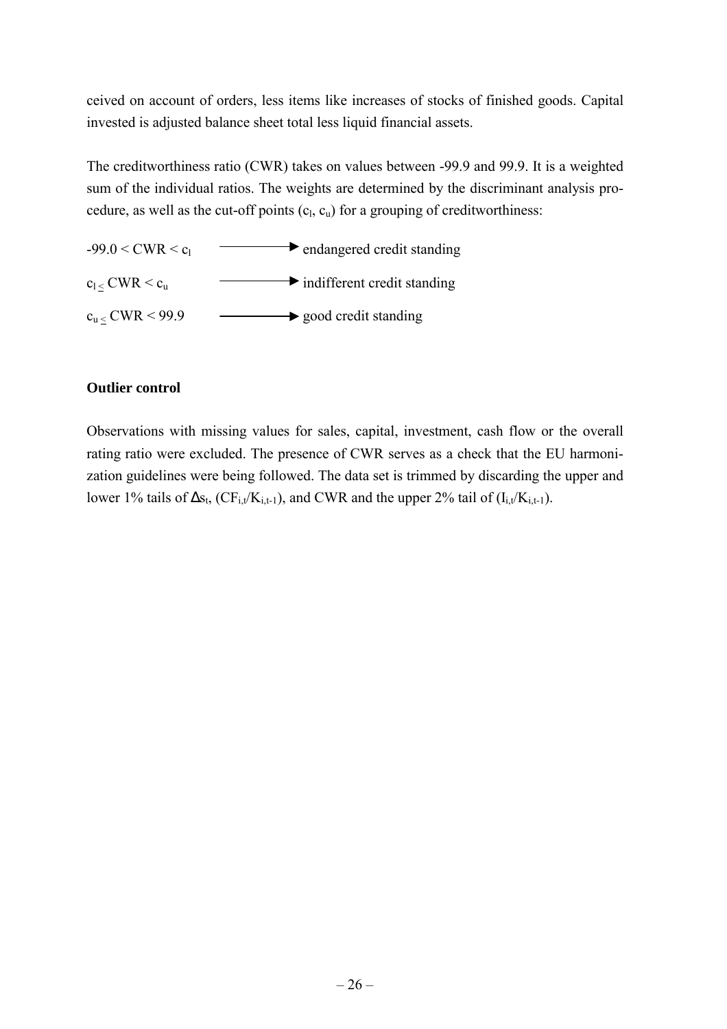ceived on account of orders, less items like increases of stocks of finished goods. Capital invested is adjusted balance sheet total less liquid financial assets.

The creditworthiness ratio (CWR) takes on values between -99.9 and 99.9. It is a weighted sum of the individual ratios. The weights are determined by the discriminant analysis procedure, as well as the cut-off points ($c_l$, $c_u$) for a grouping of creditworthiness:

$-99.0 < CWR < c_l$ ⟶ endangered credit standing

$c_l \leq CWR < c_u$ ⟶ indifferent credit standing

$c_u \leq CWR < 99.9$ ⟶ good credit standing

**Outlier control**

Observations with missing values for sales, capital, investment, cash flow or the overall rating ratio were excluded. The presence of CWR serves as a check that the EU harmonization guidelines were being followed. The data set is trimmed by discarding the upper and lower 1% tails of $\Delta s_t$, $(CF_{i,t}/K_{i,t-1})$, and CWR and the upper 2% tail of $(I_{i,t}/K_{i,t-1})$.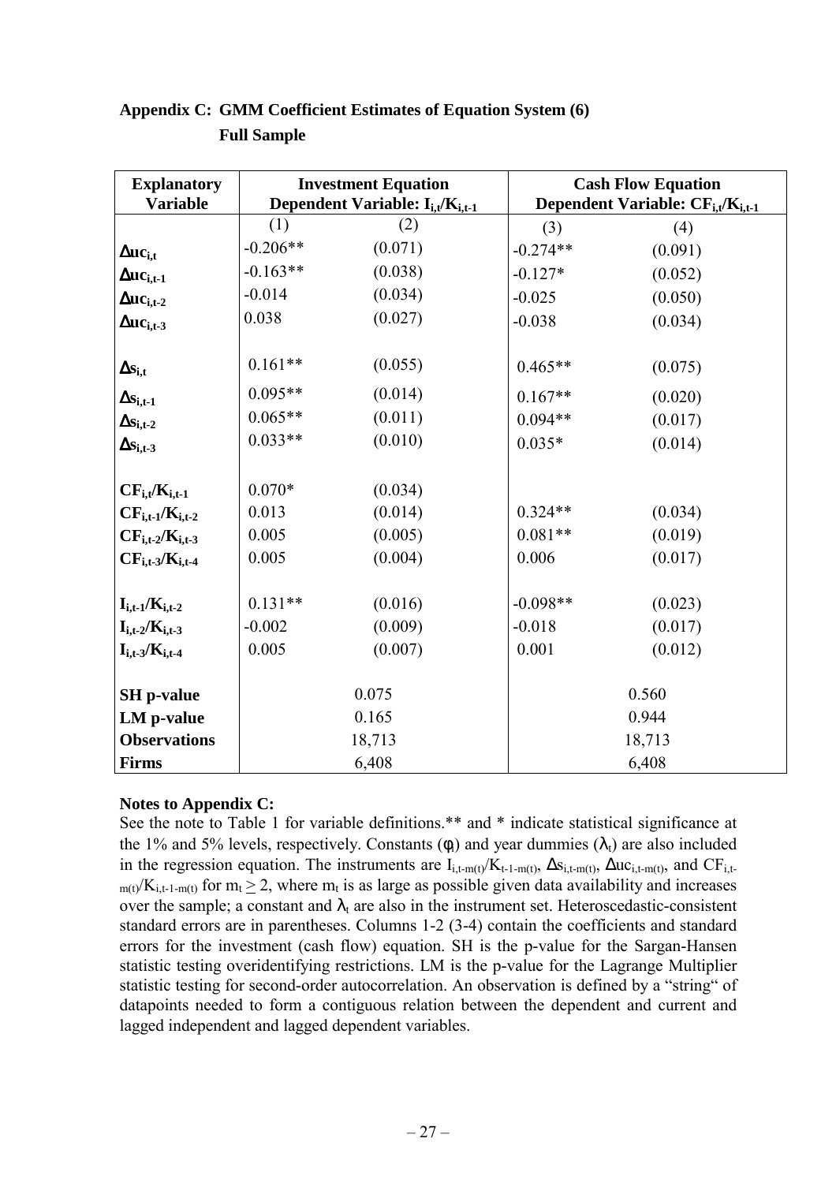**Appendix C: GMM Coefficient Estimates of Equation System (6)**

**Full Sample**

| Explanatory Variable | Investment Equation Dependent Variable: $I_{i,t}/K_{i,t-1}$ | | Cash Flow Equation Dependent Variable: $CF_{i,t}/K_{i,t-1}$ | |
|---|---|---|---|---|
| | (1) | (2) | (3) | (4) |
| $\Delta uc_{i,t}$ | -0.206** | (0.071) | -0.274** | (0.091) |
| $\Delta uc_{i,t-1}$ | -0.163** | (0.038) | -0.127* | (0.052) |
| $\Delta uc_{i,t-2}$ | -0.014 | (0.034) | -0.025 | (0.050) |
| $\Delta uc_{i,t-3}$ | 0.038 | (0.027) | -0.038 | (0.034) |
| $\Delta s_{i,t}$ | 0.161** | (0.055) | 0.465** | (0.075) |
| $\Delta s_{i,t-1}$ | 0.095** | (0.014) | 0.167** | (0.020) |
| $\Delta s_{i,t-2}$ | 0.065** | (0.011) | 0.094** | (0.017) |
| $\Delta s_{i,t-3}$ | 0.033** | (0.010) | 0.035* | (0.014) |
| $CF_{i,t}/K_{i,t-1}$ | 0.070* | (0.034) | | |
| $CF_{i,t-1}/K_{i,t-2}$ | 0.013 | (0.014) | 0.324** | (0.034) |
| $CF_{i,t-2}/K_{i,t-3}$ | 0.005 | (0.005) | 0.081** | (0.019) |
| $CF_{i,t-3}/K_{i,t-4}$ | 0.005 | (0.004) | 0.006 | (0.017) |
| $I_{i,t-1}/K_{i,t-2}$ | 0.131** | (0.016) | -0.098** | (0.023) |
| $I_{i,t-2}/K_{i,t-3}$ | -0.002 | (0.009) | -0.018 | (0.017) |
| $I_{i,t-3}/K_{i,t-4}$ | 0.005 | (0.007) | 0.001 | (0.012) |
| **SH p-value** | 0.075 | | 0.560 | |
| **LM p-value** | 0.165 | | 0.944 | |
| **Observations** | 18,713 | | 18,713 | |
| **Firms** | 6,408 | | 6,408 | |

**Notes to Appendix C:**

See the note to Table 1 for variable definitions.** and * indicate statistical significance at the 1% and 5% levels, respectively. Constants ($\phi_i$) and year dummies ($\lambda_t$) are also included in the regression equation. The instruments are $I_{i,t-m(t)}/K_{t-1-m(t)}$, $\Delta s_{i,t-m(t)}$, $\Delta uc_{i,t-m(t)}$, and $CF_{i,t-m(t)}/K_{i,t-1-m(t)}$ for $m_t \geq 2$, where $m_t$ is as large as possible given data availability and increases over the sample; a constant and $\lambda_t$ are also in the instrument set. Heteroscedastic-consistent standard errors are in parentheses. Columns 1-2 (3-4) contain the coefficients and standard errors for the investment (cash flow) equation. SH is the p-value for the Sargan-Hansen statistic testing overidentifying restrictions. LM is the p-value for the Lagrange Multiplier statistic testing for second-order autocorrelation. An observation is defined by a "string" of datapoints needed to form a contiguous relation between the dependent and current and lagged independent and lagged dependent variables.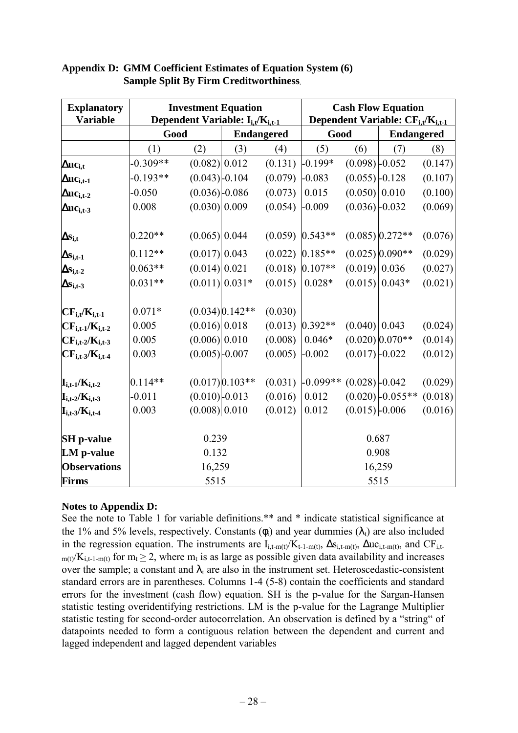**Appendix D: GMM Coefficient Estimates of Equation System (6)**
**Sample Split By Firm Creditworthiness**

| Explanatory Variable | Investment Equation Dependent Variable: $I_{i,t}/K_{i,t-1}$ | | | | Cash Flow Equation Dependent Variable: $CF_{i,t}/K_{i,t-1}$ | | | |
|---|---|---|---|---|---|---|---|---|
| | Good | | Endangered | | Good | | Endangered | |
| | (1) | (2) | (3) | (4) | (5) | (6) | (7) | (8) |
| $\Delta uc_{i,t}$ | -0.309** | (0.082) | 0.012 | (0.131) | -0.199* | (0.098) | -0.052 | (0.147) |
| $\Delta uc_{i,t-1}$ | -0.193** | (0.043) | -0.104 | (0.079) | -0.083 | (0.055) | -0.128 | (0.107) |
| $\Delta uc_{i,t-2}$ | -0.050 | (0.036) | -0.086 | (0.073) | 0.015 | (0.050) | 0.010 | (0.100) |
| $\Delta uc_{i,t-3}$ | 0.008 | (0.030) | 0.009 | (0.054) | -0.009 | (0.036) | -0.032 | (0.069) |
| $\Delta s_{i,t}$ | 0.220** | (0.065) | 0.044 | (0.059) | 0.543** | (0.085) | 0.272** | (0.076) |
| $\Delta s_{i,t-1}$ | 0.112** | (0.017) | 0.043 | (0.022) | 0.185** | (0.025) | 0.090** | (0.029) |
| $\Delta s_{i,t-2}$ | 0.063** | (0.014) | 0.021 | (0.018) | 0.107** | (0.019) | 0.036 | (0.027) |
| $\Delta s_{i,t-3}$ | 0.031** | (0.011) | 0.031* | (0.015) | 0.028* | (0.015) | 0.043* | (0.021) |
| $CF_{i,t}/K_{i,t-1}$ | 0.071* | (0.034) | 0.142** | (0.030) | | | | |
| $CF_{i,t-1}/K_{i,t-2}$ | 0.005 | (0.016) | 0.018 | (0.013) | 0.392** | (0.040) | 0.043 | (0.024) |
| $CF_{i,t-2}/K_{i,t-3}$ | 0.005 | (0.006) | 0.010 | (0.008) | 0.046* | (0.020) | 0.070** | (0.014) |
| $CF_{i,t-3}/K_{i,t-4}$ | 0.003 | (0.005) | -0.007 | (0.005) | -0.002 | (0.017) | -0.022 | (0.012) |
| $I_{i,t-1}/K_{i,t-2}$ | 0.114** | (0.017) | 0.103** | (0.031) | -0.099** | (0.028) | -0.042 | (0.029) |
| $I_{i,t-2}/K_{i,t-3}$ | -0.011 | (0.010) | -0.013 | (0.016) | 0.012 | (0.020) | -0.055** | (0.018) |
| $I_{i,t-3}/K_{i,t-4}$ | 0.003 | (0.008) | 0.010 | (0.012) | 0.012 | (0.015) | -0.006 | (0.016) |
| SH p-value | 0.239 | | | | 0.687 | | | |
| LM p-value | 0.132 | | | | 0.908 | | | |
| Observations | 16,259 | | | | 16,259 | | | |
| Firms | 5515 | | | | 5515 | | | |

**Notes to Appendix D:**
See the note to Table 1 for variable definitions.** and * indicate statistical significance at the 1% and 5% levels, respectively. Constants ($\phi_i$) and year dummies ($\lambda_t$) are also included in the regression equation. The instruments are $I_{i,t-m(t)}/K_{t-1-m(t)}$, $\Delta s_{i,t-m(t)}$, $\Delta uc_{i,t-m(t)}$, and $CF_{i,t-m(t)}/K_{i,t-1-m(t)}$ for $m_t \geq 2$, where $m_t$ is as large as possible given data availability and increases over the sample; a constant and $\lambda_t$ are also in the instrument set. Heteroscedastic-consistent standard errors are in parentheses. Columns 1-4 (5-8) contain the coefficients and standard errors for the investment (cash flow) equation. SH is the p-value for the Sargan-Hansen statistic testing overidentifying restrictions. LM is the p-value for the Lagrange Multiplier statistic testing for second-order autocorrelation. An observation is defined by a "string" of datapoints needed to form a contiguous relation between the dependent and current and lagged independent and lagged dependent variables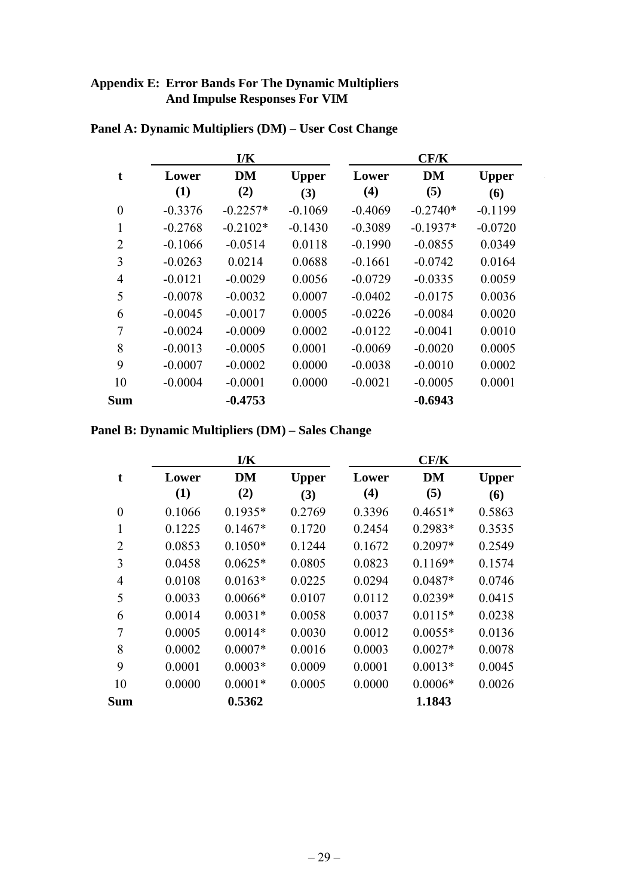## Appendix E: Error Bands For The Dynamic Multipliers And Impulse Responses For VIM

### Panel A: Dynamic Multipliers (DM) – User Cost Change

| | I/K | | | CF/K | | |
|---|---|---|---|---|---|---|
| **t** | **Lower (1)** | **DM (2)** | **Upper (3)** | **Lower (4)** | **DM (5)** | **Upper (6)** |
| 0 | -0.3376 | -0.2257* | -0.1069 | -0.4069 | -0.2740* | -0.1199 |
| 1 | -0.2768 | -0.2102* | -0.1430 | -0.3089 | -0.1937* | -0.0720 |
| 2 | -0.1066 | -0.0514 | 0.0118 | -0.1990 | -0.0855 | 0.0349 |
| 3 | -0.0263 | 0.0214 | 0.0688 | -0.1661 | -0.0742 | 0.0164 |
| 4 | -0.0121 | -0.0029 | 0.0056 | -0.0729 | -0.0335 | 0.0059 |
| 5 | -0.0078 | -0.0032 | 0.0007 | -0.0402 | -0.0175 | 0.0036 |
| 6 | -0.0045 | -0.0017 | 0.0005 | -0.0226 | -0.0084 | 0.0020 |
| 7 | -0.0024 | -0.0009 | 0.0002 | -0.0122 | -0.0041 | 0.0010 |
| 8 | -0.0013 | -0.0005 | 0.0001 | -0.0069 | -0.0020 | 0.0005 |
| 9 | -0.0007 | -0.0002 | 0.0000 | -0.0038 | -0.0010 | 0.0002 |
| 10 | -0.0004 | -0.0001 | 0.0000 | -0.0021 | -0.0005 | 0.0001 |
| **Sum** | | **-0.4753** | | | **-0.6943** | |

### Panel B: Dynamic Multipliers (DM) – Sales Change

| | I/K | | | CF/K | | |
|---|---|---|---|---|---|---|
| **t** | **Lower (1)** | **DM (2)** | **Upper (3)** | **Lower (4)** | **DM (5)** | **Upper (6)** |
| 0 | 0.1066 | 0.1935* | 0.2769 | 0.3396 | 0.4651* | 0.5863 |
| 1 | 0.1225 | 0.1467* | 0.1720 | 0.2454 | 0.2983* | 0.3535 |
| 2 | 0.0853 | 0.1050* | 0.1244 | 0.1672 | 0.2097* | 0.2549 |
| 3 | 0.0458 | 0.0625* | 0.0805 | 0.0823 | 0.1169* | 0.1574 |
| 4 | 0.0108 | 0.0163* | 0.0225 | 0.0294 | 0.0487* | 0.0746 |
| 5 | 0.0033 | 0.0066* | 0.0107 | 0.0112 | 0.0239* | 0.0415 |
| 6 | 0.0014 | 0.0031* | 0.0058 | 0.0037 | 0.0115* | 0.0238 |
| 7 | 0.0005 | 0.0014* | 0.0030 | 0.0012 | 0.0055* | 0.0136 |
| 8 | 0.0002 | 0.0007* | 0.0016 | 0.0003 | 0.0027* | 0.0078 |
| 9 | 0.0001 | 0.0003* | 0.0009 | 0.0001 | 0.0013* | 0.0045 |
| 10 | 0.0000 | 0.0001* | 0.0005 | 0.0000 | 0.0006* | 0.0026 |
| **Sum** | | **0.5362** | | | **1.1843** | |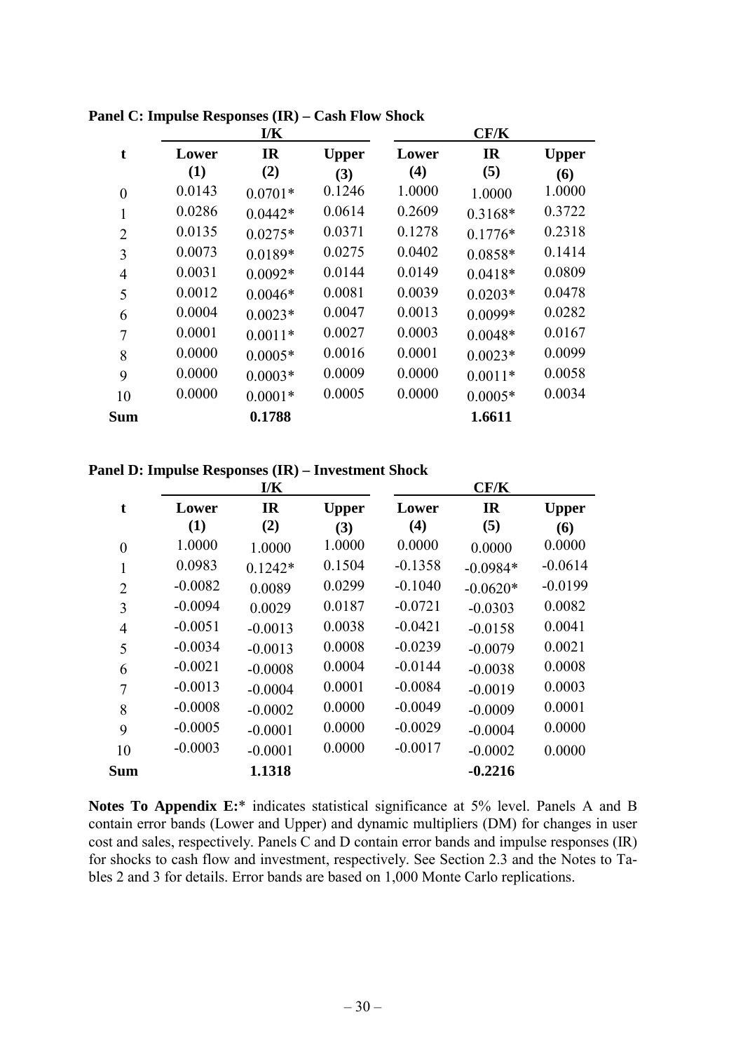**Panel C: Impulse Responses (IR) – Cash Flow Shock**

| | I/K | | | CF/K | | |
|---|---|---|---|---|---|---|
| **t** | **Lower (1)** | **IR (2)** | **Upper (3)** | **Lower (4)** | **IR (5)** | **Upper (6)** |
| 0 | 0.0143 | 0.0701* | 0.1246 | 1.0000 | 1.0000 | 1.0000 |
| 1 | 0.0286 | 0.0442* | 0.0614 | 0.2609 | 0.3168* | 0.3722 |
| 2 | 0.0135 | 0.0275* | 0.0371 | 0.1278 | 0.1776* | 0.2318 |
| 3 | 0.0073 | 0.0189* | 0.0275 | 0.0402 | 0.0858* | 0.1414 |
| 4 | 0.0031 | 0.0092* | 0.0144 | 0.0149 | 0.0418* | 0.0809 |
| 5 | 0.0012 | 0.0046* | 0.0081 | 0.0039 | 0.0203* | 0.0478 |
| 6 | 0.0004 | 0.0023* | 0.0047 | 0.0013 | 0.0099* | 0.0282 |
| 7 | 0.0001 | 0.0011* | 0.0027 | 0.0003 | 0.0048* | 0.0167 |
| 8 | 0.0000 | 0.0005* | 0.0016 | 0.0001 | 0.0023* | 0.0099 |
| 9 | 0.0000 | 0.0003* | 0.0009 | 0.0000 | 0.0011* | 0.0058 |
| 10 | 0.0000 | 0.0001* | 0.0005 | 0.0000 | 0.0005* | 0.0034 |
| **Sum** | | **0.1788** | | | **1.6611** | |

**Panel D: Impulse Responses (IR) – Investment Shock**

| | I/K | | | CF/K | | |
|---|---|---|---|---|---|---|
| **t** | **Lower (1)** | **IR (2)** | **Upper (3)** | **Lower (4)** | **IR (5)** | **Upper (6)** |
| 0 | 1.0000 | 1.0000 | 1.0000 | 0.0000 | 0.0000 | 0.0000 |
| 1 | 0.0983 | 0.1242* | 0.1504 | -0.1358 | -0.0984* | -0.0614 |
| 2 | -0.0082 | 0.0089 | 0.0299 | -0.1040 | -0.0620* | -0.0199 |
| 3 | -0.0094 | 0.0029 | 0.0187 | -0.0721 | -0.0303 | 0.0082 |
| 4 | -0.0051 | -0.0013 | 0.0038 | -0.0421 | -0.0158 | 0.0041 |
| 5 | -0.0034 | -0.0013 | 0.0008 | -0.0239 | -0.0079 | 0.0021 |
| 6 | -0.0021 | -0.0008 | 0.0004 | -0.0144 | -0.0038 | 0.0008 |
| 7 | -0.0013 | -0.0004 | 0.0001 | -0.0084 | -0.0019 | 0.0003 |
| 8 | -0.0008 | -0.0002 | 0.0000 | -0.0049 | -0.0009 | 0.0001 |
| 9 | -0.0005 | -0.0001 | 0.0000 | -0.0029 | -0.0004 | 0.0000 |
| 10 | -0.0003 | -0.0001 | 0.0000 | -0.0017 | -0.0002 | 0.0000 |
| **Sum** | | **1.1318** | | | **-0.2216** | |

**Notes To Appendix E:*** indicates statistical significance at 5% level. Panels A and B contain error bands (Lower and Upper) and dynamic multipliers (DM) for changes in user cost and sales, respectively. Panels C and D contain error bands and impulse responses (IR) for shocks to cash flow and investment, respectively. See Section 2.3 and the Notes to Tables 2 and 3 for details. Error bands are based on 1,000 Monte Carlo replications.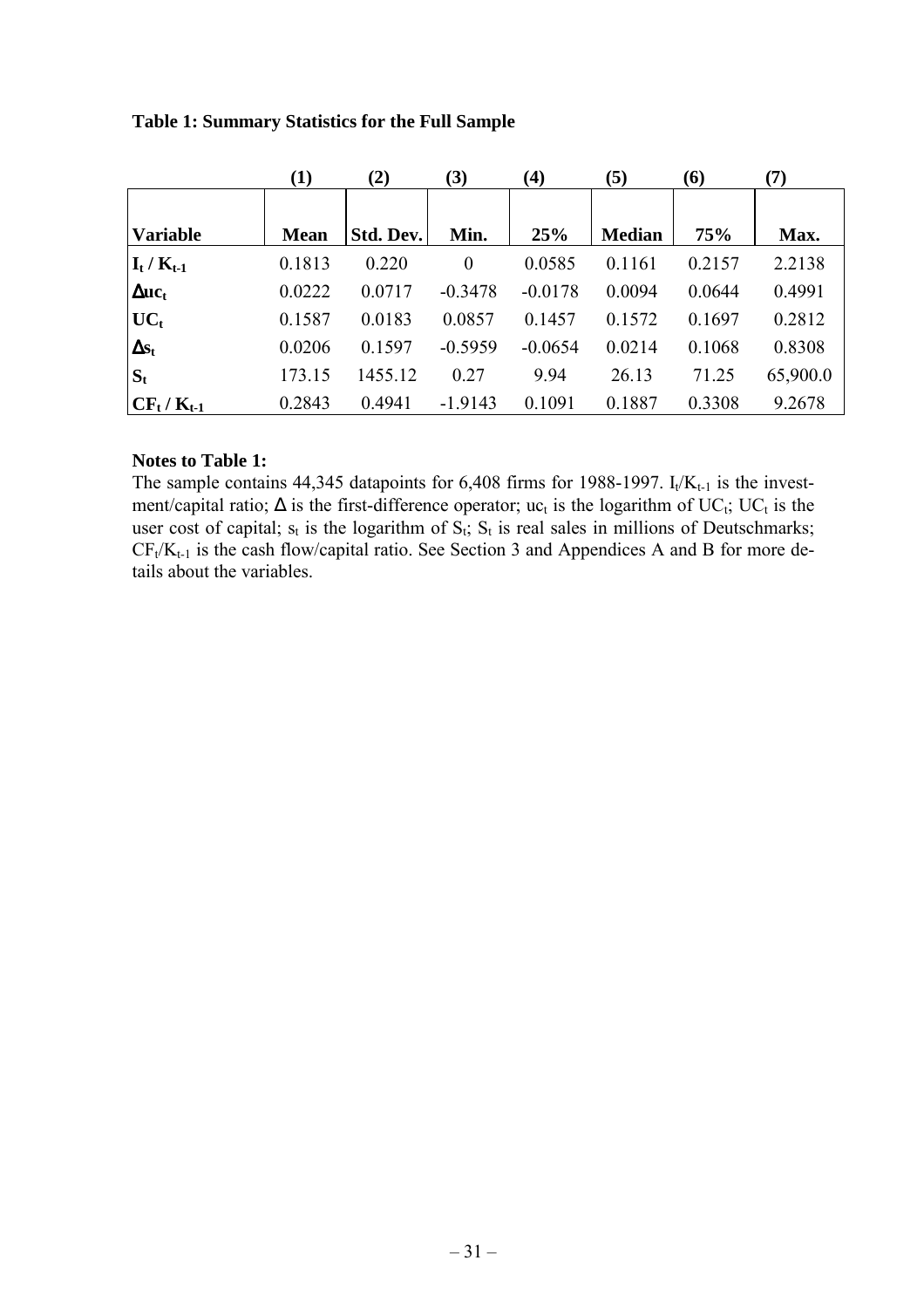**Table 1: Summary Statistics for the Full Sample**

| | (1) | (2) | (3) | (4) | (5) | (6) | (7) |
|---|---|---|---|---|---|---|---|
| **Variable** | **Mean** | **Std. Dev.** | **Min.** | **25%** | **Median** | **75%** | **Max.** |
| $I_t / K_{t-1}$ | 0.1813 | 0.220 | 0 | 0.0585 | 0.1161 | 0.2157 | 2.2138 |
| $\Delta uc_t$ | 0.0222 | 0.0717 | -0.3478 | -0.0178 | 0.0094 | 0.0644 | 0.4991 |
| $UC_t$ | 0.1587 | 0.0183 | 0.0857 | 0.1457 | 0.1572 | 0.1697 | 0.2812 |
| $\Delta s_t$ | 0.0206 | 0.1597 | -0.5959 | -0.0654 | 0.0214 | 0.1068 | 0.8308 |
| $S_t$ | 173.15 | 1455.12 | 0.27 | 9.94 | 26.13 | 71.25 | 65,900.0 |
| $CF_t / K_{t-1}$ | 0.2843 | 0.4941 | -1.9143 | 0.1091 | 0.1887 | 0.3308 | 9.2678 |

**Notes to Table 1:**

The sample contains 44,345 datapoints for 6,408 firms for 1988-1997. $I_t/K_{t-1}$ is the investment/capital ratio; $\Delta$ is the first-difference operator; $uc_t$ is the logarithm of $UC_t$; $UC_t$ is the user cost of capital; $s_t$ is the logarithm of $S_t$; $S_t$ is real sales in millions of Deutschmarks; $CF_t/K_{t-1}$ is the cash flow/capital ratio. See Section 3 and Appendices A and B for more details about the variables.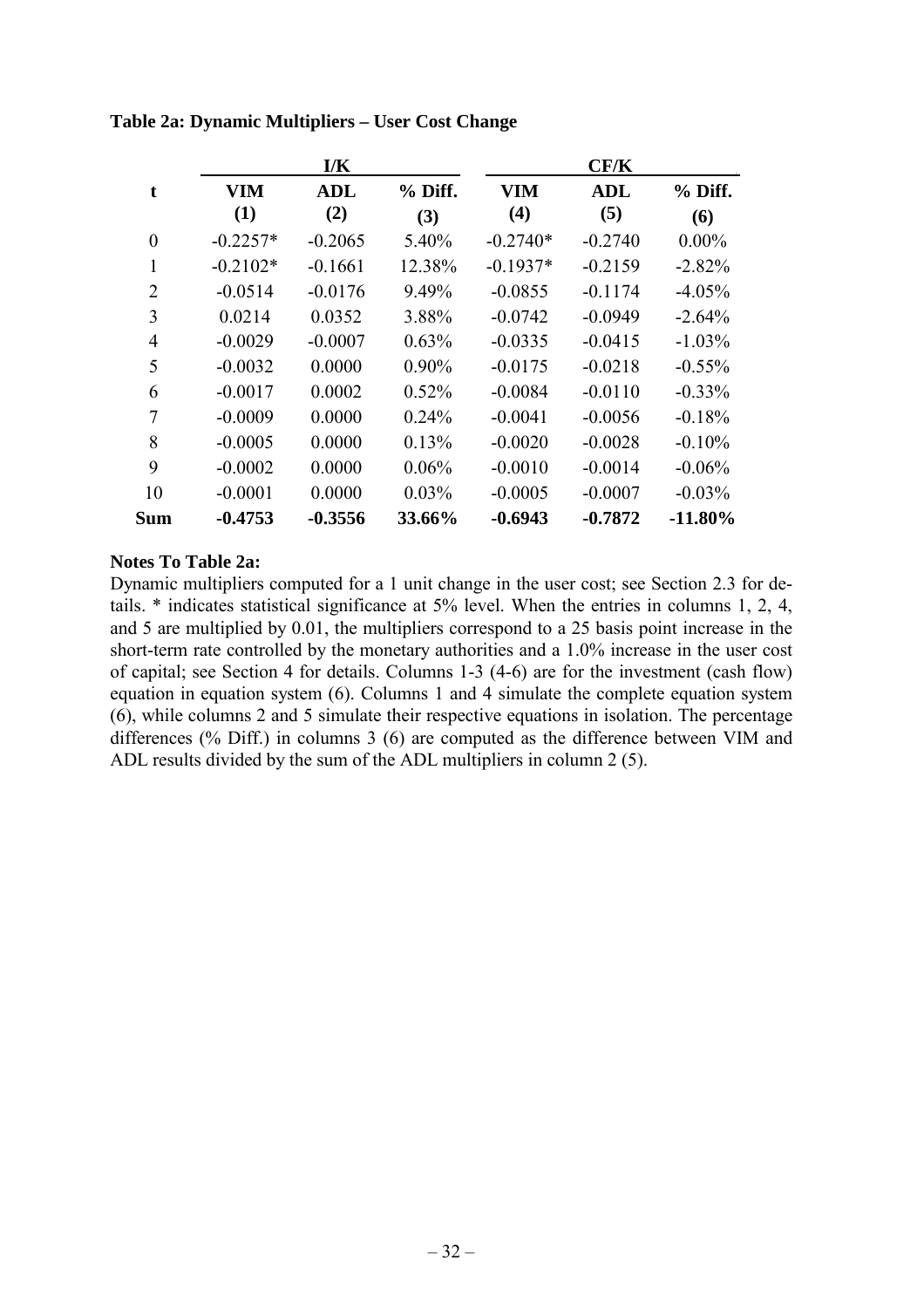**Table 2a: Dynamic Multipliers – User Cost Change**

| | I/K | | | CF/K | | |
|---|---|---|---|---|---|---|
| **t** | **VIM (1)** | **ADL (2)** | **% Diff. (3)** | **VIM (4)** | **ADL (5)** | **% Diff. (6)** |
| 0 | -0.2257* | -0.2065 | 5.40% | -0.2740* | -0.2740 | 0.00% |
| 1 | -0.2102* | -0.1661 | 12.38% | -0.1937* | -0.2159 | -2.82% |
| 2 | -0.0514 | -0.0176 | 9.49% | -0.0855 | -0.1174 | -4.05% |
| 3 | 0.0214 | 0.0352 | 3.88% | -0.0742 | -0.0949 | -2.64% |
| 4 | -0.0029 | -0.0007 | 0.63% | -0.0335 | -0.0415 | -1.03% |
| 5 | -0.0032 | 0.0000 | 0.90% | -0.0175 | -0.0218 | -0.55% |
| 6 | -0.0017 | 0.0002 | 0.52% | -0.0084 | -0.0110 | -0.33% |
| 7 | -0.0009 | 0.0000 | 0.24% | -0.0041 | -0.0056 | -0.18% |
| 8 | -0.0005 | 0.0000 | 0.13% | -0.0020 | -0.0028 | -0.10% |
| 9 | -0.0002 | 0.0000 | 0.06% | -0.0010 | -0.0014 | -0.06% |
| 10 | -0.0001 | 0.0000 | 0.03% | -0.0005 | -0.0007 | -0.03% |
| **Sum** | **-0.4753** | **-0.3556** | **33.66%** | **-0.6943** | **-0.7872** | **-11.80%** |

**Notes To Table 2a:**

Dynamic multipliers computed for a 1 unit change in the user cost; see Section 2.3 for details. * indicates statistical significance at 5% level. When the entries in columns 1, 2, 4, and 5 are multiplied by 0.01, the multipliers correspond to a 25 basis point increase in the short-term rate controlled by the monetary authorities and a 1.0% increase in the user cost of capital; see Section 4 for details. Columns 1-3 (4-6) are for the investment (cash flow) equation in equation system (6). Columns 1 and 4 simulate the complete equation system (6), while columns 2 and 5 simulate their respective equations in isolation. The percentage differences (% Diff.) in columns 3 (6) are computed as the difference between VIM and ADL results divided by the sum of the ADL multipliers in column 2 (5).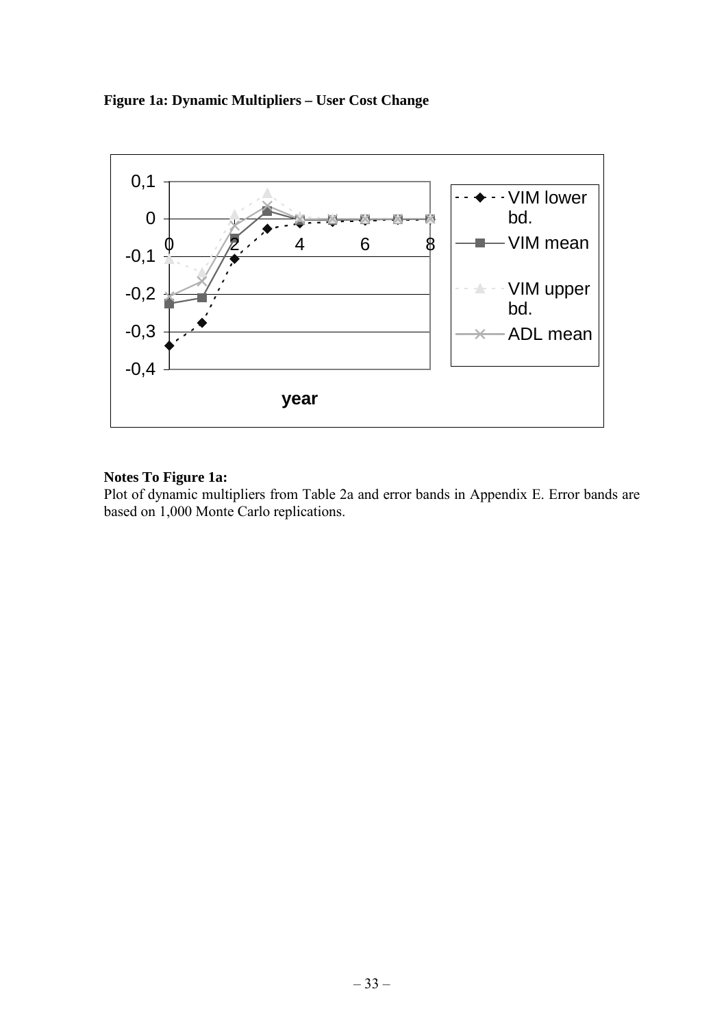**Figure 1a: Dynamic Multipliers – User Cost Change**

**Notes To Figure 1a:**
Plot of dynamic multipliers from Table 2a and error bands in Appendix E. Error bands are based on 1,000 Monte Carlo replications.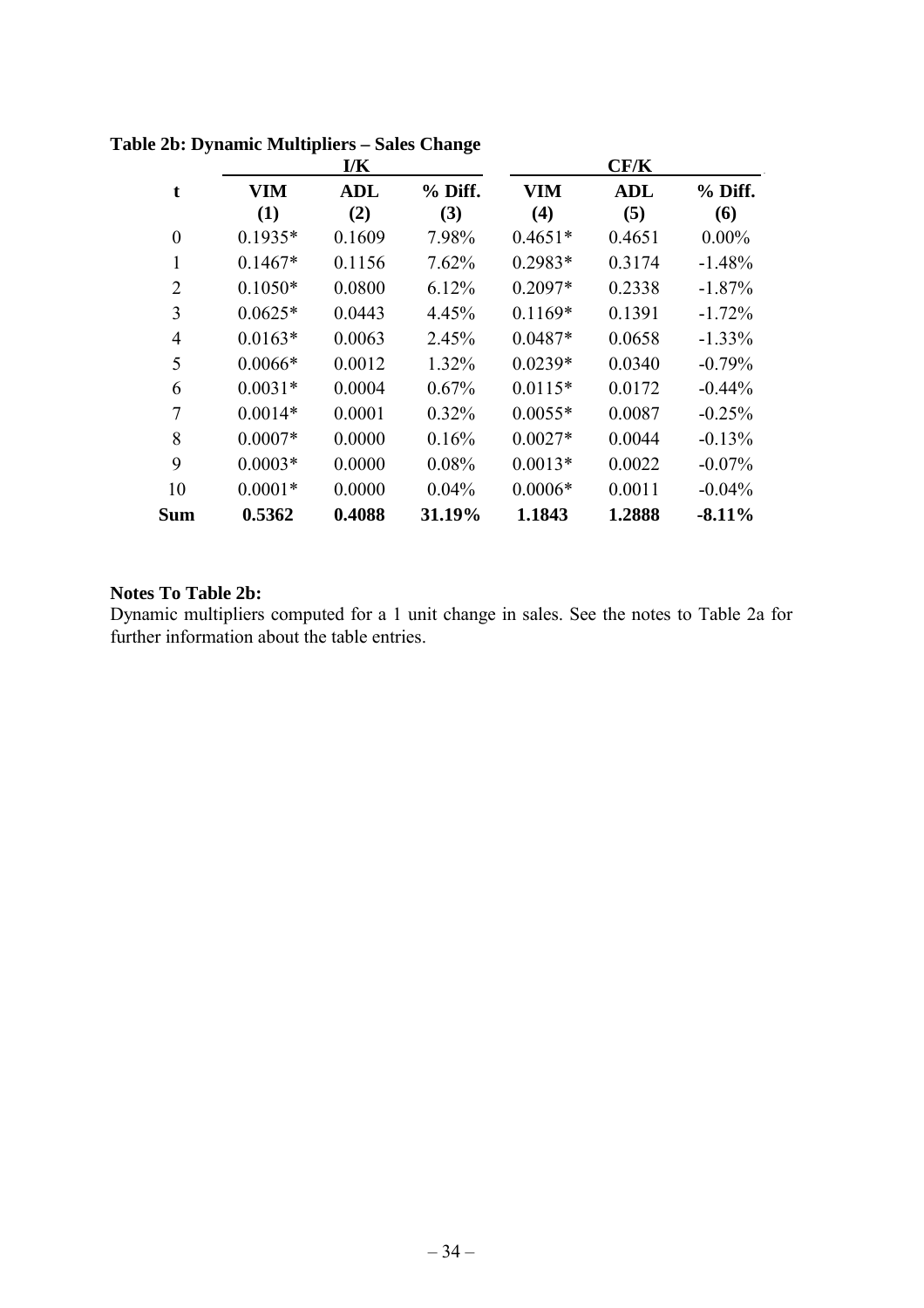**Table 2b: Dynamic Multipliers – Sales Change**

| | I/K | | | CF/K | | |
|---|---|---|---|---|---|---|
| **t** | **VIM (1)** | **ADL (2)** | **% Diff. (3)** | **VIM (4)** | **ADL (5)** | **% Diff. (6)** |
| 0 | 0.1935* | 0.1609 | 7.98% | 0.4651* | 0.4651 | 0.00% |
| 1 | 0.1467* | 0.1156 | 7.62% | 0.2983* | 0.3174 | -1.48% |
| 2 | 0.1050* | 0.0800 | 6.12% | 0.2097* | 0.2338 | -1.87% |
| 3 | 0.0625* | 0.0443 | 4.45% | 0.1169* | 0.1391 | -1.72% |
| 4 | 0.0163* | 0.0063 | 2.45% | 0.0487* | 0.0658 | -1.33% |
| 5 | 0.0066* | 0.0012 | 1.32% | 0.0239* | 0.0340 | -0.79% |
| 6 | 0.0031* | 0.0004 | 0.67% | 0.0115* | 0.0172 | -0.44% |
| 7 | 0.0014* | 0.0001 | 0.32% | 0.0055* | 0.0087 | -0.25% |
| 8 | 0.0007* | 0.0000 | 0.16% | 0.0027* | 0.0044 | -0.13% |
| 9 | 0.0003* | 0.0000 | 0.08% | 0.0013* | 0.0022 | -0.07% |
| 10 | 0.0001* | 0.0000 | 0.04% | 0.0006* | 0.0011 | -0.04% |
| **Sum** | **0.5362** | **0.4088** | **31.19%** | **1.1843** | **1.2888** | **-8.11%** |

**Notes To Table 2b:**

Dynamic multipliers computed for a 1 unit change in sales. See the notes to Table 2a for further information about the table entries.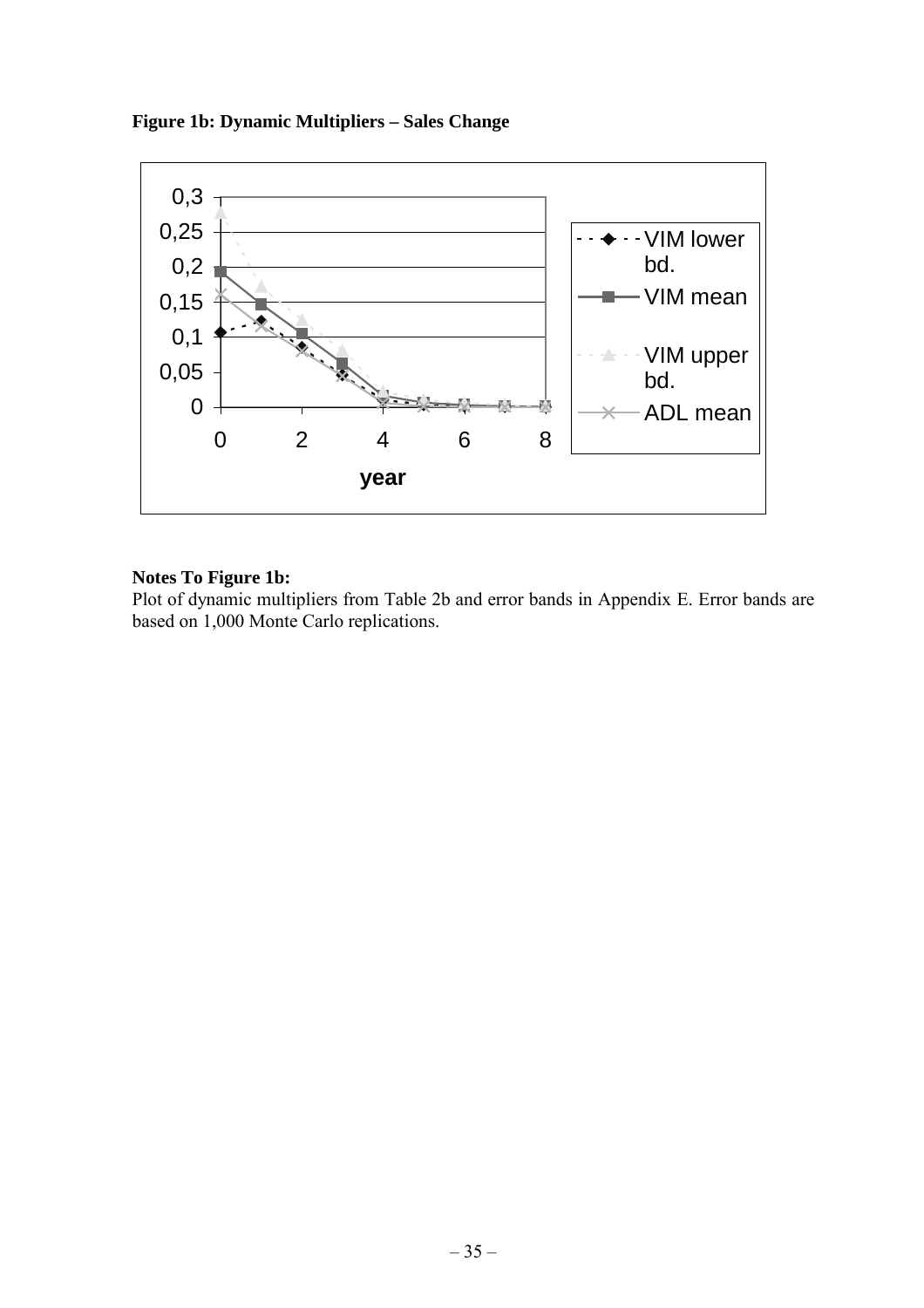**Figure 1b: Dynamic Multipliers – Sales Change**

**Notes To Figure 1b:**

Plot of dynamic multipliers from Table 2b and error bands in Appendix E. Error bands are based on 1,000 Monte Carlo replications.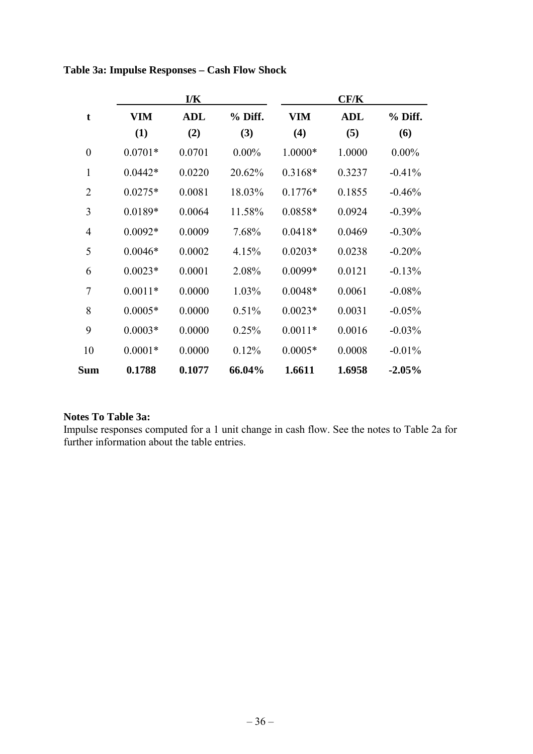**Table 3a: Impulse Responses – Cash Flow Shock**

| | I/K | | | CF/K | | |
|---|---|---|---|---|---|---|
| **t** | **VIM (1)** | **ADL (2)** | **% Diff. (3)** | **VIM (4)** | **ADL (5)** | **% Diff. (6)** |
| 0 | 0.0701* | 0.0701 | 0.00% | 1.0000* | 1.0000 | 0.00% |
| 1 | 0.0442* | 0.0220 | 20.62% | 0.3168* | 0.3237 | -0.41% |
| 2 | 0.0275* | 0.0081 | 18.03% | 0.1776* | 0.1855 | -0.46% |
| 3 | 0.0189* | 0.0064 | 11.58% | 0.0858* | 0.0924 | -0.39% |
| 4 | 0.0092* | 0.0009 | 7.68% | 0.0418* | 0.0469 | -0.30% |
| 5 | 0.0046* | 0.0002 | 4.15% | 0.0203* | 0.0238 | -0.20% |
| 6 | 0.0023* | 0.0001 | 2.08% | 0.0099* | 0.0121 | -0.13% |
| 7 | 0.0011* | 0.0000 | 1.03% | 0.0048* | 0.0061 | -0.08% |
| 8 | 0.0005* | 0.0000 | 0.51% | 0.0023* | 0.0031 | -0.05% |
| 9 | 0.0003* | 0.0000 | 0.25% | 0.0011* | 0.0016 | -0.03% |
| 10 | 0.0001* | 0.0000 | 0.12% | 0.0005* | 0.0008 | -0.01% |
| **Sum** | **0.1788** | **0.1077** | **66.04%** | **1.6611** | **1.6958** | **-2.05%** |

**Notes To Table 3a:**
Impulse responses computed for a 1 unit change in cash flow. See the notes to Table 2a for further information about the table entries.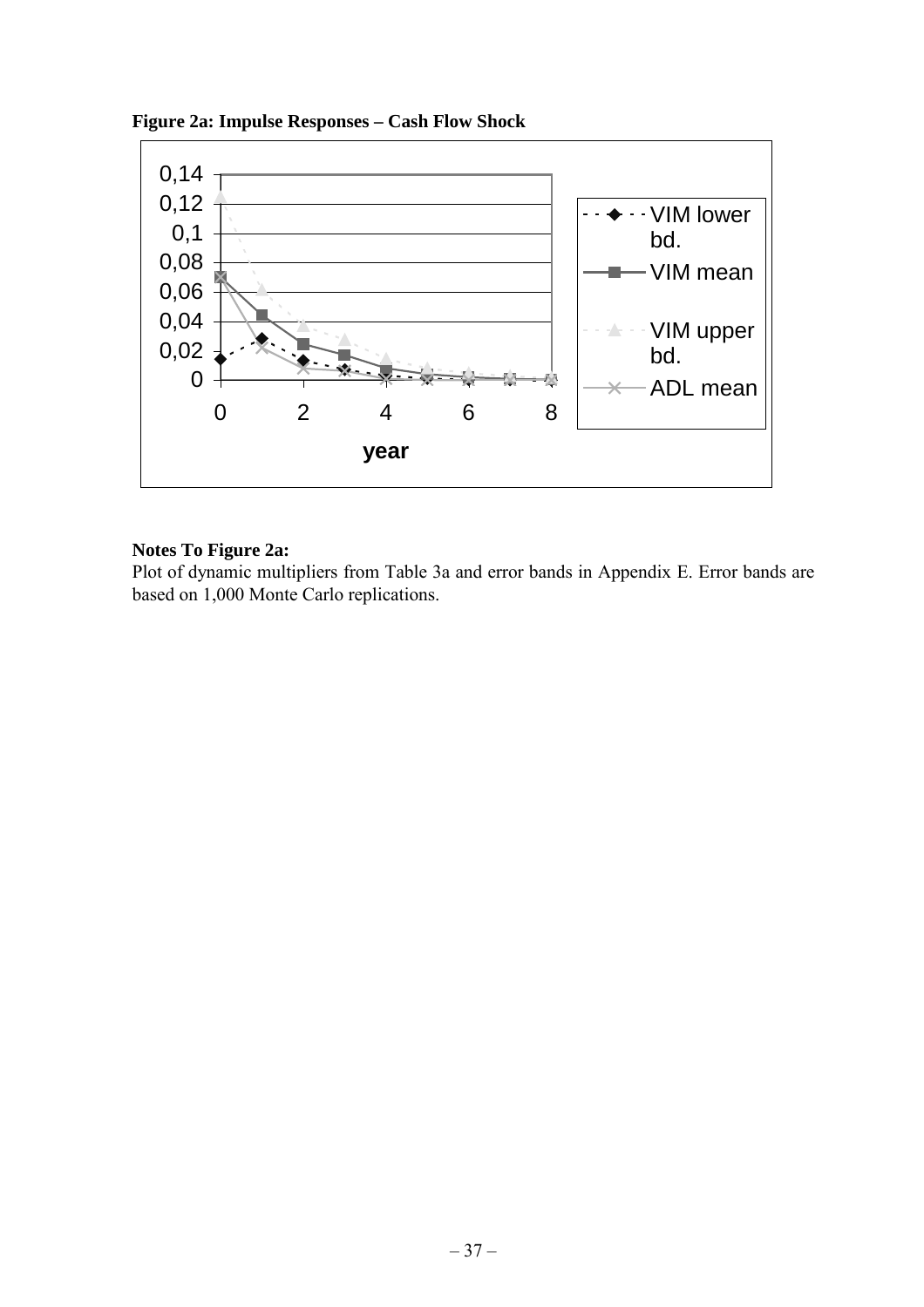**Figure 2a: Impulse Responses – Cash Flow Shock**

**Notes To Figure 2a:**

Plot of dynamic multipliers from Table 3a and error bands in Appendix E. Error bands are based on 1,000 Monte Carlo replications.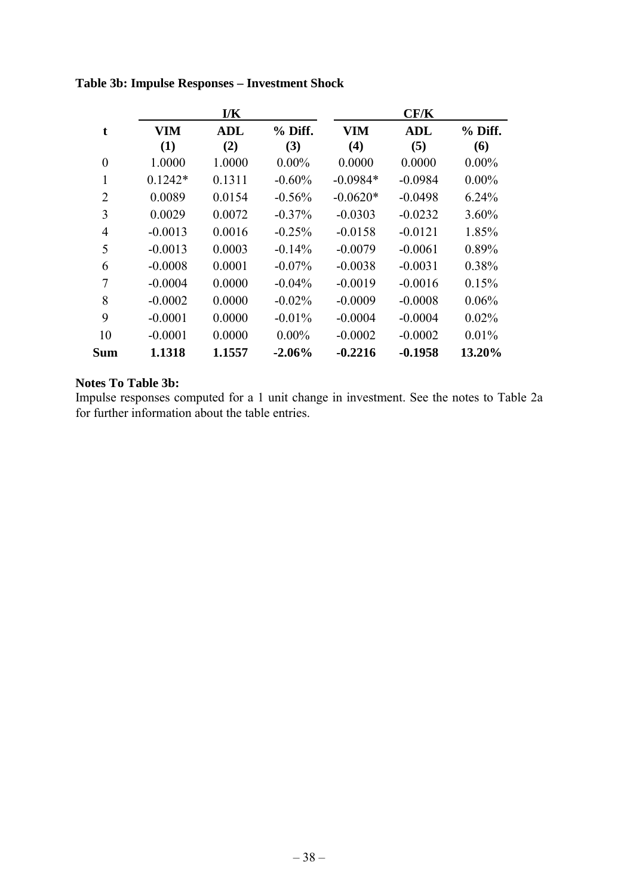**Table 3b: Impulse Responses – Investment Shock**

| | I/K | | | CF/K | | |
|---|---|---|---|---|---|---|
| **t** | **VIM (1)** | **ADL (2)** | **% Diff. (3)** | **VIM (4)** | **ADL (5)** | **% Diff. (6)** |
| 0 | 1.0000 | 1.0000 | 0.00% | 0.0000 | 0.0000 | 0.00% |
| 1 | 0.1242* | 0.1311 | -0.60% | -0.0984* | -0.0984 | 0.00% |
| 2 | 0.0089 | 0.0154 | -0.56% | -0.0620* | -0.0498 | 6.24% |
| 3 | 0.0029 | 0.0072 | -0.37% | -0.0303 | -0.0232 | 3.60% |
| 4 | -0.0013 | 0.0016 | -0.25% | -0.0158 | -0.0121 | 1.85% |
| 5 | -0.0013 | 0.0003 | -0.14% | -0.0079 | -0.0061 | 0.89% |
| 6 | -0.0008 | 0.0001 | -0.07% | -0.0038 | -0.0031 | 0.38% |
| 7 | -0.0004 | 0.0000 | -0.04% | -0.0019 | -0.0016 | 0.15% |
| 8 | -0.0002 | 0.0000 | -0.02% | -0.0009 | -0.0008 | 0.06% |
| 9 | -0.0001 | 0.0000 | -0.01% | -0.0004 | -0.0004 | 0.02% |
| 10 | -0.0001 | 0.0000 | 0.00% | -0.0002 | -0.0002 | 0.01% |
| **Sum** | **1.1318** | **1.1557** | **-2.06%** | **-0.2216** | **-0.1958** | **13.20%** |

**Notes To Table 3b:**
Impulse responses computed for a 1 unit change in investment. See the notes to Table 2a for further information about the table entries.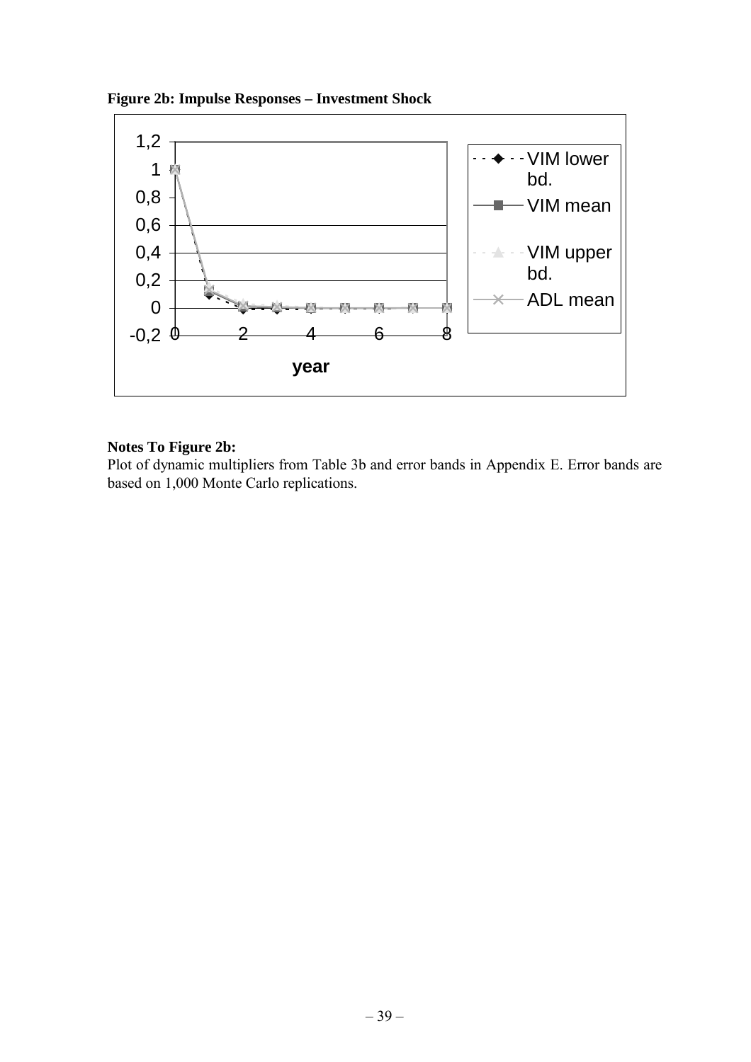**Figure 2b: Impulse Responses – Investment Shock**

**Notes To Figure 2b:**

Plot of dynamic multipliers from Table 3b and error bands in Appendix E. Error bands are based on 1,000 Monte Carlo replications.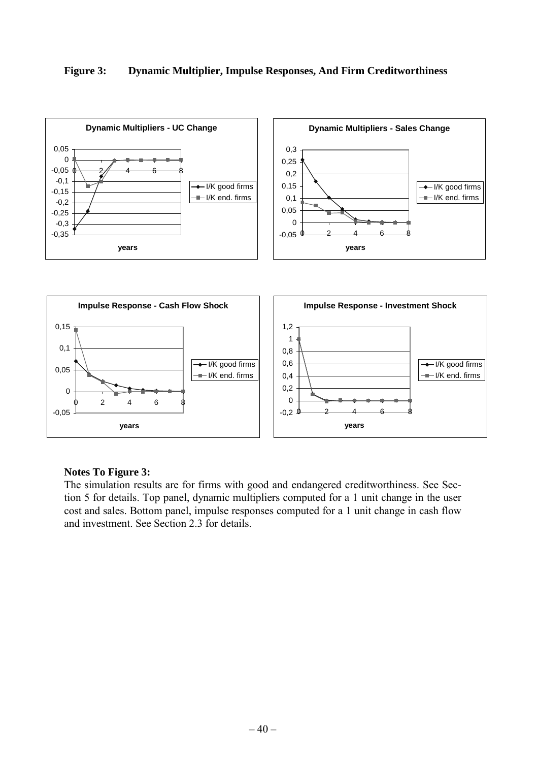**Figure 3: Dynamic Multiplier, Impulse Responses, And Firm Creditworthiness**

**Notes To Figure 3:**
The simulation results are for firms with good and endangered creditworthiness. See Section 5 for details. Top panel, dynamic multipliers computed for a 1 unit change in the user cost and sales. Bottom panel, impulse responses computed for a 1 unit change in cash flow and investment. See Section 2.3 for details.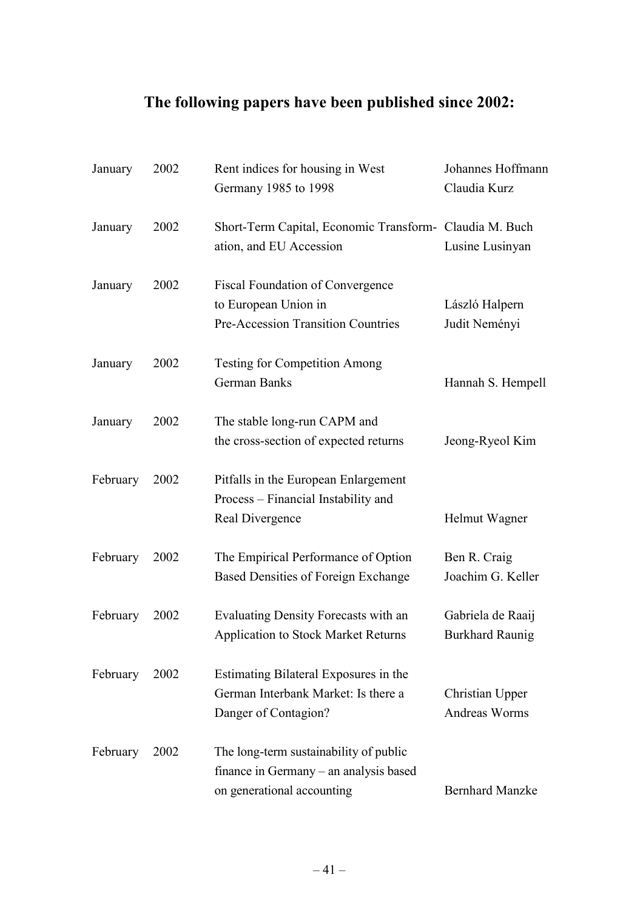## The following papers have been published since 2002:

| | | | |
|---|---|---|---|
| January | 2002 | Rent indices for housing in West Germany 1985 to 1998 | Johannes Hoffmann<br>Claudia Kurz |
| January | 2002 | Short-Term Capital, Economic Transformation, and EU Accession | Claudia M. Buch<br>Lusine Lusinyan |
| January | 2002 | Fiscal Foundation of Convergence to European Union in Pre-Accession Transition Countries | László Halpern<br>Judit Neményi |
| January | 2002 | Testing for Competition Among German Banks | Hannah S. Hempell |
| January | 2002 | The stable long-run CAPM and the cross-section of expected returns | Jeong-Ryeol Kim |
| February | 2002 | Pitfalls in the European Enlargement Process – Financial Instability and Real Divergence | Helmut Wagner |
| February | 2002 | The Empirical Performance of Option Based Densities of Foreign Exchange | Ben R. Craig<br>Joachim G. Keller |
| February | 2002 | Evaluating Density Forecasts with an Application to Stock Market Returns | Gabriela de Raaij<br>Burkhard Raunig |
| February | 2002 | Estimating Bilateral Exposures in the German Interbank Market: Is there a Danger of Contagion? | Christian Upper<br>Andreas Worms |
| February | 2002 | The long-term sustainability of public finance in Germany – an analysis based on generational accounting | Bernhard Manzke |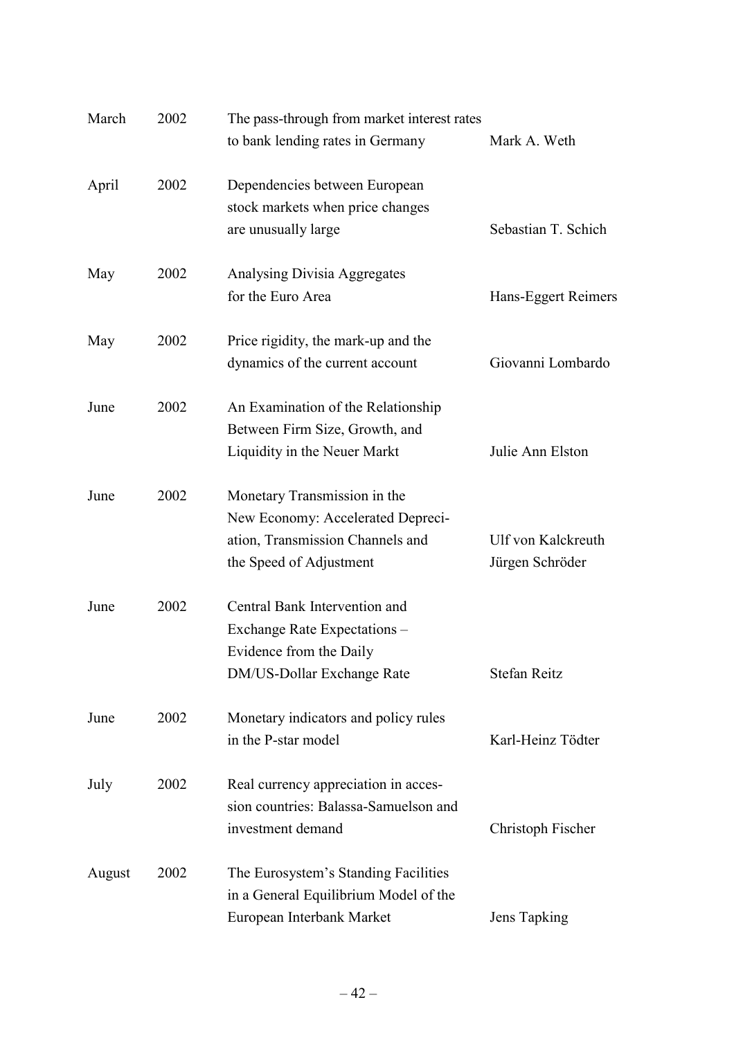| | | | |
|---|---|---|---|
| March | 2002 | The pass-through from market interest rates to bank lending rates in Germany | Mark A. Weth |
| April | 2002 | Dependencies between European stock markets when price changes are unusually large | Sebastian T. Schich |
| May | 2002 | Analysing Divisia Aggregates for the Euro Area | Hans-Eggert Reimers |
| May | 2002 | Price rigidity, the mark-up and the dynamics of the current account | Giovanni Lombardo |
| June | 2002 | An Examination of the Relationship Between Firm Size, Growth, and Liquidity in the Neuer Markt | Julie Ann Elston |
| June | 2002 | Monetary Transmission in the New Economy: Accelerated Depreciation, Transmission Channels and the Speed of Adjustment | Ulf von Kalckreuth Jürgen Schröder |
| June | 2002 | Central Bank Intervention and Exchange Rate Expectations – Evidence from the Daily DM/US-Dollar Exchange Rate | Stefan Reitz |
| June | 2002 | Monetary indicators and policy rules in the P-star model | Karl-Heinz Tödter |
| July | 2002 | Real currency appreciation in accession countries: Balassa-Samuelson and investment demand | Christoph Fischer |
| August | 2002 | The Eurosystem's Standing Facilities in a General Equilibrium Model of the European Interbank Market | Jens Tapking |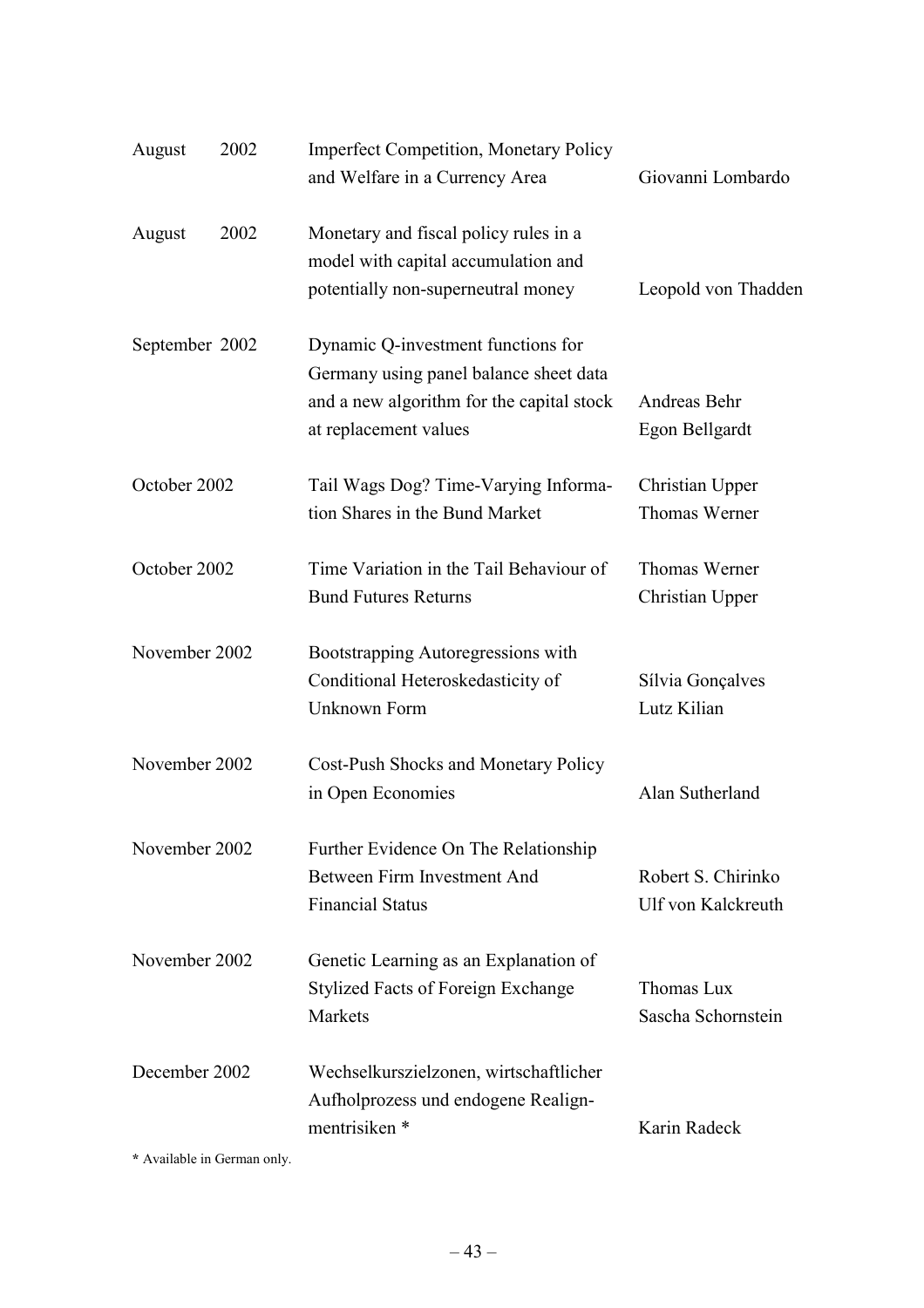| | | |
|---|---|---|
| August 2002 | Imperfect Competition, Monetary Policy and Welfare in a Currency Area | Giovanni Lombardo |
| August 2002 | Monetary and fiscal policy rules in a model with capital accumulation and potentially non-superneutral money | Leopold von Thadden |
| September 2002 | Dynamic Q-investment functions for Germany using panel balance sheet data and a new algorithm for the capital stock at replacement values | Andreas Behr<br>Egon Bellgardt |
| October 2002 | Tail Wags Dog? Time-Varying Information Shares in the Bund Market | Christian Upper<br>Thomas Werner |
| October 2002 | Time Variation in the Tail Behaviour of Bund Futures Returns | Thomas Werner<br>Christian Upper |
| November 2002 | Bootstrapping Autoregressions with Conditional Heteroskedasticity of Unknown Form | Sílvia Gonçalves<br>Lutz Kilian |
| November 2002 | Cost-Push Shocks and Monetary Policy in Open Economies | Alan Sutherland |
| November 2002 | Further Evidence On The Relationship Between Firm Investment And Financial Status | Robert S. Chirinko<br>Ulf von Kalckreuth |
| November 2002 | Genetic Learning as an Explanation of Stylized Facts of Foreign Exchange Markets | Thomas Lux<br>Sascha Schornstein |
| December 2002 | Wechselkurszielzonen, wirtschaftlicher Aufholprozess und endogene Realignmentrisiken * | Karin Radeck |

* Available in German only.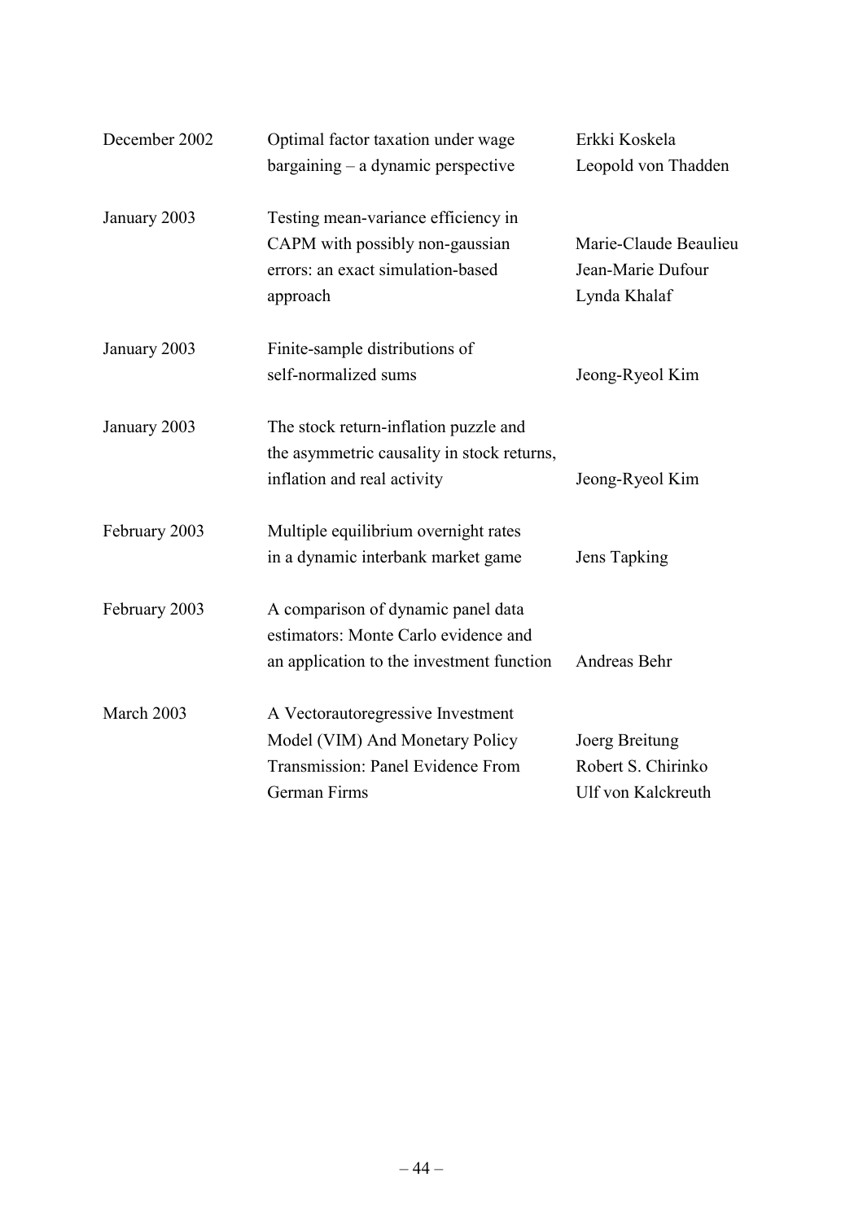| | | |
|---|---|---|
| December 2002 | Optimal factor taxation under wage bargaining – a dynamic perspective | Erkki Koskela<br>Leopold von Thadden |
| January 2003 | Testing mean-variance efficiency in CAPM with possibly non-gaussian errors: an exact simulation-based approach | Marie-Claude Beaulieu<br>Jean-Marie Dufour<br>Lynda Khalaf |
| January 2003 | Finite-sample distributions of self-normalized sums | Jeong-Ryeol Kim |
| January 2003 | The stock return-inflation puzzle and the asymmetric causality in stock returns, inflation and real activity | Jeong-Ryeol Kim |
| February 2003 | Multiple equilibrium overnight rates in a dynamic interbank market game | Jens Tapking |
| February 2003 | A comparison of dynamic panel data estimators: Monte Carlo evidence and an application to the investment function | Andreas Behr |
| March 2003 | A Vectorautoregressive Investment Model (VIM) And Monetary Policy Transmission: Panel Evidence From German Firms | Joerg Breitung<br>Robert S. Chirinko<br>Ulf von Kalckreuth |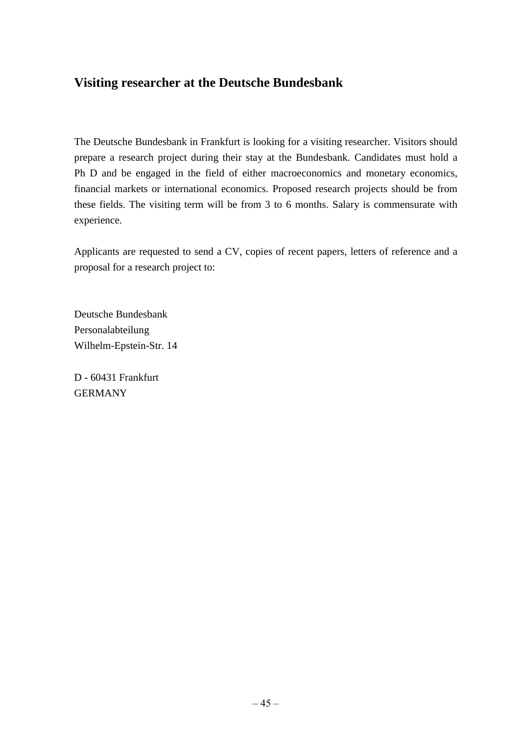## Visiting researcher at the Deutsche Bundesbank

The Deutsche Bundesbank in Frankfurt is looking for a visiting researcher. Visitors should prepare a research project during their stay at the Bundesbank. Candidates must hold a Ph D and be engaged in the field of either macroeconomics and monetary economics, financial markets or international economics. Proposed research projects should be from these fields. The visiting term will be from 3 to 6 months. Salary is commensurate with experience.

Applicants are requested to send a CV, copies of recent papers, letters of reference and a proposal for a research project to:

Deutsche Bundesbank  
Personalabteilung  
Wilhelm-Epstein-Str. 14

D - 60431 Frankfurt  
GERMANY